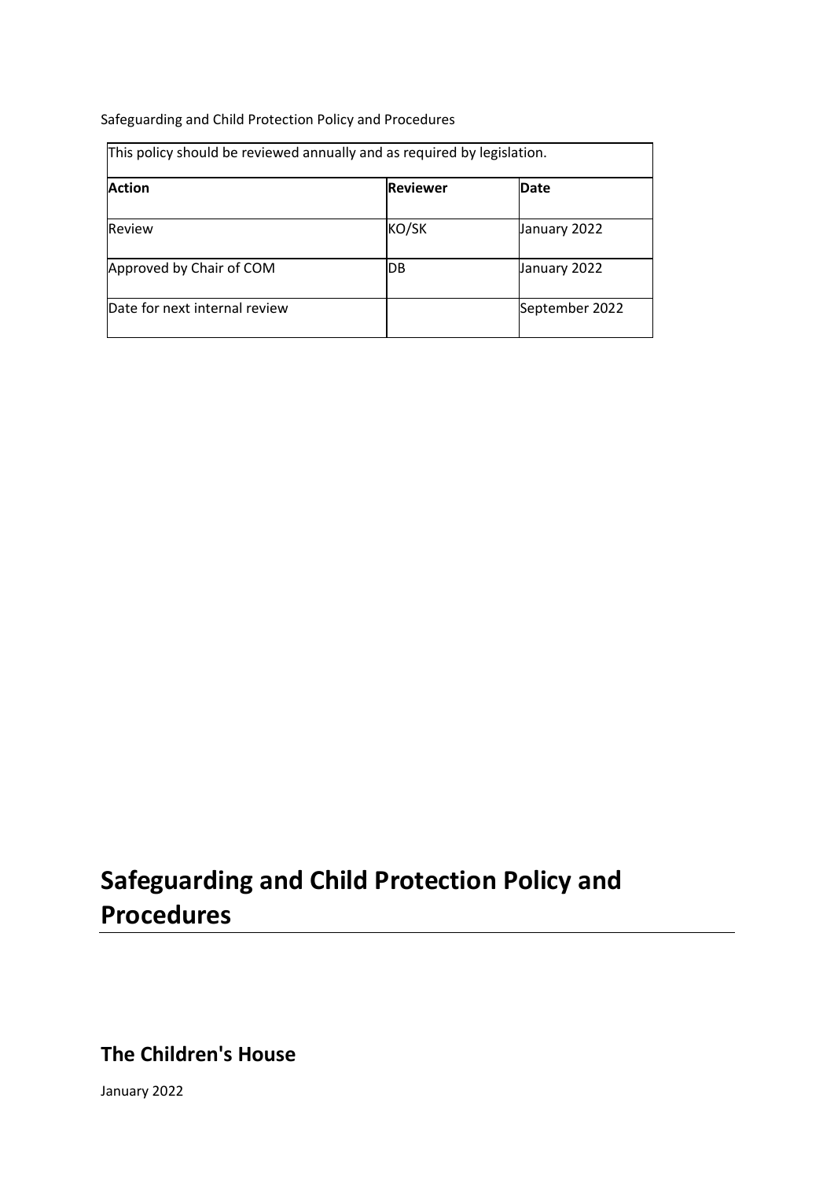Safeguarding and Child Protection Policy and Procedures

| This policy should be reviewed annually and as required by legislation. | | |
|---|---|---|
| **Action** | **Reviewer** | **Date** |
| Review | KO/SK | January 2022 |
| Approved by Chair of COM | DB | January 2022 |
| Date for next internal review | | September 2022 |

# Safeguarding and Child Protection Policy and Procedures

## The Children's House

January 2022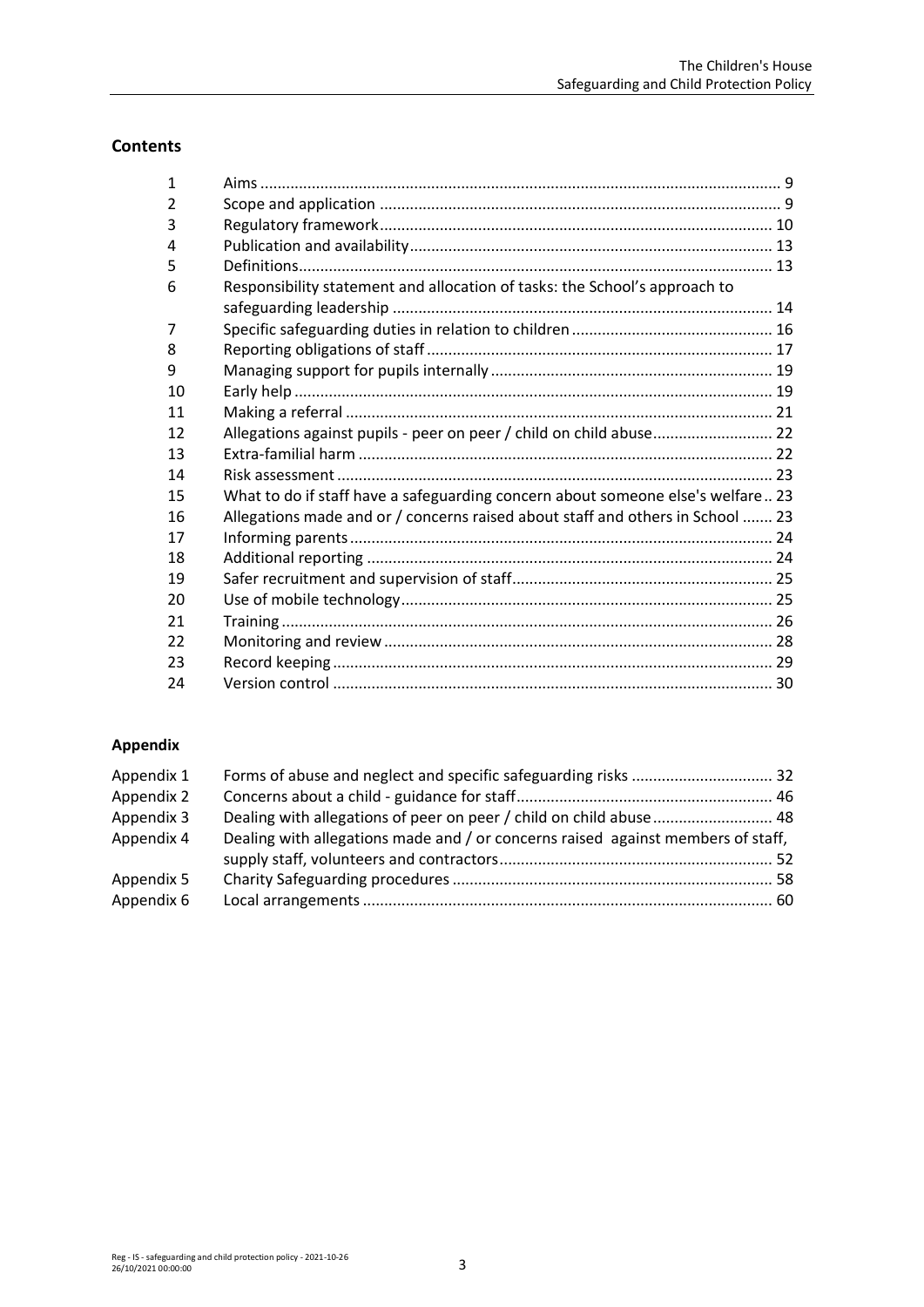## Contents

| | | |
|---|---|---|
| 1 | Aims | 9 |
| 2 | Scope and application | 9 |
| 3 | Regulatory framework | 10 |
| 4 | Publication and availability | 13 |
| 5 | Definitions | 13 |
| 6 | Responsibility statement and allocation of tasks: the School's approach to safeguarding leadership | 14 |
| 7 | Specific safeguarding duties in relation to children | 16 |
| 8 | Reporting obligations of staff | 17 |
| 9 | Managing support for pupils internally | 19 |
| 10 | Early help | 19 |
| 11 | Making a referral | 21 |
| 12 | Allegations against pupils - peer on peer / child on child abuse | 22 |
| 13 | Extra-familial harm | 22 |
| 14 | Risk assessment | 23 |
| 15 | What to do if staff have a safeguarding concern about someone else's welfare | 23 |
| 16 | Allegations made and or / concerns raised about staff and others in School | 23 |
| 17 | Informing parents | 24 |
| 18 | Additional reporting | 24 |
| 19 | Safer recruitment and supervision of staff | 25 |
| 20 | Use of mobile technology | 25 |
| 21 | Training | 26 |
| 22 | Monitoring and review | 28 |
| 23 | Record keeping | 29 |
| 24 | Version control | 30 |

## Appendix

| | | |
|---|---|---|
| Appendix 1 | Forms of abuse and neglect and specific safeguarding risks | 32 |
| Appendix 2 | Concerns about a child - guidance for staff | 46 |
| Appendix 3 | Dealing with allegations of peer on peer / child on child abuse | 48 |
| Appendix 4 | Dealing with allegations made and / or concerns raised against members of staff, supply staff, volunteers and contractors | 52 |
| Appendix 5 | Charity Safeguarding procedures | 58 |
| Appendix 6 | Local arrangements | 60 |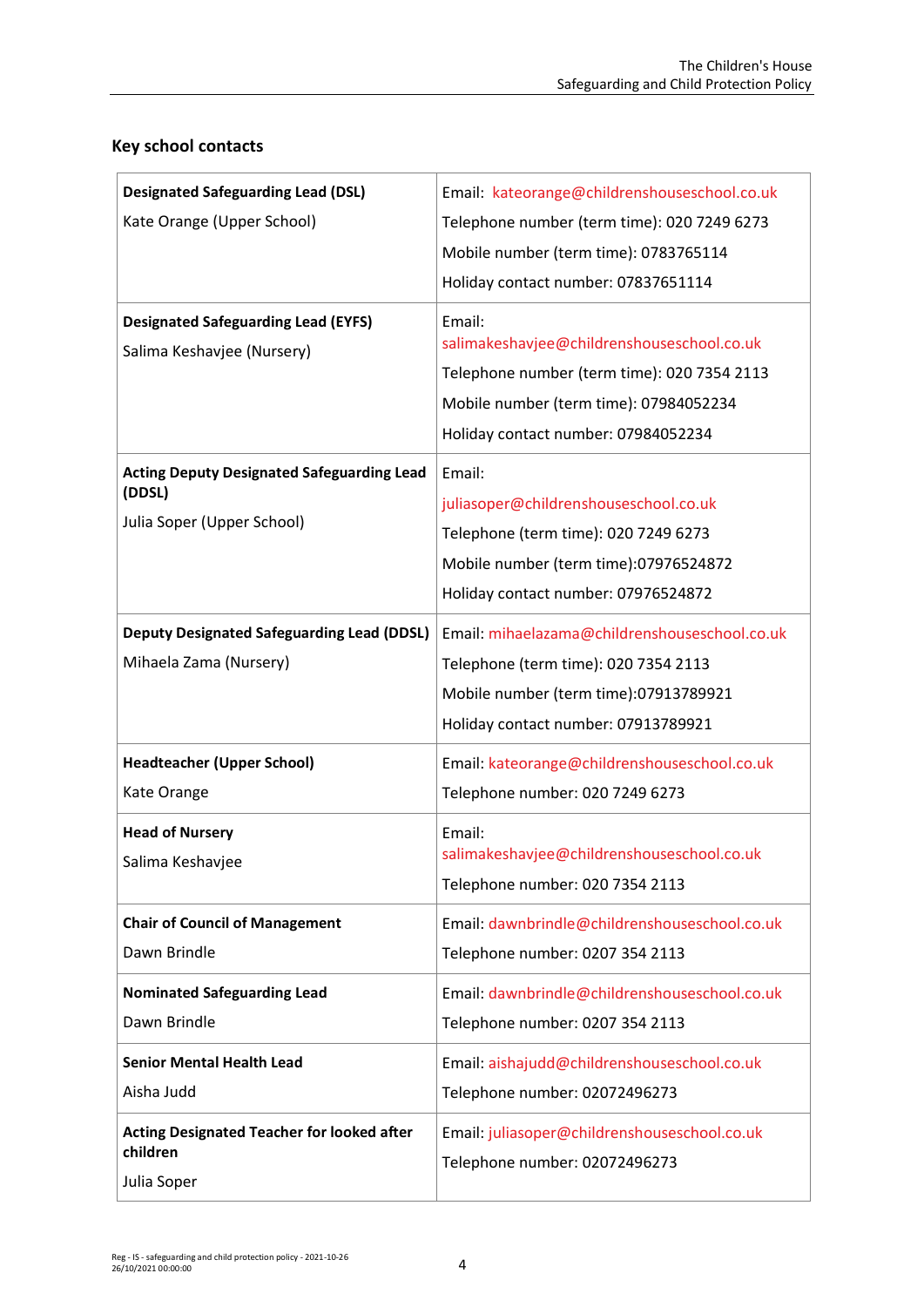## Key school contacts

| | |
|---|---|
| **Designated Safeguarding Lead (DSL)**<br>Kate Orange (Upper School) | Email: kateorange@childrenshouseschool.co.uk<br>Telephone number (term time): 020 7249 6273<br>Mobile number (term time): 0783765114<br>Holiday contact number: 07837651114 |
| **Designated Safeguarding Lead (EYFS)**<br>Salima Keshavjee (Nursery) | Email: salimakeshavjee@childrenshouseschool.co.uk<br>Telephone number (term time): 020 7354 2113<br>Mobile number (term time): 07984052234<br>Holiday contact number: 07984052234 |
| **Acting Deputy Designated Safeguarding Lead (DDSL)**<br>Julia Soper (Upper School) | Email:<br>juliasoper@childrenshouseschool.co.uk<br>Telephone (term time): 020 7249 6273<br>Mobile number (term time):07976524872<br>Holiday contact number: 07976524872 |
| **Deputy Designated Safeguarding Lead (DDSL)**<br>Mihaela Zama (Nursery) | Email: mihaelazama@childrenshouseschool.co.uk<br>Telephone (term time): 020 7354 2113<br>Mobile number (term time):07913789921<br>Holiday contact number: 07913789921 |
| **Headteacher (Upper School)**<br>Kate Orange | Email: kateorange@childrenshouseschool.co.uk<br>Telephone number: 020 7249 6273 |
| **Head of Nursery**<br>Salima Keshavjee | Email:<br>salimakeshavjee@childrenshouseschool.co.uk<br>Telephone number: 020 7354 2113 |
| **Chair of Council of Management**<br>Dawn Brindle | Email: dawnbrindle@childrenshouseschool.co.uk<br>Telephone number: 0207 354 2113 |
| **Nominated Safeguarding Lead**<br>Dawn Brindle | Email: dawnbrindle@childrenshouseschool.co.uk<br>Telephone number: 0207 354 2113 |
| **Senior Mental Health Lead**<br>Aisha Judd | Email: aishajudd@childrenshouseschool.co.uk<br>Telephone number: 02072496273 |
| **Acting Designated Teacher for looked after children**<br>Julia Soper | Email: juliasoper@childrenshouseschool.co.uk<br>Telephone number: 02072496273 |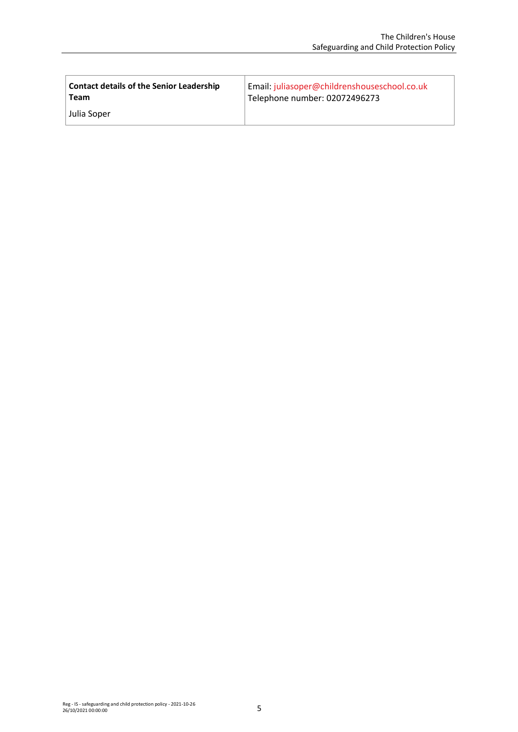| **Contact details of the Senior Leadership Team**<br><br>Julia Soper | Email: juliasoper@childrenshouseschool.co.uk<br>Telephone number: 02072496273 |
|---|---|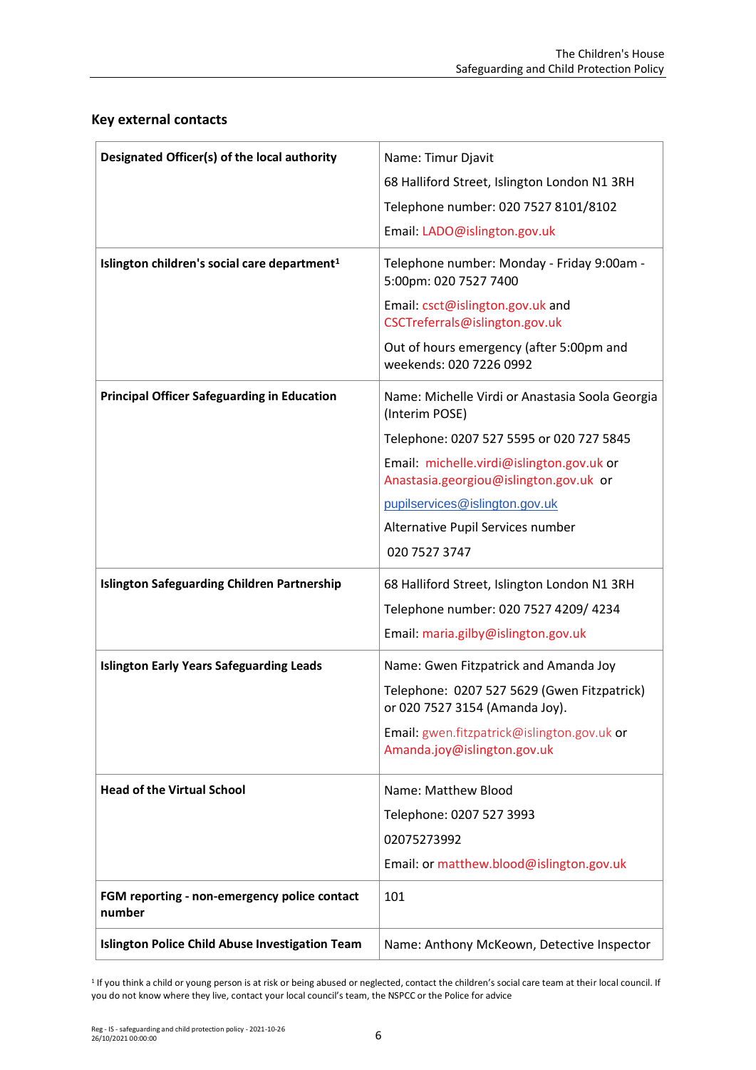## Key external contacts

| | |
|---|---|
| **Designated Officer(s) of the local authority** | Name: Timur Djavit<br>68 Halliford Street, Islington London N1 3RH<br>Telephone number: 020 7527 8101/8102<br>Email: LADO@islington.gov.uk |
| **Islington children's social care department**[1] | Telephone number: Monday - Friday 9:00am - 5:00pm: 020 7527 7400<br>Email: csct@islington.gov.uk and CSCTreferrals@islington.gov.uk<br>Out of hours emergency (after 5:00pm and weekends: 020 7226 0992 |
| **Principal Officer Safeguarding in Education** | Name: Michelle Virdi or Anastasia Soola Georgia (Interim POSE)<br>Telephone: 0207 527 5595 or 020 727 5845<br>Email: michelle.virdi@islington.gov.uk or Anastasia.georgiou@islington.gov.uk or<br>pupilservices@islington.gov.uk<br>Alternative Pupil Services number<br>020 7527 3747 |
| **Islington Safeguarding Children Partnership** | 68 Halliford Street, Islington London N1 3RH<br>Telephone number: 020 7527 4209/ 4234<br>Email: maria.gilby@islington.gov.uk |
| **Islington Early Years Safeguarding Leads** | Name: Gwen Fitzpatrick and Amanda Joy<br>Telephone: 0207 527 5629 (Gwen Fitzpatrick) or 020 7527 3154 (Amanda Joy).<br>Email: gwen.fitzpatrick@islington.gov.uk or Amanda.joy@islington.gov.uk |
| **Head of the Virtual School** | Name: Matthew Blood<br>Telephone: 0207 527 3993<br>02075273992<br>Email: or matthew.blood@islington.gov.uk |
| **FGM reporting - non-emergency police contact number** | 101 |
| **Islington Police Child Abuse Investigation Team** | Name: Anthony McKeown, Detective Inspector |

[1] If you think a child or young person is at risk or being abused or neglected, contact the children's social care team at their local council. If you do not know where they live, contact your local council's team, the NSPCC or the Police for advice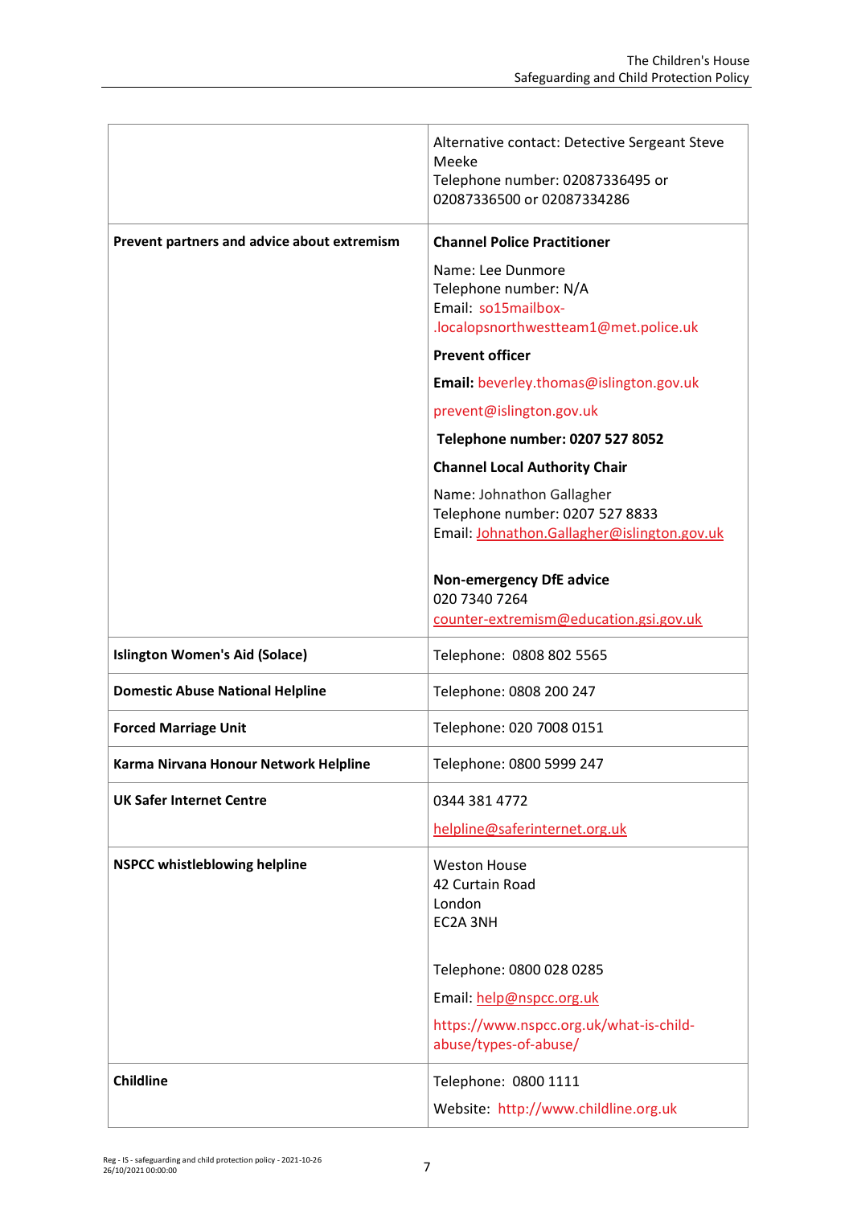| | |
|---|---|
| | Alternative contact: Detective Sergeant Steve Meeke<br>Telephone number: 02087336495 or 02087336500 or 02087334286 |
| **Prevent partners and advice about extremism** | **Channel Police Practitioner**<br>Name: Lee Dunmore<br>Telephone number: N/A<br>Email: so15mailbox-.localopsnorthwestteam1@met.police.uk<br>**Prevent officer**<br>**Email:** beverley.thomas@islington.gov.uk<br>prevent@islington.gov.uk<br>**Telephone number: 0207 527 8052**<br>**Channel Local Authority Chair**<br>Name: Johnathon Gallagher<br>Telephone number: 0207 527 8833<br>Email: Johnathon.Gallagher@islington.gov.uk<br><br>**Non-emergency DfE advice**<br>020 7340 7264<br>counter-extremism@education.gsi.gov.uk |
| **Islington Women's Aid (Solace)** | Telephone: 0808 802 5565 |
| **Domestic Abuse National Helpline** | Telephone: 0808 200 247 |
| **Forced Marriage Unit** | Telephone: 020 7008 0151 |
| **Karma Nirvana Honour Network Helpline** | Telephone: 0800 5999 247 |
| **UK Safer Internet Centre** | 0344 381 4772<br>helpline@saferinternet.org.uk |
| **NSPCC whistleblowing helpline** | Weston House<br>42 Curtain Road<br>London<br>EC2A 3NH<br><br>Telephone: 0800 028 0285<br>Email: help@nspcc.org.uk<br>https://www.nspcc.org.uk/what-is-child-abuse/types-of-abuse/ |
| **Childline** | Telephone: 0800 1111<br>Website: http://www.childline.org.uk |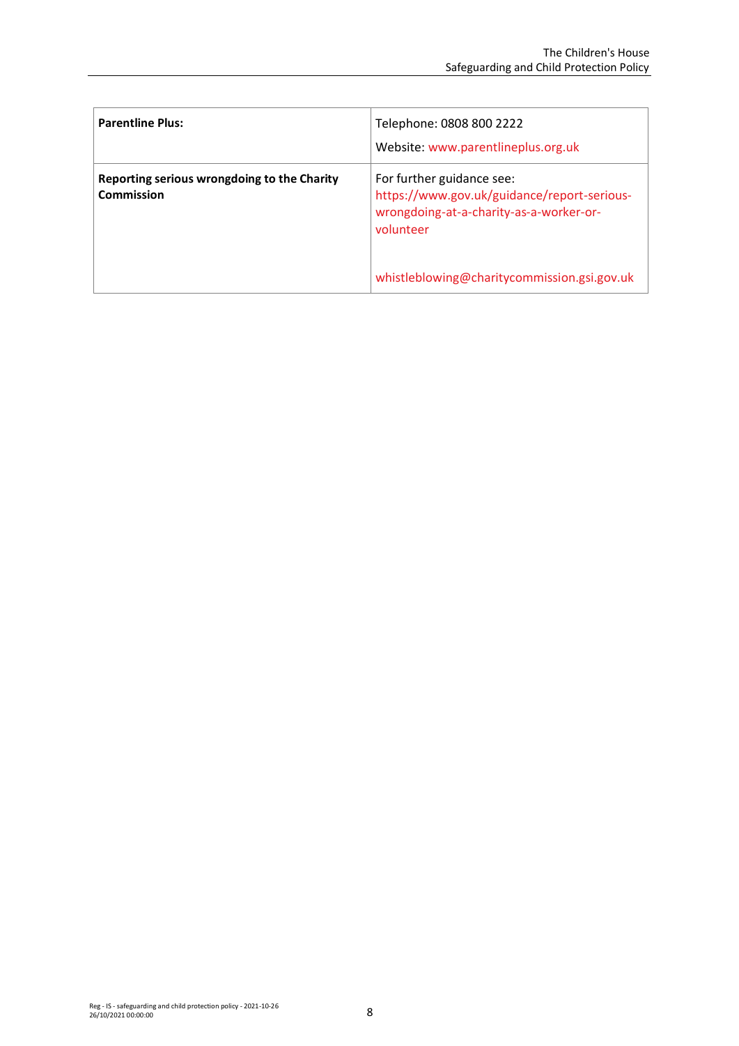| | |
|---|---|
| **Parentline Plus:** | Telephone: 0808 800 2222<br>Website: www.parentlineplus.org.uk |
| **Reporting serious wrongdoing to the Charity Commission** | For further guidance see: https://www.gov.uk/guidance/report-serious-wrongdoing-at-a-charity-as-a-worker-or-volunteer<br><br>whistleblowing@charitycommission.gsi.gov.uk |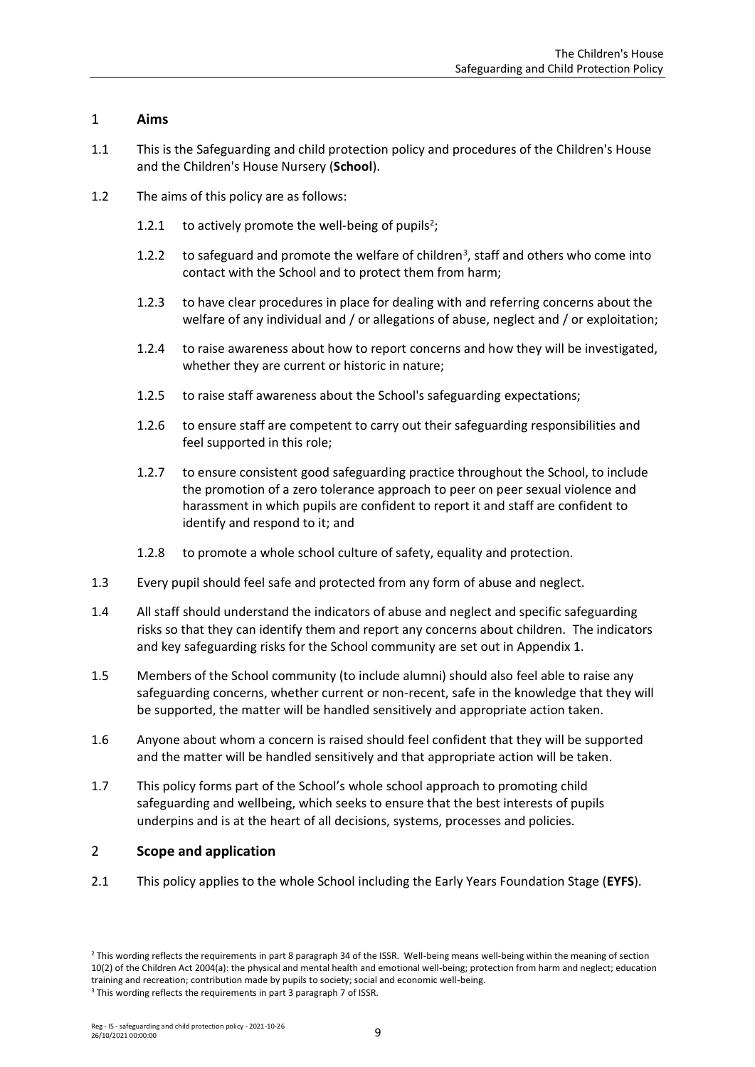## 1 **Aims**

1.1 This is the Safeguarding and child protection policy and procedures of the Children's House and the Children's House Nursery (**School**).

1.2 The aims of this policy are as follows:

1.2.1 to actively promote the well-being of pupils[2];

1.2.2 to safeguard and promote the welfare of children[3], staff and others who come into contact with the School and to protect them from harm;

1.2.3 to have clear procedures in place for dealing with and referring concerns about the welfare of any individual and / or allegations of abuse, neglect and / or exploitation;

1.2.4 to raise awareness about how to report concerns and how they will be investigated, whether they are current or historic in nature;

1.2.5 to raise staff awareness about the School's safeguarding expectations;

1.2.6 to ensure staff are competent to carry out their safeguarding responsibilities and feel supported in this role;

1.2.7 to ensure consistent good safeguarding practice throughout the School, to include the promotion of a zero tolerance approach to peer on peer sexual violence and harassment in which pupils are confident to report it and staff are confident to identify and respond to it; and

1.2.8 to promote a whole school culture of safety, equality and protection.

1.3 Every pupil should feel safe and protected from any form of abuse and neglect.

1.4 All staff should understand the indicators of abuse and neglect and specific safeguarding risks so that they can identify them and report any concerns about children. The indicators and key safeguarding risks for the School community are set out in Appendix 1.

1.5 Members of the School community (to include alumni) should also feel able to raise any safeguarding concerns, whether current or non-recent, safe in the knowledge that they will be supported, the matter will be handled sensitively and appropriate action taken.

1.6 Anyone about whom a concern is raised should feel confident that they will be supported and the matter will be handled sensitively and that appropriate action will be taken.

1.7 This policy forms part of the School's whole school approach to promoting child safeguarding and wellbeing, which seeks to ensure that the best interests of pupils underpins and is at the heart of all decisions, systems, processes and policies.

## 2 **Scope and application**

2.1 This policy applies to the whole School including the Early Years Foundation Stage (**EYFS**).

---

[2] This wording reflects the requirements in part 8 paragraph 34 of the ISSR. Well-being means well-being within the meaning of section 10(2) of the Children Act 2004(a): the physical and mental health and emotional well-being; protection from harm and neglect; education training and recreation; contribution made by pupils to society; social and economic well-being.

[3] This wording reflects the requirements in part 3 paragraph 7 of ISSR.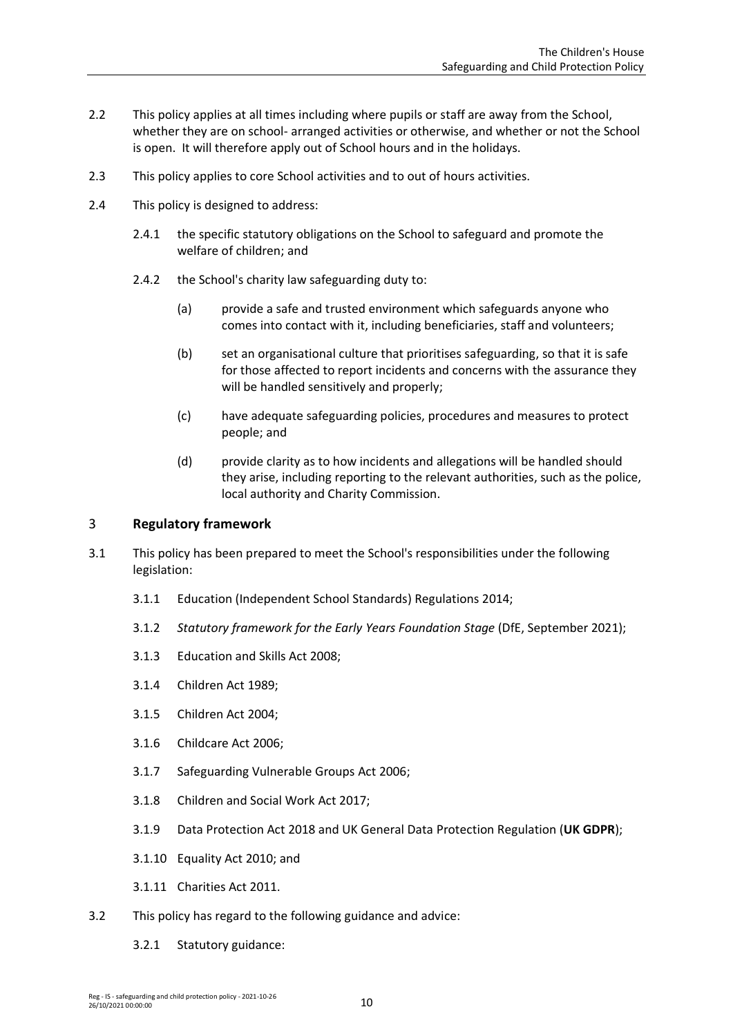2.2 This policy applies at all times including where pupils or staff are away from the School, whether they are on school- arranged activities or otherwise, and whether or not the School is open. It will therefore apply out of School hours and in the holidays.

2.3 This policy applies to core School activities and to out of hours activities.

2.4 This policy is designed to address:

2.4.1 the specific statutory obligations on the School to safeguard and promote the welfare of children; and

2.4.2 the School's charity law safeguarding duty to:

(a) provide a safe and trusted environment which safeguards anyone who comes into contact with it, including beneficiaries, staff and volunteers;

(b) set an organisational culture that prioritises safeguarding, so that it is safe for those affected to report incidents and concerns with the assurance they will be handled sensitively and properly;

(c) have adequate safeguarding policies, procedures and measures to protect people; and

(d) provide clarity as to how incidents and allegations will be handled should they arise, including reporting to the relevant authorities, such as the police, local authority and Charity Commission.

## 3 Regulatory framework

3.1 This policy has been prepared to meet the School's responsibilities under the following legislation:

3.1.1 Education (Independent School Standards) Regulations 2014;

3.1.2 *Statutory framework for the Early Years Foundation Stage* (DfE, September 2021);

3.1.3 Education and Skills Act 2008;

3.1.4 Children Act 1989;

3.1.5 Children Act 2004;

3.1.6 Childcare Act 2006;

3.1.7 Safeguarding Vulnerable Groups Act 2006;

3.1.8 Children and Social Work Act 2017;

3.1.9 Data Protection Act 2018 and UK General Data Protection Regulation (**UK GDPR**);

3.1.10 Equality Act 2010; and

3.1.11 Charities Act 2011.

3.2 This policy has regard to the following guidance and advice:

3.2.1 Statutory guidance: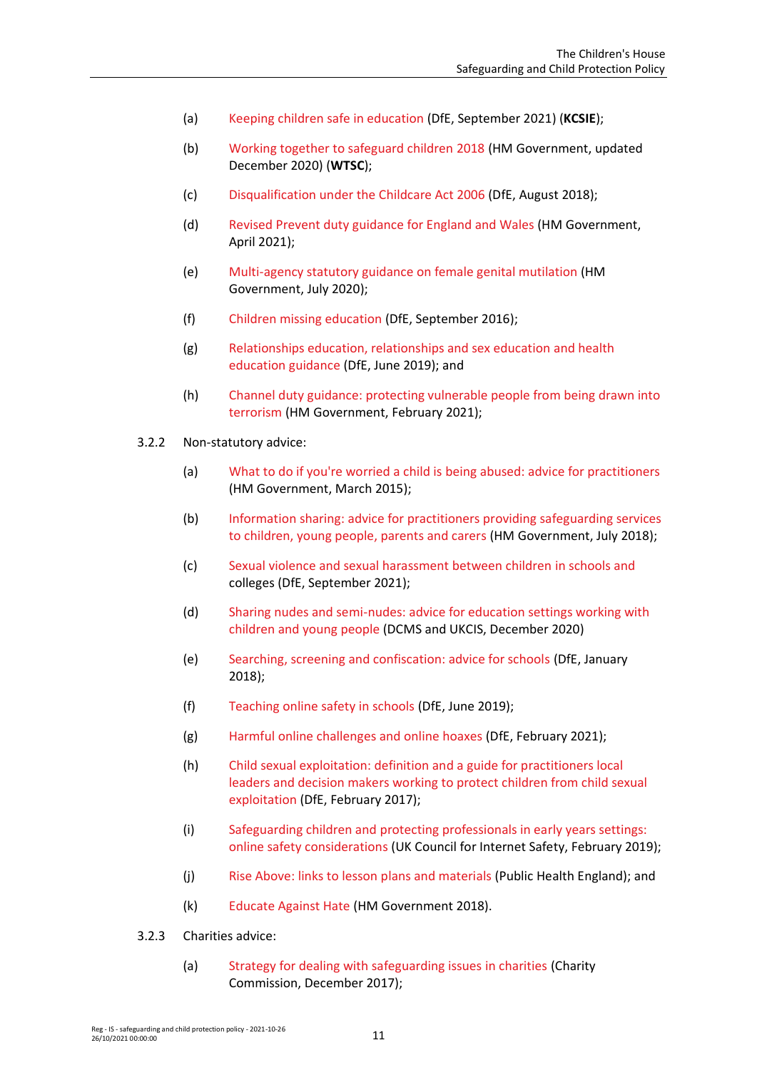(a) Keeping children safe in education (DfE, September 2021) (**KCSIE**);

(b) Working together to safeguard children 2018 (HM Government, updated December 2020) (**WTSC**);

(c) Disqualification under the Childcare Act 2006 (DfE, August 2018);

(d) Revised Prevent duty guidance for England and Wales (HM Government, April 2021);

(e) Multi-agency statutory guidance on female genital mutilation (HM Government, July 2020);

(f) Children missing education (DfE, September 2016);

(g) Relationships education, relationships and sex education and health education guidance (DfE, June 2019); and

(h) Channel duty guidance: protecting vulnerable people from being drawn into terrorism (HM Government, February 2021);

3.2.2 Non-statutory advice:

(a) What to do if you're worried a child is being abused: advice for practitioners (HM Government, March 2015);

(b) Information sharing: advice for practitioners providing safeguarding services to children, young people, parents and carers (HM Government, July 2018);

(c) Sexual violence and sexual harassment between children in schools and colleges (DfE, September 2021);

(d) Sharing nudes and semi-nudes: advice for education settings working with children and young people (DCMS and UKCIS, December 2020)

(e) Searching, screening and confiscation: advice for schools (DfE, January 2018);

(f) Teaching online safety in schools (DfE, June 2019);

(g) Harmful online challenges and online hoaxes (DfE, February 2021);

(h) Child sexual exploitation: definition and a guide for practitioners local leaders and decision makers working to protect children from child sexual exploitation (DfE, February 2017);

(i) Safeguarding children and protecting professionals in early years settings: online safety considerations (UK Council for Internet Safety, February 2019);

(j) Rise Above: links to lesson plans and materials (Public Health England); and

(k) Educate Against Hate (HM Government 2018).

3.2.3 Charities advice:

(a) Strategy for dealing with safeguarding issues in charities (Charity Commission, December 2017);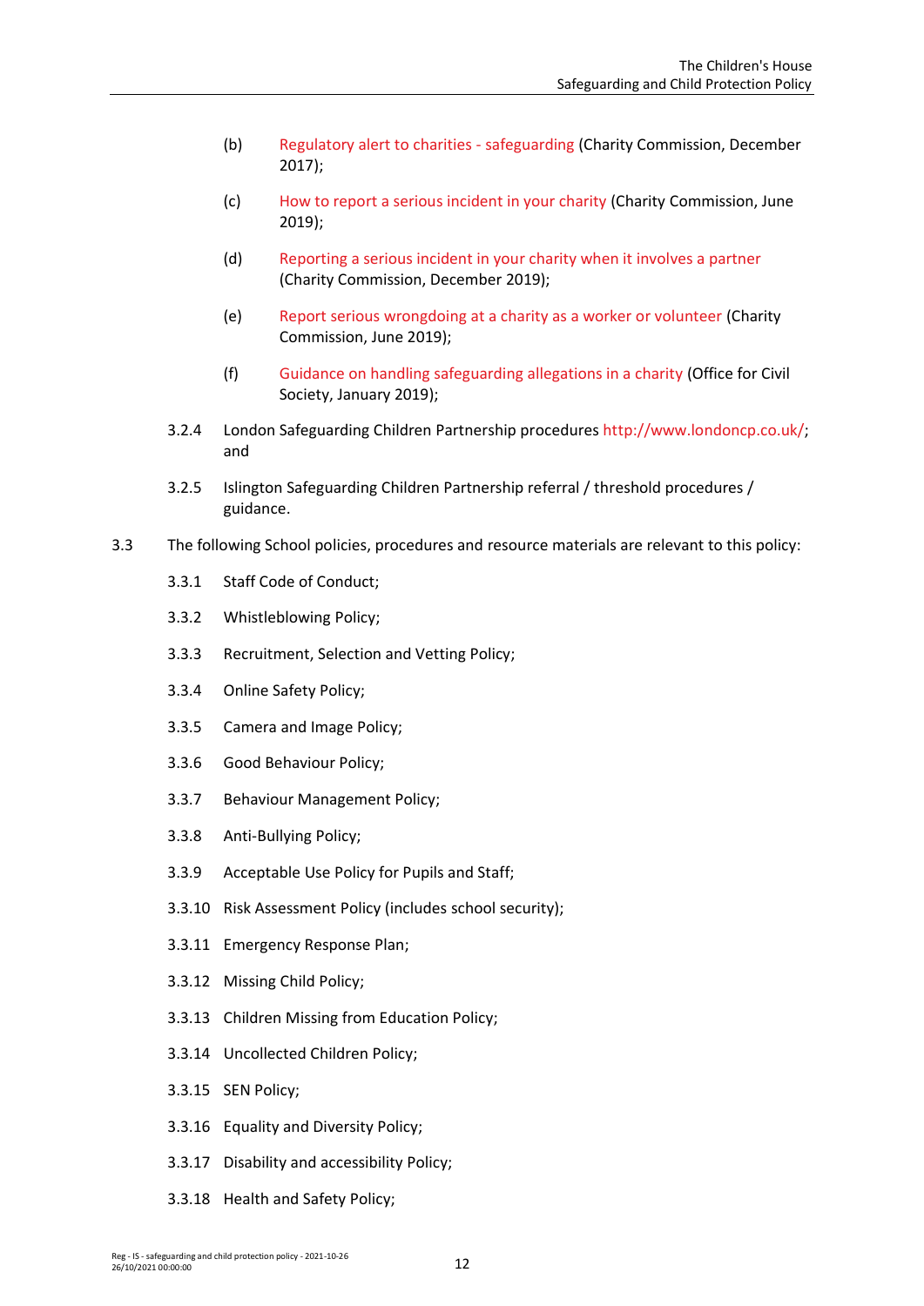(b) Regulatory alert to charities - safeguarding (Charity Commission, December 2017);

(c) How to report a serious incident in your charity (Charity Commission, June 2019);

(d) Reporting a serious incident in your charity when it involves a partner (Charity Commission, December 2019);

(e) Report serious wrongdoing at a charity as a worker or volunteer (Charity Commission, June 2019);

(f) Guidance on handling safeguarding allegations in a charity (Office for Civil Society, January 2019);

3.2.4 London Safeguarding Children Partnership procedures http://www.londoncp.co.uk/; and

3.2.5 Islington Safeguarding Children Partnership referral / threshold procedures / guidance.

3.3 The following School policies, procedures and resource materials are relevant to this policy:

3.3.1 Staff Code of Conduct;

3.3.2 Whistleblowing Policy;

3.3.3 Recruitment, Selection and Vetting Policy;

3.3.4 Online Safety Policy;

3.3.5 Camera and Image Policy;

3.3.6 Good Behaviour Policy;

3.3.7 Behaviour Management Policy;

3.3.8 Anti-Bullying Policy;

3.3.9 Acceptable Use Policy for Pupils and Staff;

3.3.10 Risk Assessment Policy (includes school security);

3.3.11 Emergency Response Plan;

3.3.12 Missing Child Policy;

3.3.13 Children Missing from Education Policy;

3.3.14 Uncollected Children Policy;

3.3.15 SEN Policy;

3.3.16 Equality and Diversity Policy;

3.3.17 Disability and accessibility Policy;

3.3.18 Health and Safety Policy;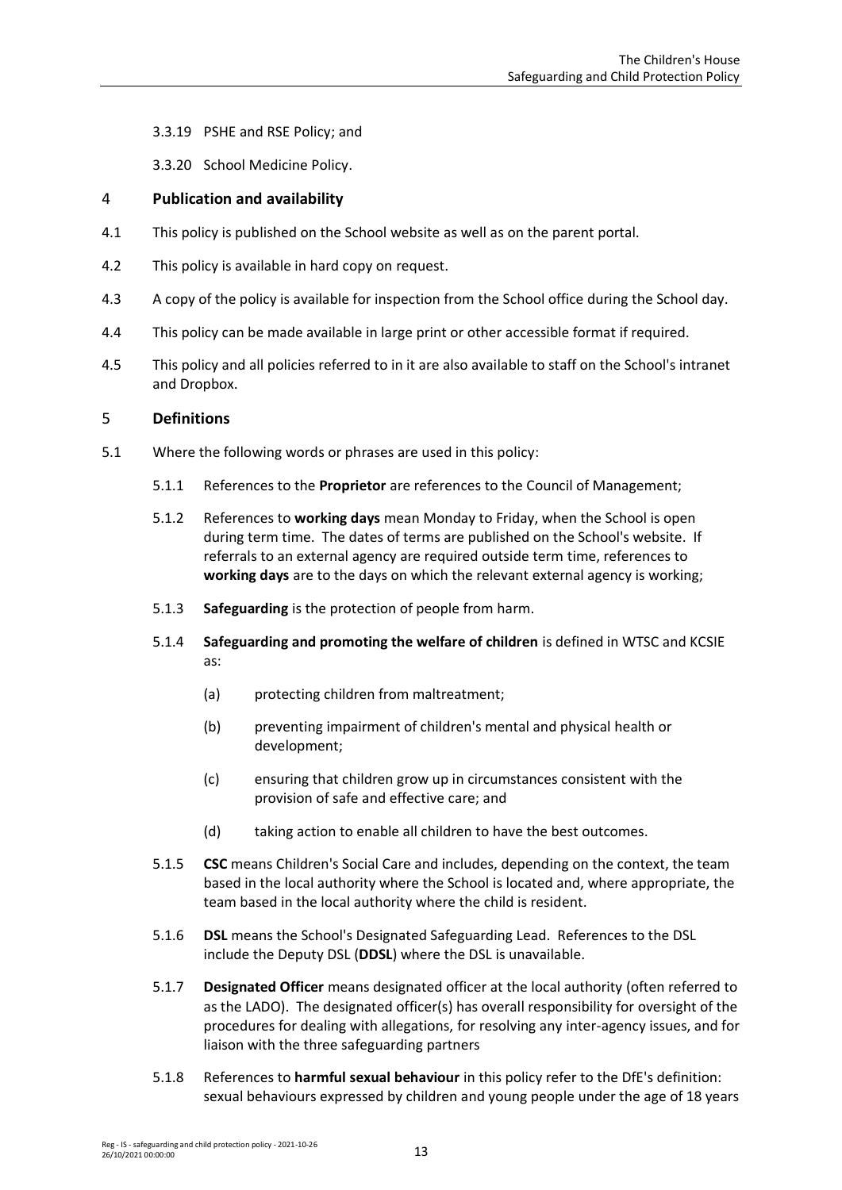3.3.19 PSHE and RSE Policy; and

3.3.20 School Medicine Policy.

## 4 Publication and availability

4.1 This policy is published on the School website as well as on the parent portal.

4.2 This policy is available in hard copy on request.

4.3 A copy of the policy is available for inspection from the School office during the School day.

4.4 This policy can be made available in large print or other accessible format if required.

4.5 This policy and all policies referred to in it are also available to staff on the School's intranet and Dropbox.

## 5 Definitions

5.1 Where the following words or phrases are used in this policy:

5.1.1 References to the **Proprietor** are references to the Council of Management;

5.1.2 References to **working days** mean Monday to Friday, when the School is open during term time. The dates of terms are published on the School's website. If referrals to an external agency are required outside term time, references to **working days** are to the days on which the relevant external agency is working;

5.1.3 **Safeguarding** is the protection of people from harm.

5.1.4 **Safeguarding and promoting the welfare of children** is defined in WTSC and KCSIE as:

(a) protecting children from maltreatment;

(b) preventing impairment of children's mental and physical health or development;

(c) ensuring that children grow up in circumstances consistent with the provision of safe and effective care; and

(d) taking action to enable all children to have the best outcomes.

5.1.5 **CSC** means Children's Social Care and includes, depending on the context, the team based in the local authority where the School is located and, where appropriate, the team based in the local authority where the child is resident.

5.1.6 **DSL** means the School's Designated Safeguarding Lead. References to the DSL include the Deputy DSL (**DDSL**) where the DSL is unavailable.

5.1.7 **Designated Officer** means designated officer at the local authority (often referred to as the LADO). The designated officer(s) has overall responsibility for oversight of the procedures for dealing with allegations, for resolving any inter-agency issues, and for liaison with the three safeguarding partners

5.1.8 References to **harmful sexual behaviour** in this policy refer to the DfE's definition: sexual behaviours expressed by children and young people under the age of 18 years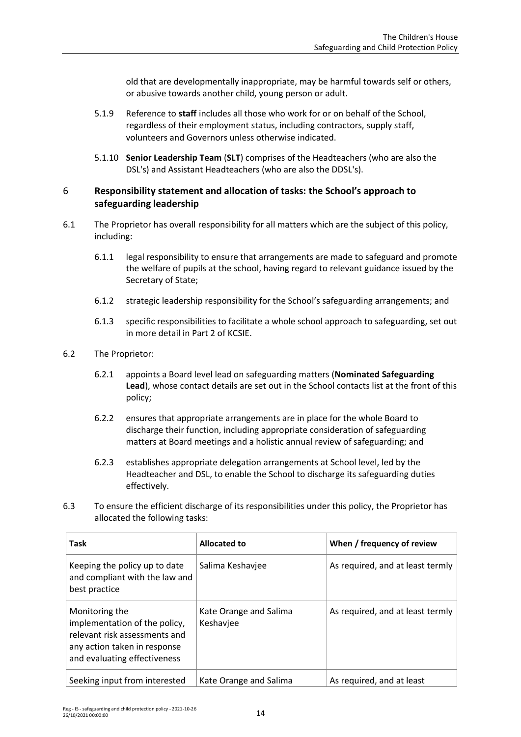old that are developmentally inappropriate, may be harmful towards self or others, or abusive towards another child, young person or adult.

5.1.9 Reference to **staff** includes all those who work for or on behalf of the School, regardless of their employment status, including contractors, supply staff, volunteers and Governors unless otherwise indicated.

5.1.10 **Senior Leadership Team** (**SLT**) comprises of the Headteachers (who are also the DSL's) and Assistant Headteachers (who are also the DDSL's).

## 6 Responsibility statement and allocation of tasks: the School's approach to safeguarding leadership

6.1 The Proprietor has overall responsibility for all matters which are the subject of this policy, including:

6.1.1 legal responsibility to ensure that arrangements are made to safeguard and promote the welfare of pupils at the school, having regard to relevant guidance issued by the Secretary of State;

6.1.2 strategic leadership responsibility for the School's safeguarding arrangements; and

6.1.3 specific responsibilities to facilitate a whole school approach to safeguarding, set out in more detail in Part 2 of KCSIE.

6.2 The Proprietor:

6.2.1 appoints a Board level lead on safeguarding matters (**Nominated Safeguarding Lead**), whose contact details are set out in the School contacts list at the front of this policy;

6.2.2 ensures that appropriate arrangements are in place for the whole Board to discharge their function, including appropriate consideration of safeguarding matters at Board meetings and a holistic annual review of safeguarding; and

6.2.3 establishes appropriate delegation arrangements at School level, led by the Headteacher and DSL, to enable the School to discharge its safeguarding duties effectively.

6.3 To ensure the efficient discharge of its responsibilities under this policy, the Proprietor has allocated the following tasks:

| Task | Allocated to | When / frequency of review |
|---|---|---|
| Keeping the policy up to date and compliant with the law and best practice | Salima Keshavjee | As required, and at least termly |
| Monitoring the implementation of the policy, relevant risk assessments and any action taken in response and evaluating effectiveness | Kate Orange and Salima Keshavjee | As required, and at least termly |
| Seeking input from interested | Kate Orange and Salima | As required, and at least |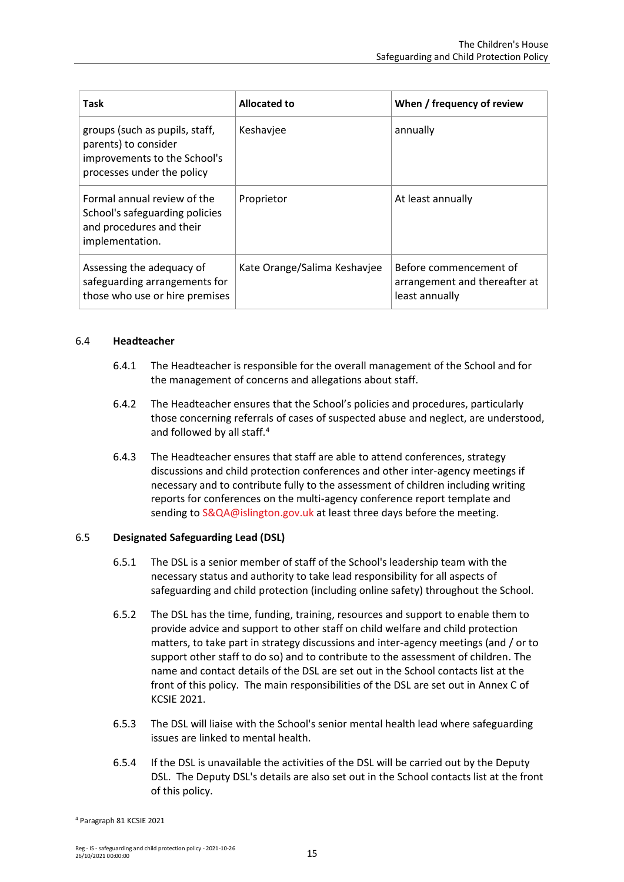| Task | Allocated to | When / frequency of review |
| --- | --- | --- |
| groups (such as pupils, staff, parents) to consider improvements to the School's processes under the policy | Keshavjee | annually |
| Formal annual review of the School's safeguarding policies and procedures and their implementation. | Proprietor | At least annually |
| Assessing the adequacy of safeguarding arrangements for those who use or hire premises | Kate Orange/Salima Keshavjee | Before commencement of arrangement and thereafter at least annually |

### 6.4 Headteacher

6.4.1 The Headteacher is responsible for the overall management of the School and for the management of concerns and allegations about staff.

6.4.2 The Headteacher ensures that the School's policies and procedures, particularly those concerning referrals of cases of suspected abuse and neglect, are understood, and followed by all staff.[4]

6.4.3 The Headteacher ensures that staff are able to attend conferences, strategy discussions and child protection conferences and other inter-agency meetings if necessary and to contribute fully to the assessment of children including writing reports for conferences on the multi-agency conference report template and sending to S&QA@islington.gov.uk at least three days before the meeting.

### 6.5 Designated Safeguarding Lead (DSL)

6.5.1 The DSL is a senior member of staff of the School's leadership team with the necessary status and authority to take lead responsibility for all aspects of safeguarding and child protection (including online safety) throughout the School.

6.5.2 The DSL has the time, funding, training, resources and support to enable them to provide advice and support to other staff on child welfare and child protection matters, to take part in strategy discussions and inter-agency meetings (and / or to support other staff to do so) and to contribute to the assessment of children. The name and contact details of the DSL are set out in the School contacts list at the front of this policy. The main responsibilities of the DSL are set out in Annex C of KCSIE 2021.

6.5.3 The DSL will liaise with the School's senior mental health lead where safeguarding issues are linked to mental health.

6.5.4 If the DSL is unavailable the activities of the DSL will be carried out by the Deputy DSL. The Deputy DSL's details are also set out in the School contacts list at the front of this policy.

[4] Paragraph 81 KCSIE 2021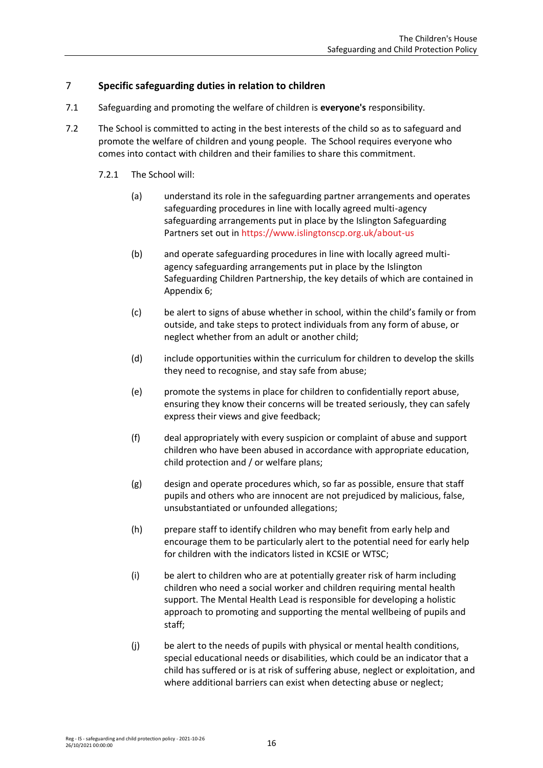## 7 Specific safeguarding duties in relation to children

7.1 Safeguarding and promoting the welfare of children is **everyone's** responsibility.

7.2 The School is committed to acting in the best interests of the child so as to safeguard and promote the welfare of children and young people. The School requires everyone who comes into contact with children and their families to share this commitment.

7.2.1 The School will:

(a) understand its role in the safeguarding partner arrangements and operates safeguarding procedures in line with locally agreed multi-agency safeguarding arrangements put in place by the Islington Safeguarding Partners set out in https://www.islingtonscp.org.uk/about-us

(b) and operate safeguarding procedures in line with locally agreed multi-agency safeguarding arrangements put in place by the Islington Safeguarding Children Partnership, the key details of which are contained in Appendix 6;

(c) be alert to signs of abuse whether in school, within the child's family or from outside, and take steps to protect individuals from any form of abuse, or neglect whether from an adult or another child;

(d) include opportunities within the curriculum for children to develop the skills they need to recognise, and stay safe from abuse;

(e) promote the systems in place for children to confidentially report abuse, ensuring they know their concerns will be treated seriously, they can safely express their views and give feedback;

(f) deal appropriately with every suspicion or complaint of abuse and support children who have been abused in accordance with appropriate education, child protection and / or welfare plans;

(g) design and operate procedures which, so far as possible, ensure that staff pupils and others who are innocent are not prejudiced by malicious, false, unsubstantiated or unfounded allegations;

(h) prepare staff to identify children who may benefit from early help and encourage them to be particularly alert to the potential need for early help for children with the indicators listed in KCSIE or WTSC;

(i) be alert to children who are at potentially greater risk of harm including children who need a social worker and children requiring mental health support. The Mental Health Lead is responsible for developing a holistic approach to promoting and supporting the mental wellbeing of pupils and staff;

(j) be alert to the needs of pupils with physical or mental health conditions, special educational needs or disabilities, which could be an indicator that a child has suffered or is at risk of suffering abuse, neglect or exploitation, and where additional barriers can exist when detecting abuse or neglect;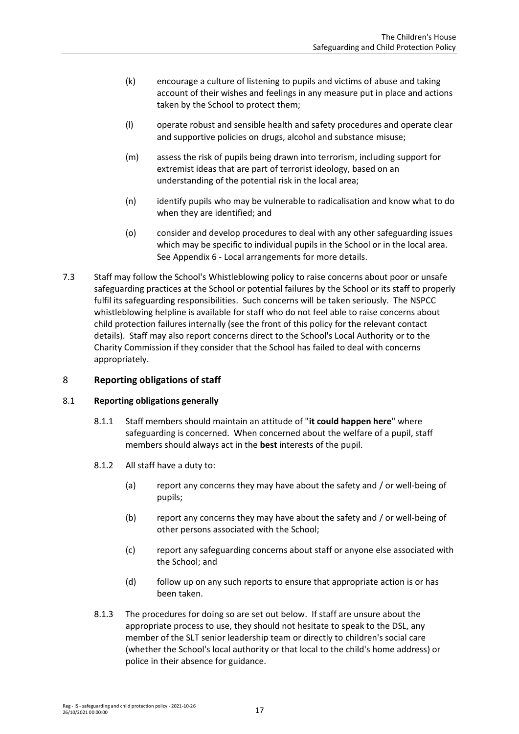(k) encourage a culture of listening to pupils and victims of abuse and taking account of their wishes and feelings in any measure put in place and actions taken by the School to protect them;

(l) operate robust and sensible health and safety procedures and operate clear and supportive policies on drugs, alcohol and substance misuse;

(m) assess the risk of pupils being drawn into terrorism, including support for extremist ideas that are part of terrorist ideology, based on an understanding of the potential risk in the local area;

(n) identify pupils who may be vulnerable to radicalisation and know what to do when they are identified; and

(o) consider and develop procedures to deal with any other safeguarding issues which may be specific to individual pupils in the School or in the local area. See Appendix 6 - Local arrangements for more details.

7.3 Staff may follow the School's Whistleblowing policy to raise concerns about poor or unsafe safeguarding practices at the School or potential failures by the School or its staff to properly fulfil its safeguarding responsibilities. Such concerns will be taken seriously. The NSPCC whistleblowing helpline is available for staff who do not feel able to raise concerns about child protection failures internally (see the front of this policy for the relevant contact details). Staff may also report concerns direct to the School's Local Authority or to the Charity Commission if they consider that the School has failed to deal with concerns appropriately.

## 8 Reporting obligations of staff

### 8.1 Reporting obligations generally

8.1.1 Staff members should maintain an attitude of "**it could happen here**" where safeguarding is concerned. When concerned about the welfare of a pupil, staff members should always act in the **best** interests of the pupil.

8.1.2 All staff have a duty to:

(a) report any concerns they may have about the safety and / or well-being of pupils;

(b) report any concerns they may have about the safety and / or well-being of other persons associated with the School;

(c) report any safeguarding concerns about staff or anyone else associated with the School; and

(d) follow up on any such reports to ensure that appropriate action is or has been taken.

8.1.3 The procedures for doing so are set out below. If staff are unsure about the appropriate process to use, they should not hesitate to speak to the DSL, any member of the SLT senior leadership team or directly to children's social care (whether the School's local authority or that local to the child's home address) or police in their absence for guidance.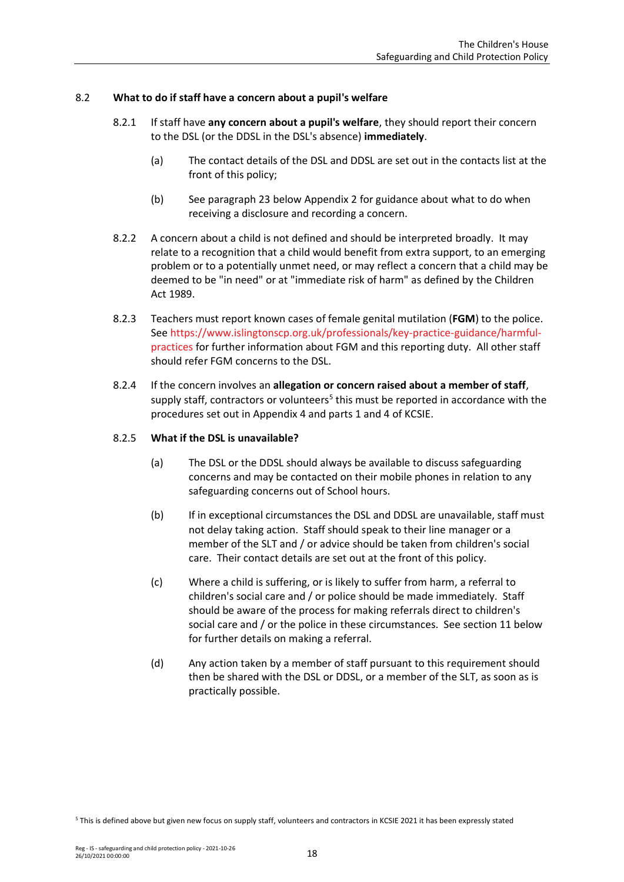## 8.2 What to do if staff have a concern about a pupil's welfare

8.2.1 If staff have **any concern about a pupil's welfare**, they should report their concern to the DSL (or the DDSL in the DSL's absence) **immediately**.

(a) The contact details of the DSL and DDSL are set out in the contacts list at the front of this policy;

(b) See paragraph 23 below Appendix 2 for guidance about what to do when receiving a disclosure and recording a concern.

8.2.2 A concern about a child is not defined and should be interpreted broadly. It may relate to a recognition that a child would benefit from extra support, to an emerging problem or to a potentially unmet need, or may reflect a concern that a child may be deemed to be "in need" or at "immediate risk of harm" as defined by the Children Act 1989.

8.2.3 Teachers must report known cases of female genital mutilation (**FGM**) to the police. See https://www.islingtonscp.org.uk/professionals/key-practice-guidance/harmful-practices for further information about FGM and this reporting duty. All other staff should refer FGM concerns to the DSL.

8.2.4 If the concern involves an **allegation or concern raised about a member of staff**, supply staff, contractors or volunteers[5] this must be reported in accordance with the procedures set out in Appendix 4 and parts 1 and 4 of KCSIE.

8.2.5 **What if the DSL is unavailable?**

(a) The DSL or the DDSL should always be available to discuss safeguarding concerns and may be contacted on their mobile phones in relation to any safeguarding concerns out of School hours.

(b) If in exceptional circumstances the DSL and DDSL are unavailable, staff must not delay taking action. Staff should speak to their line manager or a member of the SLT and / or advice should be taken from children's social care. Their contact details are set out at the front of this policy.

(c) Where a child is suffering, or is likely to suffer from harm, a referral to children's social care and / or police should be made immediately. Staff should be aware of the process for making referrals direct to children's social care and / or the police in these circumstances. See section 11 below for further details on making a referral.

(d) Any action taken by a member of staff pursuant to this requirement should then be shared with the DSL or DDSL, or a member of the SLT, as soon as is practically possible.

[5] This is defined above but given new focus on supply staff, volunteers and contractors in KCSIE 2021 it has been expressly stated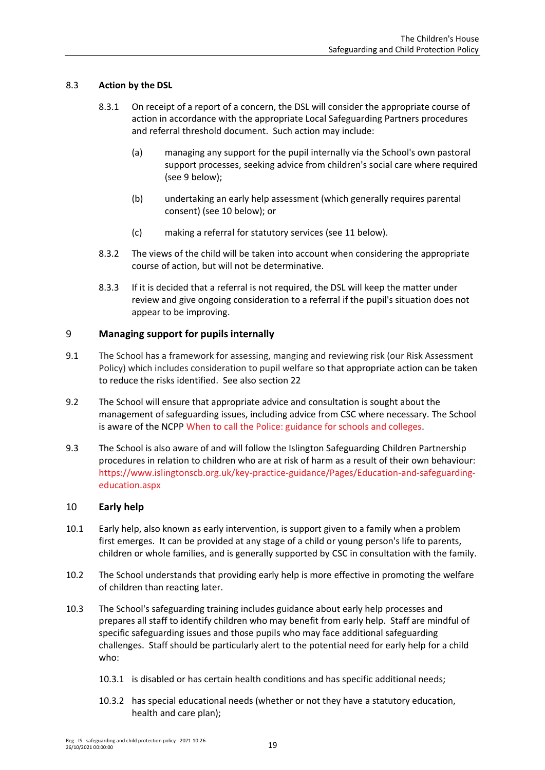### 8.3 Action by the DSL

8.3.1 On receipt of a report of a concern, the DSL will consider the appropriate course of action in accordance with the appropriate Local Safeguarding Partners procedures and referral threshold document. Such action may include:

(a) managing any support for the pupil internally via the School's own pastoral support processes, seeking advice from children's social care where required (see 9 below);

(b) undertaking an early help assessment (which generally requires parental consent) (see 10 below); or

(c) making a referral for statutory services (see 11 below).

8.3.2 The views of the child will be taken into account when considering the appropriate course of action, but will not be determinative.

8.3.3 If it is decided that a referral is not required, the DSL will keep the matter under review and give ongoing consideration to a referral if the pupil's situation does not appear to be improving.

## 9 Managing support for pupils internally

9.1 The School has a framework for assessing, manging and reviewing risk (our Risk Assessment Policy) which includes consideration to pupil welfare so that appropriate action can be taken to reduce the risks identified. See also section 22

9.2 The School will ensure that appropriate advice and consultation is sought about the management of safeguarding issues, including advice from CSC where necessary. The School is aware of the NCPP When to call the Police: guidance for schools and colleges.

9.3 The School is also aware of and will follow the Islington Safeguarding Children Partnership procedures in relation to children who are at risk of harm as a result of their own behaviour: https://www.islingtonscb.org.uk/key-practice-guidance/Pages/Education-and-safeguarding-education.aspx

## 10 Early help

10.1 Early help, also known as early intervention, is support given to a family when a problem first emerges. It can be provided at any stage of a child or young person's life to parents, children or whole families, and is generally supported by CSC in consultation with the family.

10.2 The School understands that providing early help is more effective in promoting the welfare of children than reacting later.

10.3 The School's safeguarding training includes guidance about early help processes and prepares all staff to identify children who may benefit from early help. Staff are mindful of specific safeguarding issues and those pupils who may face additional safeguarding challenges. Staff should be particularly alert to the potential need for early help for a child who:

10.3.1 is disabled or has certain health conditions and has specific additional needs;

10.3.2 has special educational needs (whether or not they have a statutory education, health and care plan);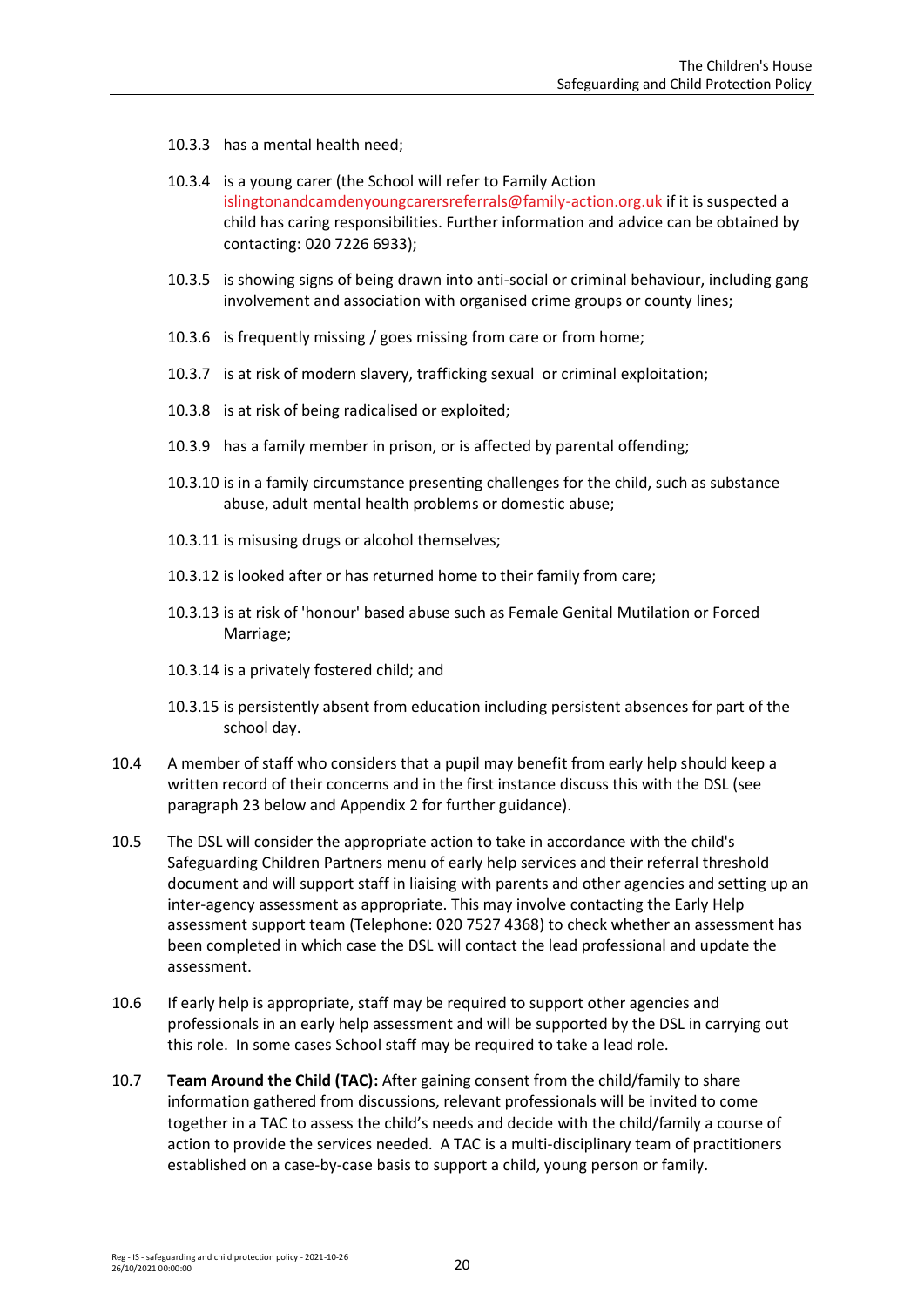10.3.3 has a mental health need;

10.3.4 is a young carer (the School will refer to Family Action islingtonandcamdenyoungcarersreferrals@family-action.org.uk if it is suspected a child has caring responsibilities. Further information and advice can be obtained by contacting: 020 7226 6933);

10.3.5 is showing signs of being drawn into anti-social or criminal behaviour, including gang involvement and association with organised crime groups or county lines;

10.3.6 is frequently missing / goes missing from care or from home;

10.3.7 is at risk of modern slavery, trafficking sexual or criminal exploitation;

10.3.8 is at risk of being radicalised or exploited;

10.3.9 has a family member in prison, or is affected by parental offending;

10.3.10 is in a family circumstance presenting challenges for the child, such as substance abuse, adult mental health problems or domestic abuse;

10.3.11 is misusing drugs or alcohol themselves;

10.3.12 is looked after or has returned home to their family from care;

10.3.13 is at risk of 'honour' based abuse such as Female Genital Mutilation or Forced Marriage;

10.3.14 is a privately fostered child; and

10.3.15 is persistently absent from education including persistent absences for part of the school day.

10.4 A member of staff who considers that a pupil may benefit from early help should keep a written record of their concerns and in the first instance discuss this with the DSL (see paragraph 23 below and Appendix 2 for further guidance).

10.5 The DSL will consider the appropriate action to take in accordance with the child's Safeguarding Children Partners menu of early help services and their referral threshold document and will support staff in liaising with parents and other agencies and setting up an inter-agency assessment as appropriate. This may involve contacting the Early Help assessment support team (Telephone: 020 7527 4368) to check whether an assessment has been completed in which case the DSL will contact the lead professional and update the assessment.

10.6 If early help is appropriate, staff may be required to support other agencies and professionals in an early help assessment and will be supported by the DSL in carrying out this role. In some cases School staff may be required to take a lead role.

10.7 **Team Around the Child (TAC):** After gaining consent from the child/family to share information gathered from discussions, relevant professionals will be invited to come together in a TAC to assess the child's needs and decide with the child/family a course of action to provide the services needed. A TAC is a multi-disciplinary team of practitioners established on a case-by-case basis to support a child, young person or family.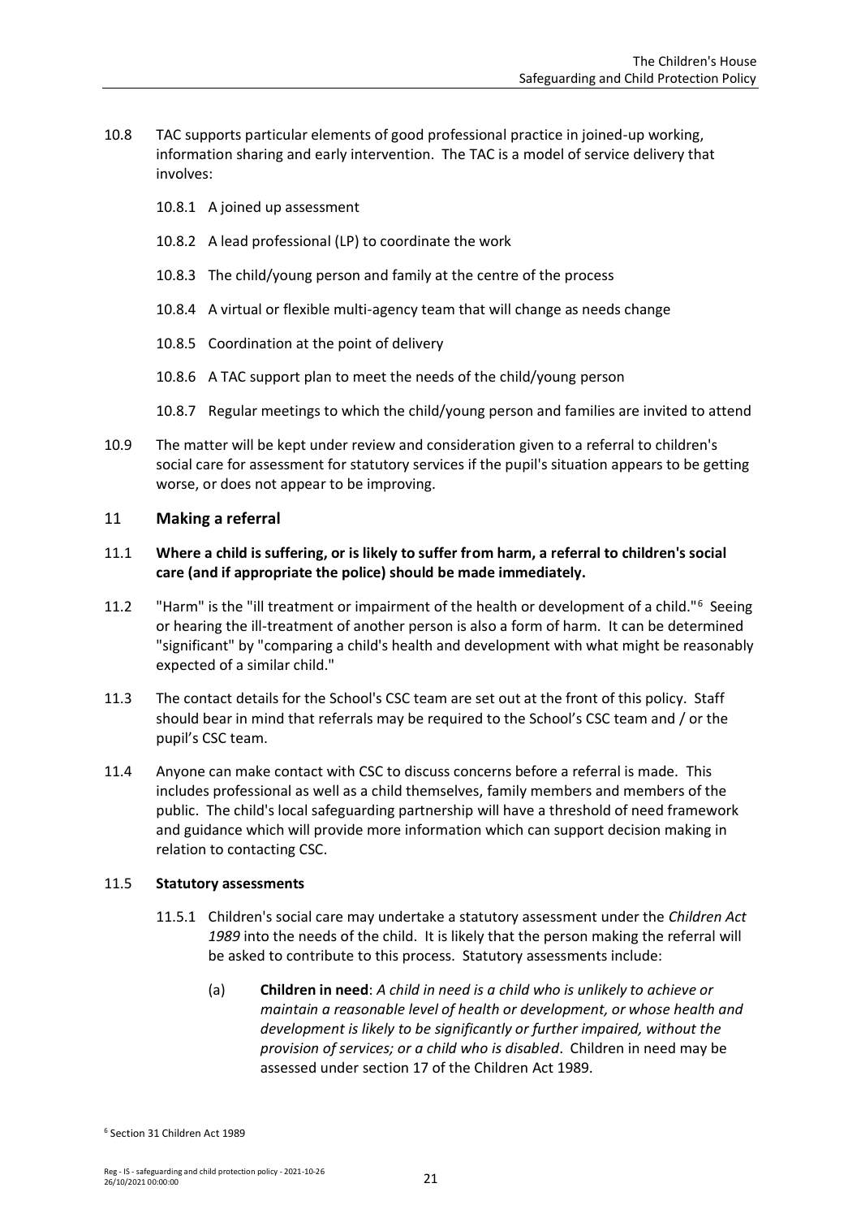10.8 TAC supports particular elements of good professional practice in joined-up working, information sharing and early intervention. The TAC is a model of service delivery that involves:

10.8.1 A joined up assessment

10.8.2 A lead professional (LP) to coordinate the work

10.8.3 The child/young person and family at the centre of the process

10.8.4 A virtual or flexible multi-agency team that will change as needs change

10.8.5 Coordination at the point of delivery

10.8.6 A TAC support plan to meet the needs of the child/young person

10.8.7 Regular meetings to which the child/young person and families are invited to attend

10.9 The matter will be kept under review and consideration given to a referral to children's social care for assessment for statutory services if the pupil's situation appears to be getting worse, or does not appear to be improving.

## 11 Making a referral

11.1 **Where a child is suffering, or is likely to suffer from harm, a referral to children's social care (and if appropriate the police) should be made immediately.**

11.2 "Harm" is the "ill treatment or impairment of the health or development of a child."[6] Seeing or hearing the ill-treatment of another person is also a form of harm. It can be determined "significant" by "comparing a child's health and development with what might be reasonably expected of a similar child."

11.3 The contact details for the School's CSC team are set out at the front of this policy. Staff should bear in mind that referrals may be required to the School's CSC team and / or the pupil's CSC team.

11.4 Anyone can make contact with CSC to discuss concerns before a referral is made. This includes professional as well as a child themselves, family members and members of the public. The child's local safeguarding partnership will have a threshold of need framework and guidance which will provide more information which can support decision making in relation to contacting CSC.

11.5 **Statutory assessments**

11.5.1 Children's social care may undertake a statutory assessment under the *Children Act 1989* into the needs of the child. It is likely that the person making the referral will be asked to contribute to this process. Statutory assessments include:

(a) **Children in need**: *A child in need is a child who is unlikely to achieve or maintain a reasonable level of health or development, or whose health and development is likely to be significantly or further impaired, without the provision of services; or a child who is disabled*. Children in need may be assessed under section 17 of the Children Act 1989.

[6] Section 31 Children Act 1989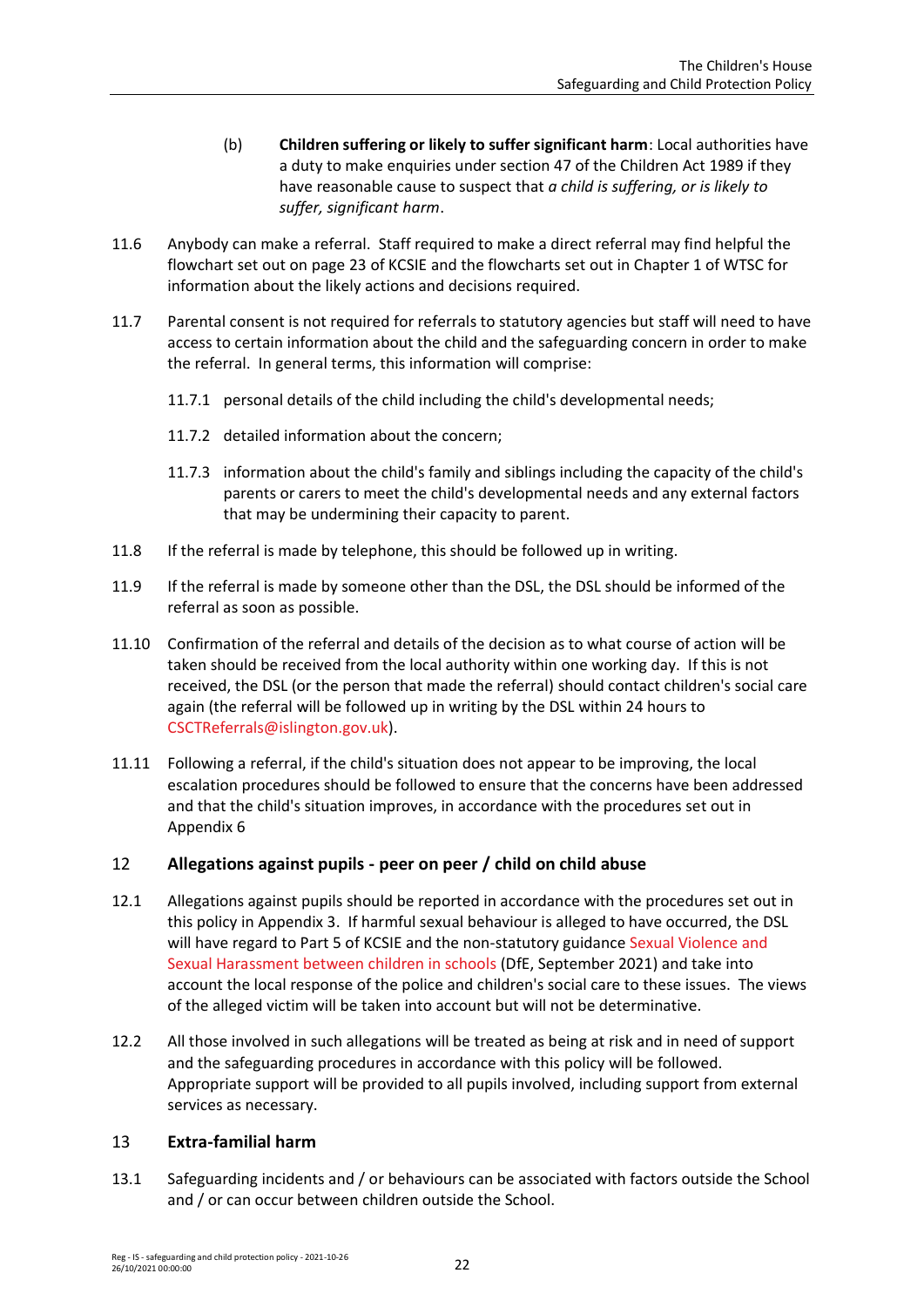(b) **Children suffering or likely to suffer significant harm**: Local authorities have a duty to make enquiries under section 47 of the Children Act 1989 if they have reasonable cause to suspect that *a child is suffering, or is likely to suffer, significant harm*.

11.6 Anybody can make a referral. Staff required to make a direct referral may find helpful the flowchart set out on page 23 of KCSIE and the flowcharts set out in Chapter 1 of WTSC for information about the likely actions and decisions required.

11.7 Parental consent is not required for referrals to statutory agencies but staff will need to have access to certain information about the child and the safeguarding concern in order to make the referral. In general terms, this information will comprise:

11.7.1 personal details of the child including the child's developmental needs;

11.7.2 detailed information about the concern;

11.7.3 information about the child's family and siblings including the capacity of the child's parents or carers to meet the child's developmental needs and any external factors that may be undermining their capacity to parent.

11.8 If the referral is made by telephone, this should be followed up in writing.

11.9 If the referral is made by someone other than the DSL, the DSL should be informed of the referral as soon as possible.

11.10 Confirmation of the referral and details of the decision as to what course of action will be taken should be received from the local authority within one working day. If this is not received, the DSL (or the person that made the referral) should contact children's social care again (the referral will be followed up in writing by the DSL within 24 hours to CSCTReferrals@islington.gov.uk).

11.11 Following a referral, if the child's situation does not appear to be improving, the local escalation procedures should be followed to ensure that the concerns have been addressed and that the child's situation improves, in accordance with the procedures set out in Appendix 6

## 12 Allegations against pupils - peer on peer / child on child abuse

12.1 Allegations against pupils should be reported in accordance with the procedures set out in this policy in Appendix 3. If harmful sexual behaviour is alleged to have occurred, the DSL will have regard to Part 5 of KCSIE and the non-statutory guidance Sexual Violence and Sexual Harassment between children in schools (DfE, September 2021) and take into account the local response of the police and children's social care to these issues. The views of the alleged victim will be taken into account but will not be determinative.

12.2 All those involved in such allegations will be treated as being at risk and in need of support and the safeguarding procedures in accordance with this policy will be followed. Appropriate support will be provided to all pupils involved, including support from external services as necessary.

## 13 Extra-familial harm

13.1 Safeguarding incidents and / or behaviours can be associated with factors outside the School and / or can occur between children outside the School.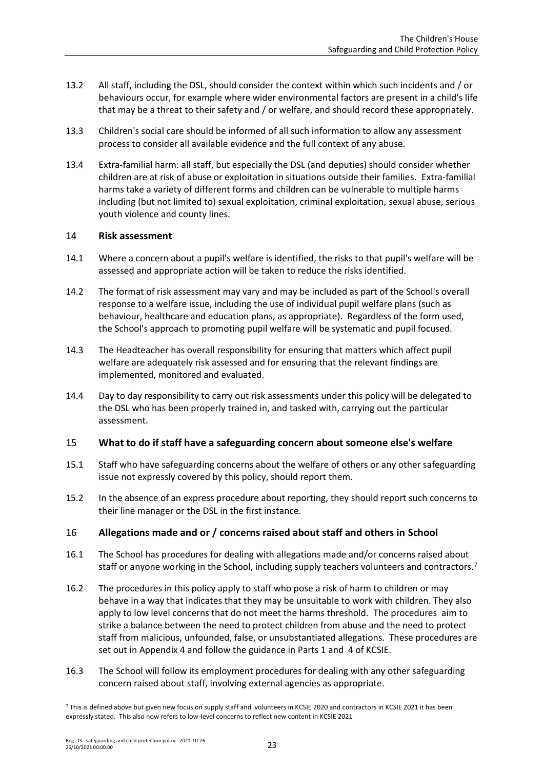13.2 All staff, including the DSL, should consider the context within which such incidents and / or behaviours occur, for example where wider environmental factors are present in a child's life that may be a threat to their safety and / or welfare, and should record these appropriately.

13.3 Children's social care should be informed of all such information to allow any assessment process to consider all available evidence and the full context of any abuse.

13.4 Extra-familial harm: all staff, but especially the DSL (and deputies) should consider whether children are at risk of abuse or exploitation in situations outside their families. Extra-familial harms take a variety of different forms and children can be vulnerable to multiple harms including (but not limited to) sexual exploitation, criminal exploitation, sexual abuse, serious youth violence and county lines.

## 14 Risk assessment

14.1 Where a concern about a pupil's welfare is identified, the risks to that pupil's welfare will be assessed and appropriate action will be taken to reduce the risks identified.

14.2 The format of risk assessment may vary and may be included as part of the School's overall response to a welfare issue, including the use of individual pupil welfare plans (such as behaviour, healthcare and education plans, as appropriate). Regardless of the form used, the School's approach to promoting pupil welfare will be systematic and pupil focused.

14.3 The Headteacher has overall responsibility for ensuring that matters which affect pupil welfare are adequately risk assessed and for ensuring that the relevant findings are implemented, monitored and evaluated.

14.4 Day to day responsibility to carry out risk assessments under this policy will be delegated to the DSL who has been properly trained in, and tasked with, carrying out the particular assessment.

## 15 What to do if staff have a safeguarding concern about someone else's welfare

15.1 Staff who have safeguarding concerns about the welfare of others or any other safeguarding issue not expressly covered by this policy, should report them.

15.2 In the absence of an express procedure about reporting, they should report such concerns to their line manager or the DSL in the first instance.

## 16 Allegations made and or / concerns raised about staff and others in School

16.1 The School has procedures for dealing with allegations made and/or concerns raised about staff or anyone working in the School, including supply teachers volunteers and contractors.[7]

16.2 The procedures in this policy apply to staff who pose a risk of harm to children or may behave in a way that indicates that they may be unsuitable to work with children. They also apply to low level concerns that do not meet the harms threshold. The procedures aim to strike a balance between the need to protect children from abuse and the need to protect staff from malicious, unfounded, false, or unsubstantiated allegations. These procedures are set out in Appendix 4 and follow the guidance in Parts 1 and 4 of KCSIE.

16.3 The School will follow its employment procedures for dealing with any other safeguarding concern raised about staff, involving external agencies as appropriate.

[7] This is defined above but given new focus on supply staff and volunteers in KCSIE 2020 and contractors in KCSIE 2021 it has been expressly stated. This also now refers to low-level concerns to reflect new content in KCSIE 2021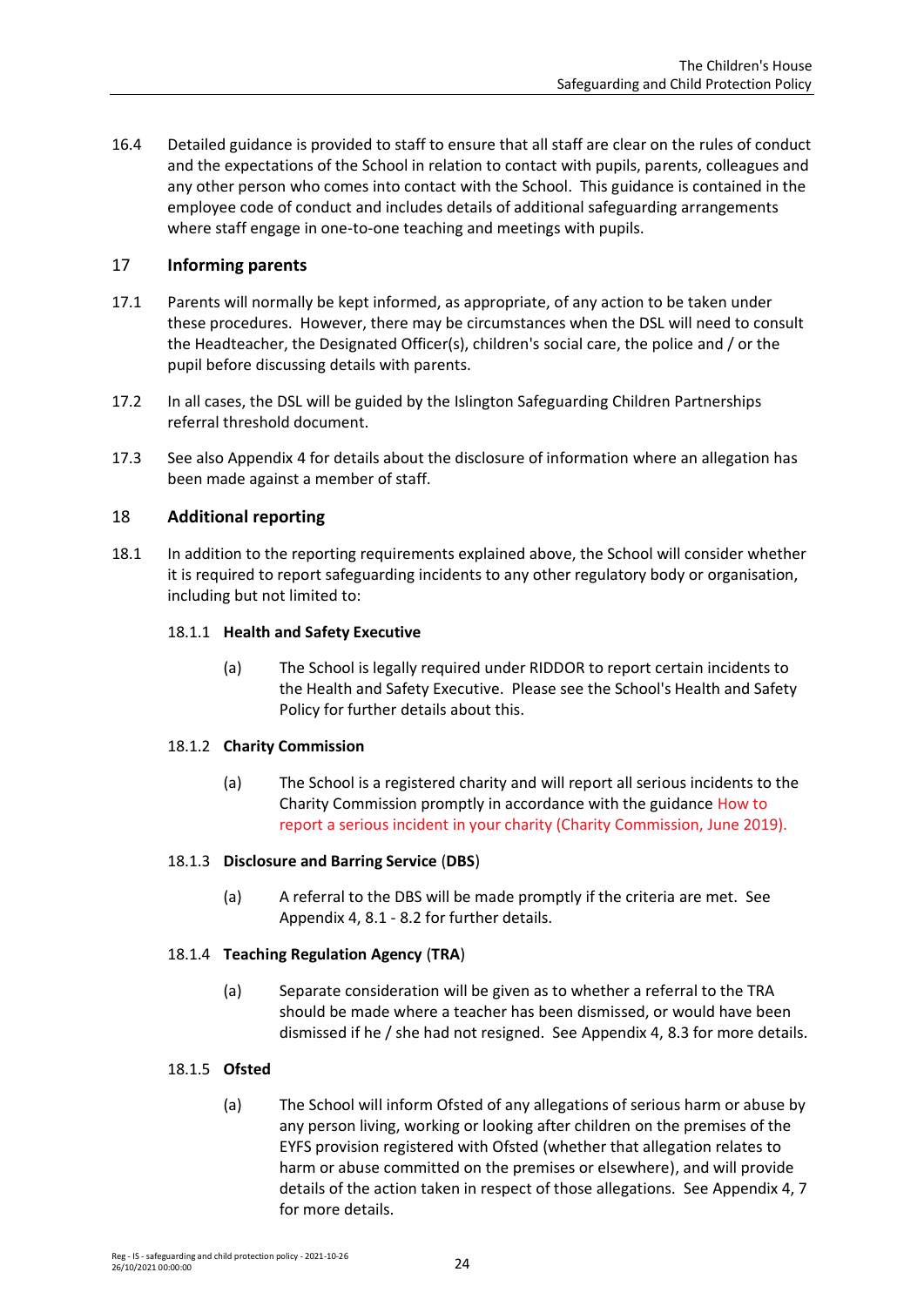16.4 Detailed guidance is provided to staff to ensure that all staff are clear on the rules of conduct and the expectations of the School in relation to contact with pupils, parents, colleagues and any other person who comes into contact with the School. This guidance is contained in the employee code of conduct and includes details of additional safeguarding arrangements where staff engage in one-to-one teaching and meetings with pupils.

## 17 Informing parents

17.1 Parents will normally be kept informed, as appropriate, of any action to be taken under these procedures. However, there may be circumstances when the DSL will need to consult the Headteacher, the Designated Officer(s), children's social care, the police and / or the pupil before discussing details with parents.

17.2 In all cases, the DSL will be guided by the Islington Safeguarding Children Partnerships referral threshold document.

17.3 See also Appendix 4 for details about the disclosure of information where an allegation has been made against a member of staff.

## 18 Additional reporting

18.1 In addition to the reporting requirements explained above, the School will consider whether it is required to report safeguarding incidents to any other regulatory body or organisation, including but not limited to:

18.1.1 **Health and Safety Executive**

(a) The School is legally required under RIDDOR to report certain incidents to the Health and Safety Executive. Please see the School's Health and Safety Policy for further details about this.

18.1.2 **Charity Commission**

(a) The School is a registered charity and will report all serious incidents to the Charity Commission promptly in accordance with the guidance How to report a serious incident in your charity (Charity Commission, June 2019).

18.1.3 **Disclosure and Barring Service** (**DBS**)

(a) A referral to the DBS will be made promptly if the criteria are met. See Appendix 4, 8.1 - 8.2 for further details.

18.1.4 **Teaching Regulation Agency** (**TRA**)

(a) Separate consideration will be given as to whether a referral to the TRA should be made where a teacher has been dismissed, or would have been dismissed if he / she had not resigned. See Appendix 4, 8.3 for more details.

18.1.5 **Ofsted**

(a) The School will inform Ofsted of any allegations of serious harm or abuse by any person living, working or looking after children on the premises of the EYFS provision registered with Ofsted (whether that allegation relates to harm or abuse committed on the premises or elsewhere), and will provide details of the action taken in respect of those allegations. See Appendix 4, 7 for more details.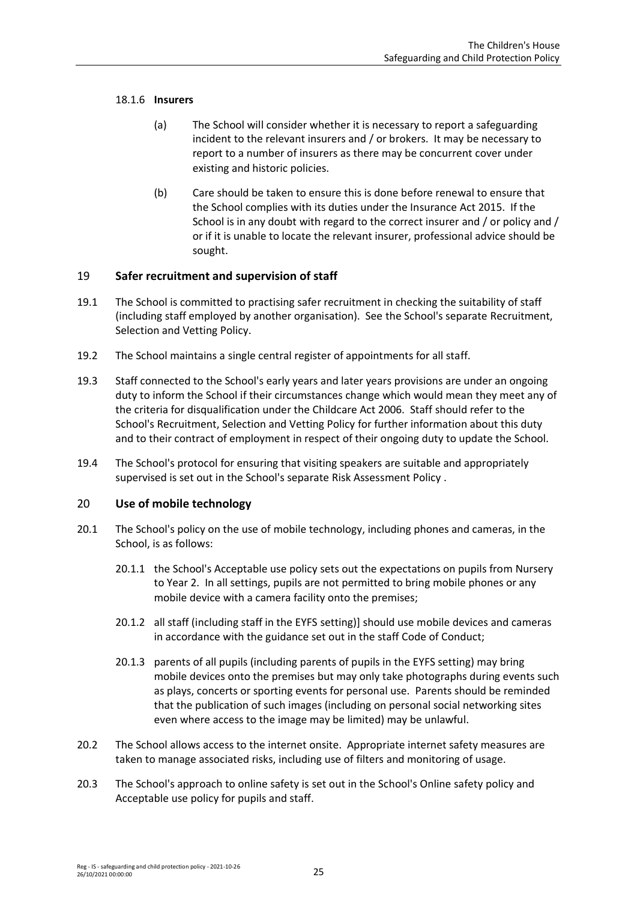18.1.6 **Insurers**

(a) The School will consider whether it is necessary to report a safeguarding incident to the relevant insurers and / or brokers. It may be necessary to report to a number of insurers as there may be concurrent cover under existing and historic policies.

(b) Care should be taken to ensure this is done before renewal to ensure that the School complies with its duties under the Insurance Act 2015. If the School is in any doubt with regard to the correct insurer and / or policy and / or if it is unable to locate the relevant insurer, professional advice should be sought.

## 19 Safer recruitment and supervision of staff

19.1 The School is committed to practising safer recruitment in checking the suitability of staff (including staff employed by another organisation). See the School's separate Recruitment, Selection and Vetting Policy.

19.2 The School maintains a single central register of appointments for all staff.

19.3 Staff connected to the School's early years and later years provisions are under an ongoing duty to inform the School if their circumstances change which would mean they meet any of the criteria for disqualification under the Childcare Act 2006. Staff should refer to the School's Recruitment, Selection and Vetting Policy for further information about this duty and to their contract of employment in respect of their ongoing duty to update the School.

19.4 The School's protocol for ensuring that visiting speakers are suitable and appropriately supervised is set out in the School's separate Risk Assessment Policy .

## 20 Use of mobile technology

20.1 The School's policy on the use of mobile technology, including phones and cameras, in the School, is as follows:

20.1.1 the School's Acceptable use policy sets out the expectations on pupils from Nursery to Year 2. In all settings, pupils are not permitted to bring mobile phones or any mobile device with a camera facility onto the premises;

20.1.2 all staff (including staff in the EYFS setting)] should use mobile devices and cameras in accordance with the guidance set out in the staff Code of Conduct;

20.1.3 parents of all pupils (including parents of pupils in the EYFS setting) may bring mobile devices onto the premises but may only take photographs during events such as plays, concerts or sporting events for personal use. Parents should be reminded that the publication of such images (including on personal social networking sites even where access to the image may be limited) may be unlawful.

20.2 The School allows access to the internet onsite. Appropriate internet safety measures are taken to manage associated risks, including use of filters and monitoring of usage.

20.3 The School's approach to online safety is set out in the School's Online safety policy and Acceptable use policy for pupils and staff.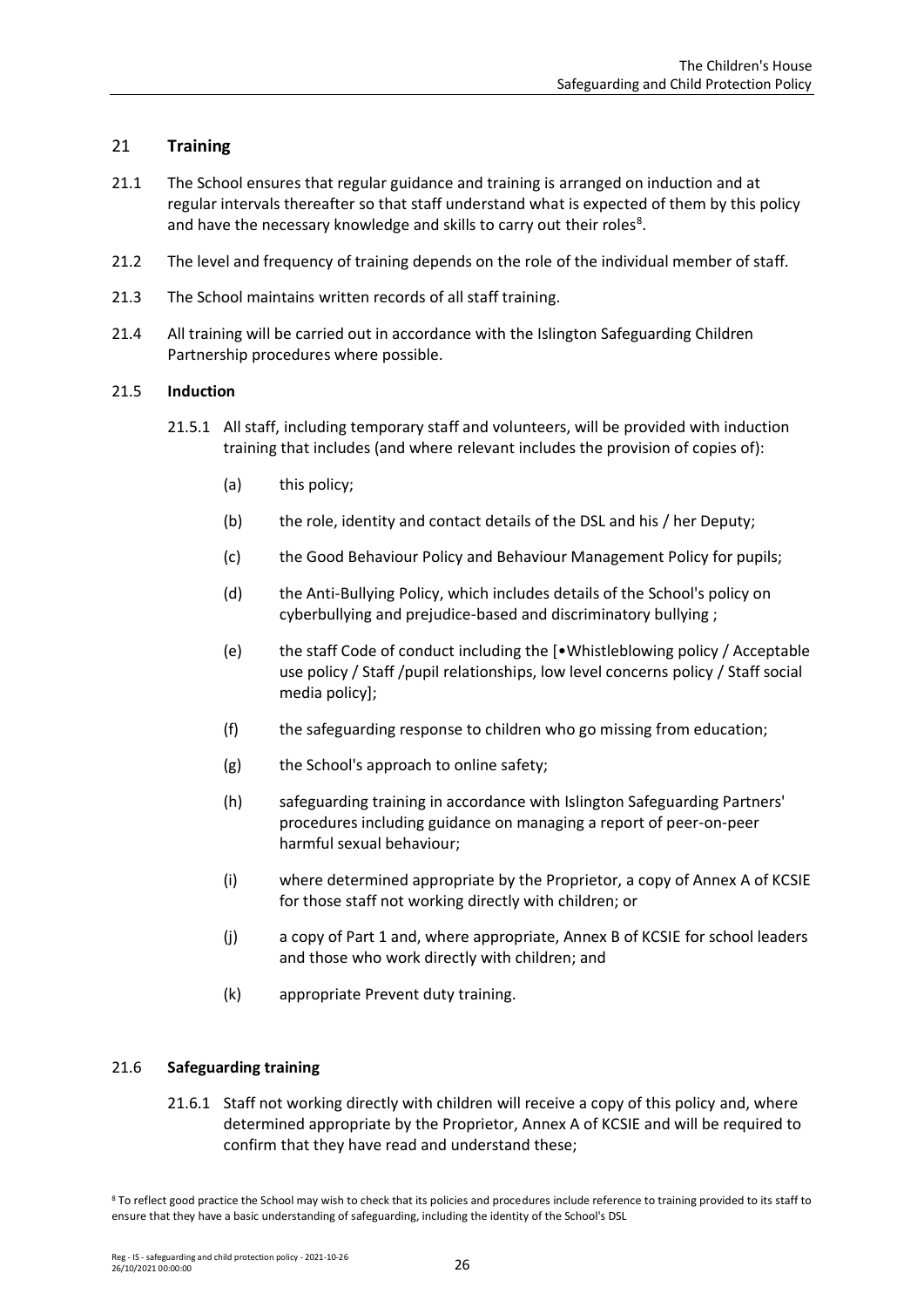## 21 Training

21.1 The School ensures that regular guidance and training is arranged on induction and at regular intervals thereafter so that staff understand what is expected of them by this policy and have the necessary knowledge and skills to carry out their roles[8].

21.2 The level and frequency of training depends on the role of the individual member of staff.

21.3 The School maintains written records of all staff training.

21.4 All training will be carried out in accordance with the Islington Safeguarding Children Partnership procedures where possible.

### 21.5 Induction

21.5.1 All staff, including temporary staff and volunteers, will be provided with induction training that includes (and where relevant includes the provision of copies of):

(a) this policy;

(b) the role, identity and contact details of the DSL and his / her Deputy;

(c) the Good Behaviour Policy and Behaviour Management Policy for pupils;

(d) the Anti-Bullying Policy, which includes details of the School's policy on cyberbullying and prejudice-based and discriminatory bullying ;

(e) the staff Code of conduct including the [•Whistleblowing policy / Acceptable use policy / Staff /pupil relationships, low level concerns policy / Staff social media policy];

(f) the safeguarding response to children who go missing from education;

(g) the School's approach to online safety;

(h) safeguarding training in accordance with Islington Safeguarding Partners' procedures including guidance on managing a report of peer-on-peer harmful sexual behaviour;

(i) where determined appropriate by the Proprietor, a copy of Annex A of KCSIE for those staff not working directly with children; or

(j) a copy of Part 1 and, where appropriate, Annex B of KCSIE for school leaders and those who work directly with children; and

(k) appropriate Prevent duty training.

### 21.6 Safeguarding training

21.6.1 Staff not working directly with children will receive a copy of this policy and, where determined appropriate by the Proprietor, Annex A of KCSIE and will be required to confirm that they have read and understand these;

[8] To reflect good practice the School may wish to check that its policies and procedures include reference to training provided to its staff to ensure that they have a basic understanding of safeguarding, including the identity of the School's DSL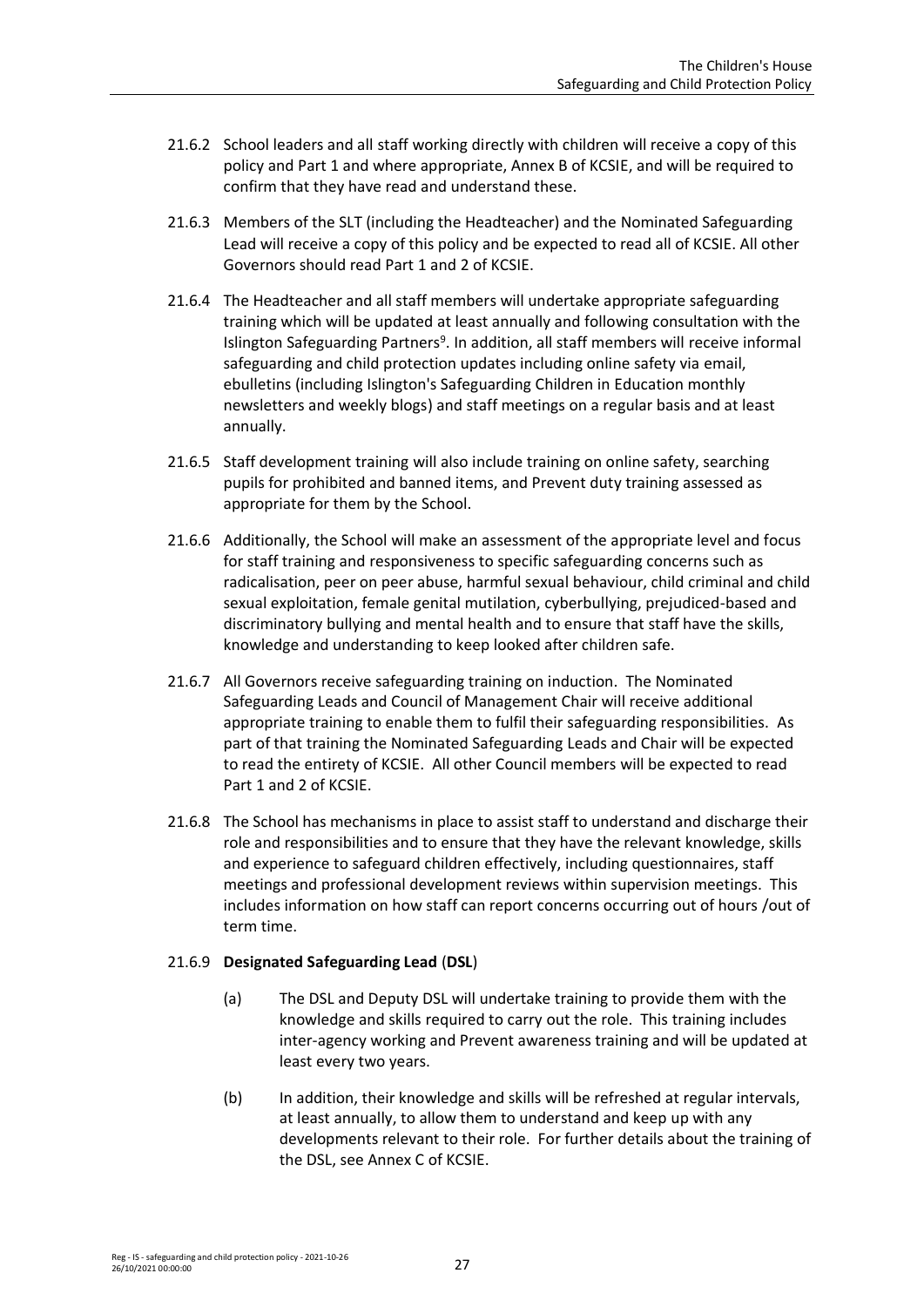21.6.2 School leaders and all staff working directly with children will receive a copy of this policy and Part 1 and where appropriate, Annex B of KCSIE, and will be required to confirm that they have read and understand these.

21.6.3 Members of the SLT (including the Headteacher) and the Nominated Safeguarding Lead will receive a copy of this policy and be expected to read all of KCSIE. All other Governors should read Part 1 and 2 of KCSIE.

21.6.4 The Headteacher and all staff members will undertake appropriate safeguarding training which will be updated at least annually and following consultation with the Islington Safeguarding Partners[9]. In addition, all staff members will receive informal safeguarding and child protection updates including online safety via email, ebulletins (including Islington's Safeguarding Children in Education monthly newsletters and weekly blogs) and staff meetings on a regular basis and at least annually.

21.6.5 Staff development training will also include training on online safety, searching pupils for prohibited and banned items, and Prevent duty training assessed as appropriate for them by the School.

21.6.6 Additionally, the School will make an assessment of the appropriate level and focus for staff training and responsiveness to specific safeguarding concerns such as radicalisation, peer on peer abuse, harmful sexual behaviour, child criminal and child sexual exploitation, female genital mutilation, cyberbullying, prejudiced-based and discriminatory bullying and mental health and to ensure that staff have the skills, knowledge and understanding to keep looked after children safe.

21.6.7 All Governors receive safeguarding training on induction. The Nominated Safeguarding Leads and Council of Management Chair will receive additional appropriate training to enable them to fulfil their safeguarding responsibilities. As part of that training the Nominated Safeguarding Leads and Chair will be expected to read the entirety of KCSIE. All other Council members will be expected to read Part 1 and 2 of KCSIE.

21.6.8 The School has mechanisms in place to assist staff to understand and discharge their role and responsibilities and to ensure that they have the relevant knowledge, skills and experience to safeguard children effectively, including questionnaires, staff meetings and professional development reviews within supervision meetings. This includes information on how staff can report concerns occurring out of hours /out of term time.

21.6.9 **Designated Safeguarding Lead** (**DSL**)

(a) The DSL and Deputy DSL will undertake training to provide them with the knowledge and skills required to carry out the role. This training includes inter-agency working and Prevent awareness training and will be updated at least every two years.

(b) In addition, their knowledge and skills will be refreshed at regular intervals, at least annually, to allow them to understand and keep up with any developments relevant to their role. For further details about the training of the DSL, see Annex C of KCSIE.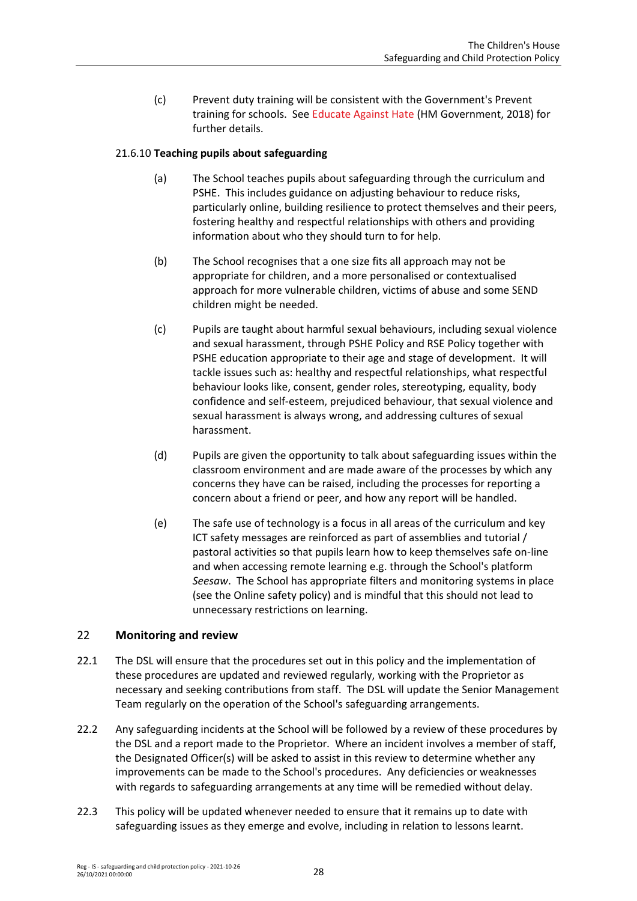(c) Prevent duty training will be consistent with the Government's Prevent training for schools. See Educate Against Hate (HM Government, 2018) for further details.

21.6.10 **Teaching pupils about safeguarding**

(a) The School teaches pupils about safeguarding through the curriculum and PSHE. This includes guidance on adjusting behaviour to reduce risks, particularly online, building resilience to protect themselves and their peers, fostering healthy and respectful relationships with others and providing information about who they should turn to for help.

(b) The School recognises that a one size fits all approach may not be appropriate for children, and a more personalised or contextualised approach for more vulnerable children, victims of abuse and some SEND children might be needed.

(c) Pupils are taught about harmful sexual behaviours, including sexual violence and sexual harassment, through PSHE Policy and RSE Policy together with PSHE education appropriate to their age and stage of development. It will tackle issues such as: healthy and respectful relationships, what respectful behaviour looks like, consent, gender roles, stereotyping, equality, body confidence and self-esteem, prejudiced behaviour, that sexual violence and sexual harassment is always wrong, and addressing cultures of sexual harassment.

(d) Pupils are given the opportunity to talk about safeguarding issues within the classroom environment and are made aware of the processes by which any concerns they have can be raised, including the processes for reporting a concern about a friend or peer, and how any report will be handled.

(e) The safe use of technology is a focus in all areas of the curriculum and key ICT safety messages are reinforced as part of assemblies and tutorial / pastoral activities so that pupils learn how to keep themselves safe on-line and when accessing remote learning e.g. through the School's platform *Seesaw*. The School has appropriate filters and monitoring systems in place (see the Online safety policy) and is mindful that this should not lead to unnecessary restrictions on learning.

## 22 Monitoring and review

22.1 The DSL will ensure that the procedures set out in this policy and the implementation of these procedures are updated and reviewed regularly, working with the Proprietor as necessary and seeking contributions from staff. The DSL will update the Senior Management Team regularly on the operation of the School's safeguarding arrangements.

22.2 Any safeguarding incidents at the School will be followed by a review of these procedures by the DSL and a report made to the Proprietor. Where an incident involves a member of staff, the Designated Officer(s) will be asked to assist in this review to determine whether any improvements can be made to the School's procedures. Any deficiencies or weaknesses with regards to safeguarding arrangements at any time will be remedied without delay.

22.3 This policy will be updated whenever needed to ensure that it remains up to date with safeguarding issues as they emerge and evolve, including in relation to lessons learnt.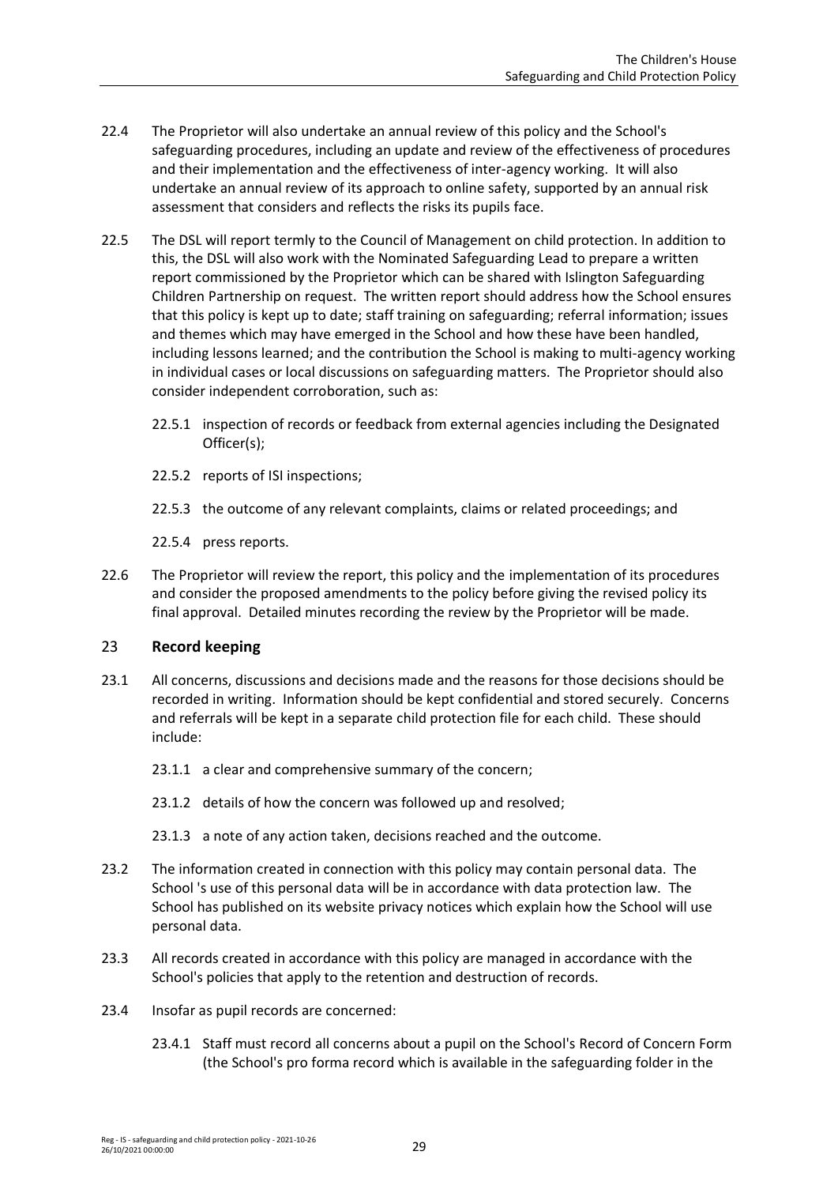22.4 The Proprietor will also undertake an annual review of this policy and the School's safeguarding procedures, including an update and review of the effectiveness of procedures and their implementation and the effectiveness of inter-agency working. It will also undertake an annual review of its approach to online safety, supported by an annual risk assessment that considers and reflects the risks its pupils face.

22.5 The DSL will report termly to the Council of Management on child protection. In addition to this, the DSL will also work with the Nominated Safeguarding Lead to prepare a written report commissioned by the Proprietor which can be shared with Islington Safeguarding Children Partnership on request. The written report should address how the School ensures that this policy is kept up to date; staff training on safeguarding; referral information; issues and themes which may have emerged in the School and how these have been handled, including lessons learned; and the contribution the School is making to multi-agency working in individual cases or local discussions on safeguarding matters. The Proprietor should also consider independent corroboration, such as:

22.5.1 inspection of records or feedback from external agencies including the Designated Officer(s);

22.5.2 reports of ISI inspections;

22.5.3 the outcome of any relevant complaints, claims or related proceedings; and

22.5.4 press reports.

22.6 The Proprietor will review the report, this policy and the implementation of its procedures and consider the proposed amendments to the policy before giving the revised policy its final approval. Detailed minutes recording the review by the Proprietor will be made.

## 23 Record keeping

23.1 All concerns, discussions and decisions made and the reasons for those decisions should be recorded in writing. Information should be kept confidential and stored securely. Concerns and referrals will be kept in a separate child protection file for each child. These should include:

23.1.1 a clear and comprehensive summary of the concern;

23.1.2 details of how the concern was followed up and resolved;

23.1.3 a note of any action taken, decisions reached and the outcome.

23.2 The information created in connection with this policy may contain personal data. The School 's use of this personal data will be in accordance with data protection law. The School has published on its website privacy notices which explain how the School will use personal data.

23.3 All records created in accordance with this policy are managed in accordance with the School's policies that apply to the retention and destruction of records.

23.4 Insofar as pupil records are concerned:

23.4.1 Staff must record all concerns about a pupil on the School's Record of Concern Form (the School's pro forma record which is available in the safeguarding folder in the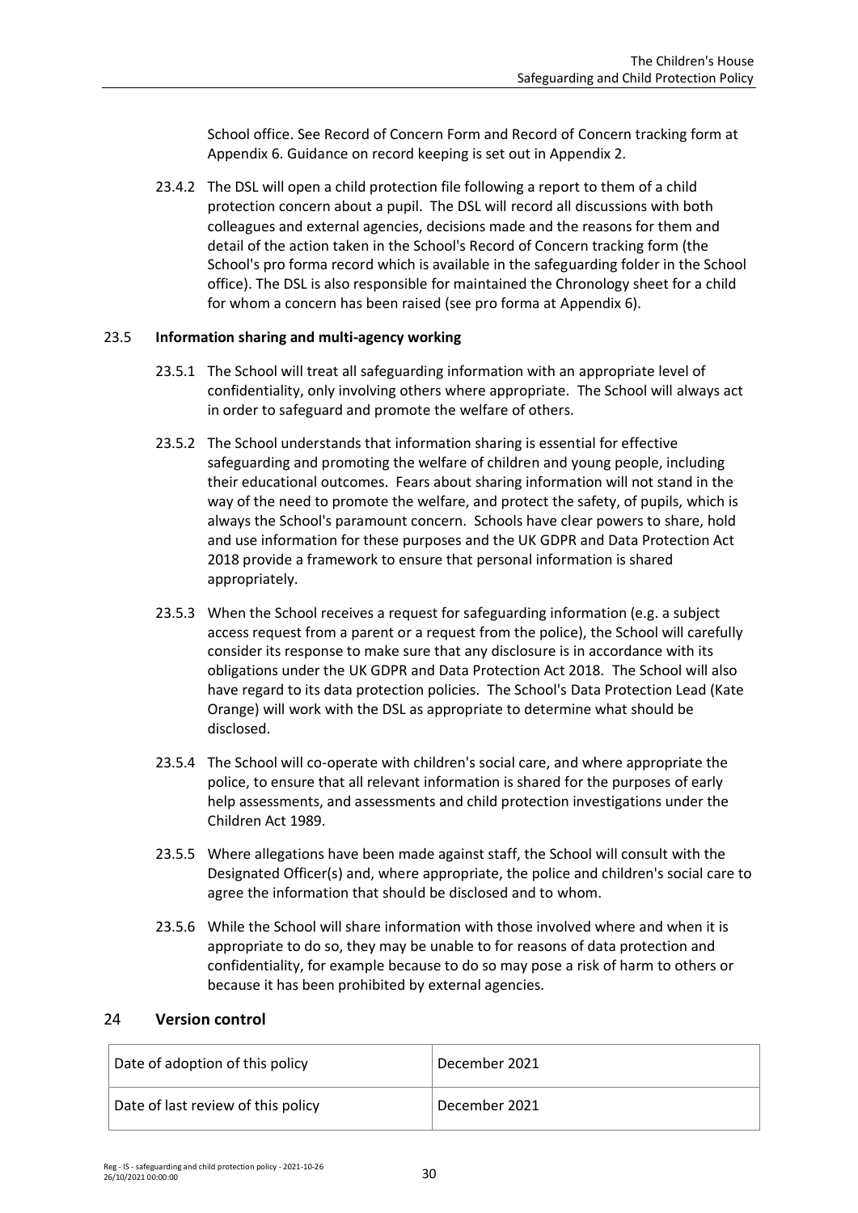School office. See Record of Concern Form and Record of Concern tracking form at Appendix 6. Guidance on record keeping is set out in Appendix 2.

23.4.2 The DSL will open a child protection file following a report to them of a child protection concern about a pupil. The DSL will record all discussions with both colleagues and external agencies, decisions made and the reasons for them and detail of the action taken in the School's Record of Concern tracking form (the School's pro forma record which is available in the safeguarding folder in the School office). The DSL is also responsible for maintained the Chronology sheet for a child for whom a concern has been raised (see pro forma at Appendix 6).

### 23.5 **Information sharing and multi-agency working**

23.5.1 The School will treat all safeguarding information with an appropriate level of confidentiality, only involving others where appropriate. The School will always act in order to safeguard and promote the welfare of others.

23.5.2 The School understands that information sharing is essential for effective safeguarding and promoting the welfare of children and young people, including their educational outcomes. Fears about sharing information will not stand in the way of the need to promote the welfare, and protect the safety, of pupils, which is always the School's paramount concern. Schools have clear powers to share, hold and use information for these purposes and the UK GDPR and Data Protection Act 2018 provide a framework to ensure that personal information is shared appropriately.

23.5.3 When the School receives a request for safeguarding information (e.g. a subject access request from a parent or a request from the police), the School will carefully consider its response to make sure that any disclosure is in accordance with its obligations under the UK GDPR and Data Protection Act 2018. The School will also have regard to its data protection policies. The School's Data Protection Lead (Kate Orange) will work with the DSL as appropriate to determine what should be disclosed.

23.5.4 The School will co-operate with children's social care, and where appropriate the police, to ensure that all relevant information is shared for the purposes of early help assessments, and assessments and child protection investigations under the Children Act 1989.

23.5.5 Where allegations have been made against staff, the School will consult with the Designated Officer(s) and, where appropriate, the police and children's social care to agree the information that should be disclosed and to whom.

23.5.6 While the School will share information with those involved where and when it is appropriate to do so, they may be unable to for reasons of data protection and confidentiality, for example because to do so may pose a risk of harm to others or because it has been prohibited by external agencies.

## 24 **Version control**

| Date of adoption of this policy | December 2021 |
|---|---|
| Date of last review of this policy | December 2021 |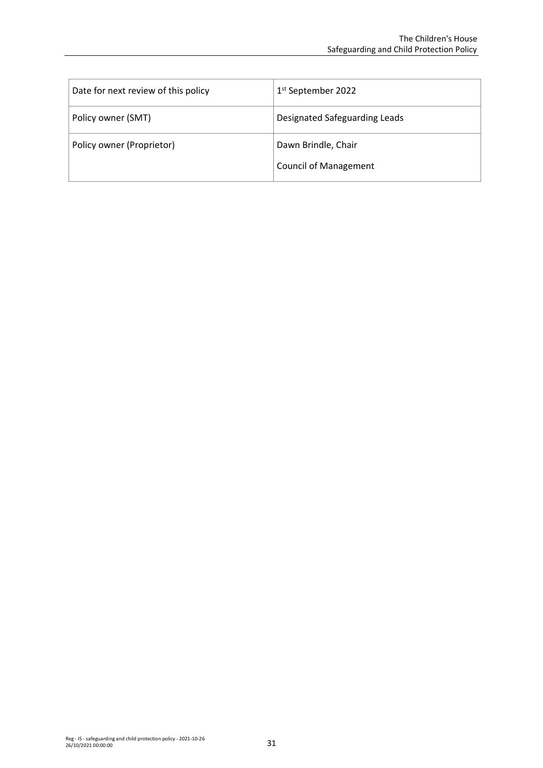| Date for next review of this policy | 1st September 2022 |
| --- | --- |
| Policy owner (SMT) | Designated Safeguarding Leads |
| Policy owner (Proprietor) | Dawn Brindle, Chair<br>Council of Management |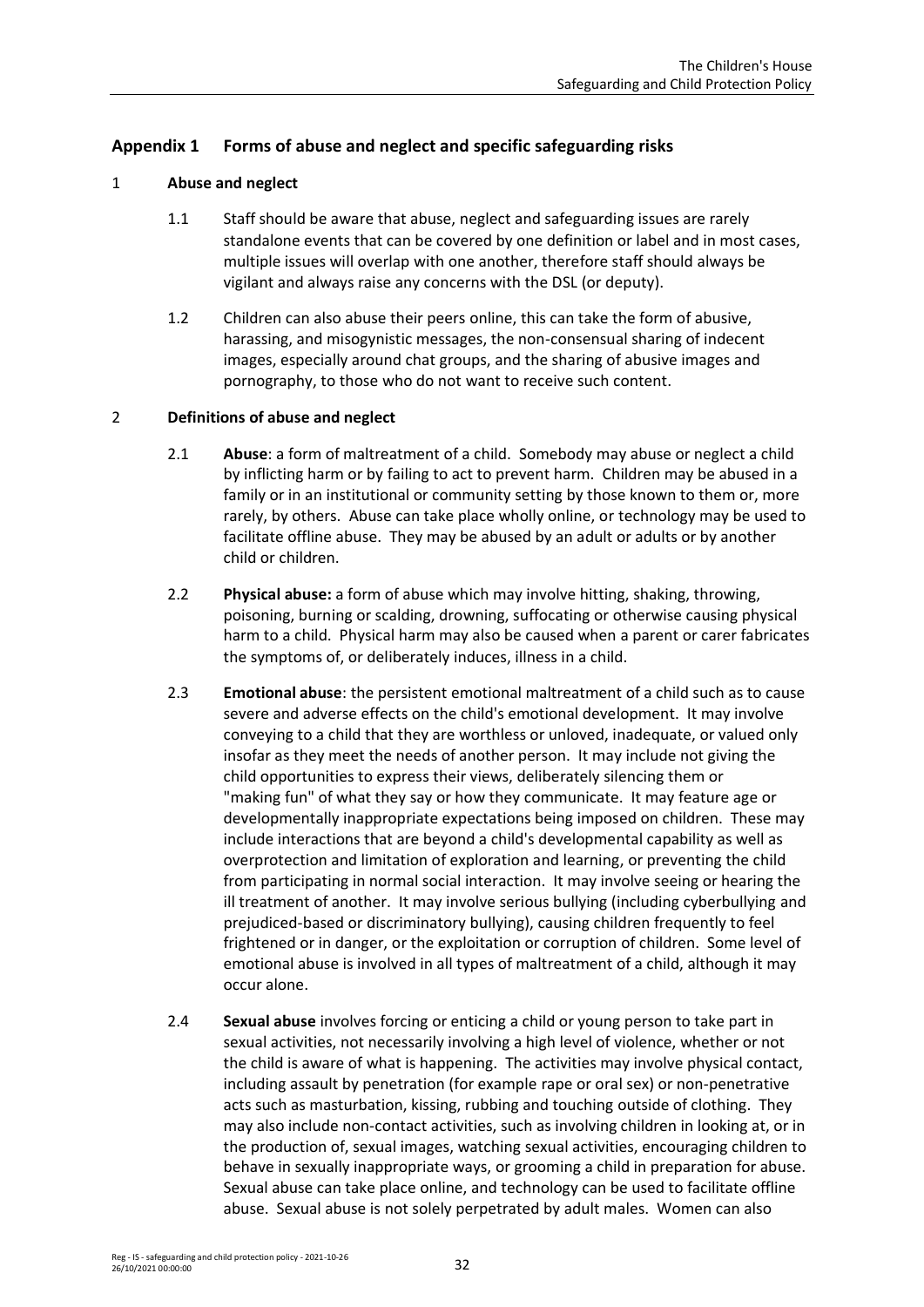## Appendix 1 Forms of abuse and neglect and specific safeguarding risks

1 **Abuse and neglect**

1.1 Staff should be aware that abuse, neglect and safeguarding issues are rarely standalone events that can be covered by one definition or label and in most cases, multiple issues will overlap with one another, therefore staff should always be vigilant and always raise any concerns with the DSL (or deputy).

1.2 Children can also abuse their peers online, this can take the form of abusive, harassing, and misogynistic messages, the non-consensual sharing of indecent images, especially around chat groups, and the sharing of abusive images and pornography, to those who do not want to receive such content.

2 **Definitions of abuse and neglect**

2.1 **Abuse**: a form of maltreatment of a child. Somebody may abuse or neglect a child by inflicting harm or by failing to act to prevent harm. Children may be abused in a family or in an institutional or community setting by those known to them or, more rarely, by others. Abuse can take place wholly online, or technology may be used to facilitate offline abuse. They may be abused by an adult or adults or by another child or children.

2.2 **Physical abuse:** a form of abuse which may involve hitting, shaking, throwing, poisoning, burning or scalding, drowning, suffocating or otherwise causing physical harm to a child. Physical harm may also be caused when a parent or carer fabricates the symptoms of, or deliberately induces, illness in a child.

2.3 **Emotional abuse**: the persistent emotional maltreatment of a child such as to cause severe and adverse effects on the child's emotional development. It may involve conveying to a child that they are worthless or unloved, inadequate, or valued only insofar as they meet the needs of another person. It may include not giving the child opportunities to express their views, deliberately silencing them or "making fun" of what they say or how they communicate. It may feature age or developmentally inappropriate expectations being imposed on children. These may include interactions that are beyond a child's developmental capability as well as overprotection and limitation of exploration and learning, or preventing the child from participating in normal social interaction. It may involve seeing or hearing the ill treatment of another. It may involve serious bullying (including cyberbullying and prejudiced-based or discriminatory bullying), causing children frequently to feel frightened or in danger, or the exploitation or corruption of children. Some level of emotional abuse is involved in all types of maltreatment of a child, although it may occur alone.

2.4 **Sexual abuse** involves forcing or enticing a child or young person to take part in sexual activities, not necessarily involving a high level of violence, whether or not the child is aware of what is happening. The activities may involve physical contact, including assault by penetration (for example rape or oral sex) or non-penetrative acts such as masturbation, kissing, rubbing and touching outside of clothing. They may also include non-contact activities, such as involving children in looking at, or in the production of, sexual images, watching sexual activities, encouraging children to behave in sexually inappropriate ways, or grooming a child in preparation for abuse. Sexual abuse can take place online, and technology can be used to facilitate offline abuse. Sexual abuse is not solely perpetrated by adult males. Women can also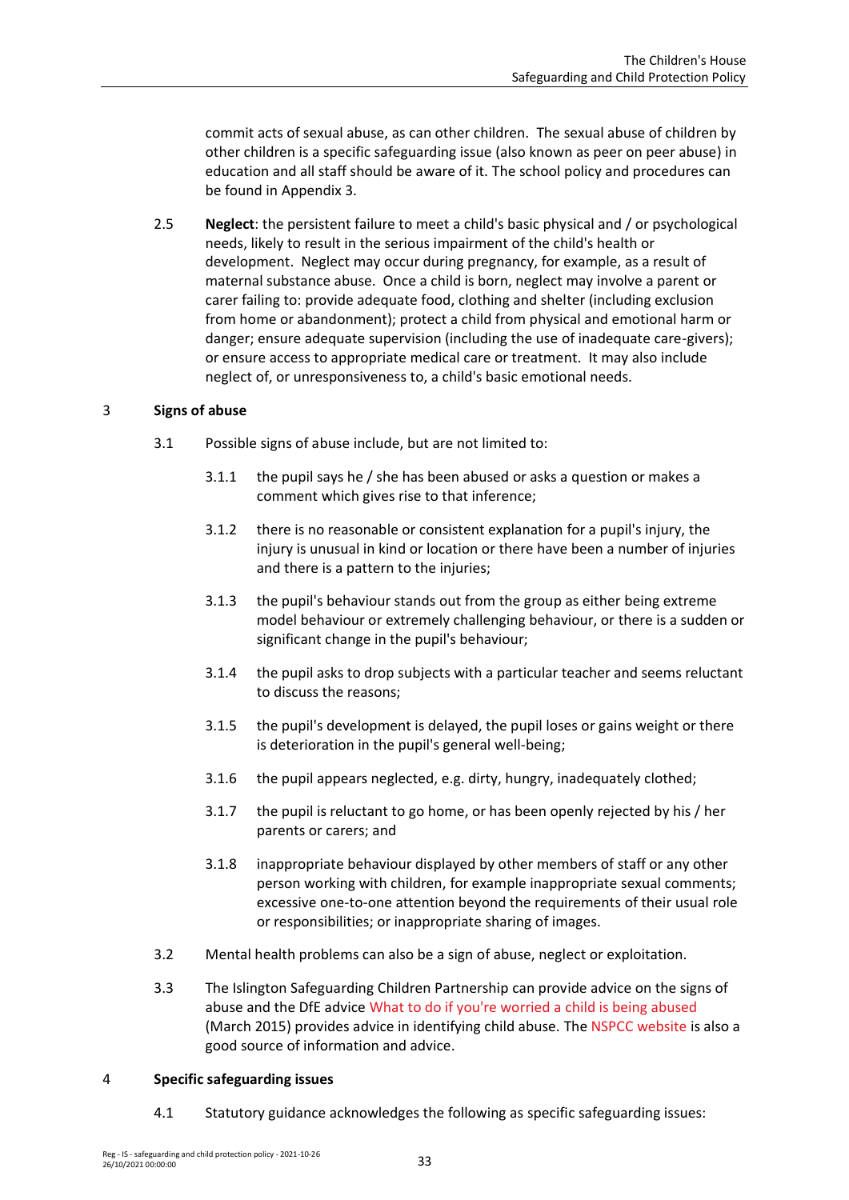commit acts of sexual abuse, as can other children. The sexual abuse of children by other children is a specific safeguarding issue (also known as peer on peer abuse) in education and all staff should be aware of it. The school policy and procedures can be found in Appendix 3.

2.5 **Neglect**: the persistent failure to meet a child's basic physical and / or psychological needs, likely to result in the serious impairment of the child's health or development. Neglect may occur during pregnancy, for example, as a result of maternal substance abuse. Once a child is born, neglect may involve a parent or carer failing to: provide adequate food, clothing and shelter (including exclusion from home or abandonment); protect a child from physical and emotional harm or danger; ensure adequate supervision (including the use of inadequate care-givers); or ensure access to appropriate medical care or treatment. It may also include neglect of, or unresponsiveness to, a child's basic emotional needs.

## 3 Signs of abuse

3.1 Possible signs of abuse include, but are not limited to:

3.1.1 the pupil says he / she has been abused or asks a question or makes a comment which gives rise to that inference;

3.1.2 there is no reasonable or consistent explanation for a pupil's injury, the injury is unusual in kind or location or there have been a number of injuries and there is a pattern to the injuries;

3.1.3 the pupil's behaviour stands out from the group as either being extreme model behaviour or extremely challenging behaviour, or there is a sudden or significant change in the pupil's behaviour;

3.1.4 the pupil asks to drop subjects with a particular teacher and seems reluctant to discuss the reasons;

3.1.5 the pupil's development is delayed, the pupil loses or gains weight or there is deterioration in the pupil's general well-being;

3.1.6 the pupil appears neglected, e.g. dirty, hungry, inadequately clothed;

3.1.7 the pupil is reluctant to go home, or has been openly rejected by his / her parents or carers; and

3.1.8 inappropriate behaviour displayed by other members of staff or any other person working with children, for example inappropriate sexual comments; excessive one-to-one attention beyond the requirements of their usual role or responsibilities; or inappropriate sharing of images.

3.2 Mental health problems can also be a sign of abuse, neglect or exploitation.

3.3 The Islington Safeguarding Children Partnership can provide advice on the signs of abuse and the DfE advice What to do if you're worried a child is being abused (March 2015) provides advice in identifying child abuse. The NSPCC website is also a good source of information and advice.

## 4 Specific safeguarding issues

4.1 Statutory guidance acknowledges the following as specific safeguarding issues: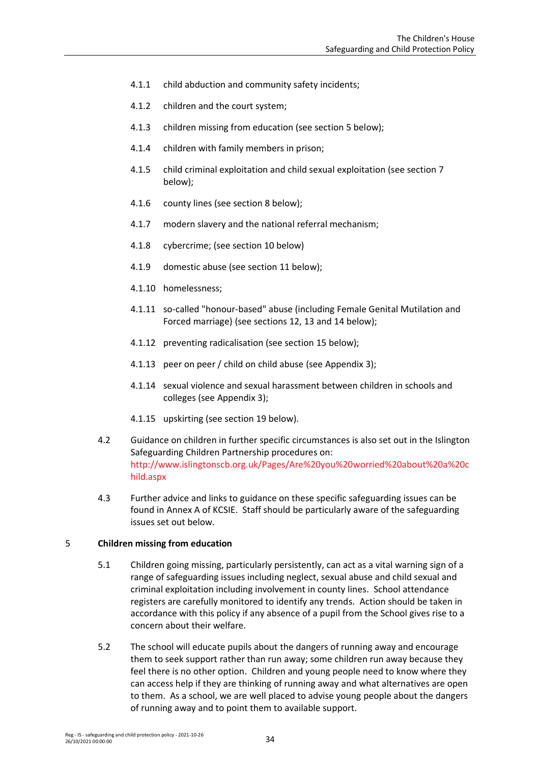4.1.1 child abduction and community safety incidents;

4.1.2 children and the court system;

4.1.3 children missing from education (see section 5 below);

4.1.4 children with family members in prison;

4.1.5 child criminal exploitation and child sexual exploitation (see section 7 below);

4.1.6 county lines (see section 8 below);

4.1.7 modern slavery and the national referral mechanism;

4.1.8 cybercrime; (see section 10 below)

4.1.9 domestic abuse (see section 11 below);

4.1.10 homelessness;

4.1.11 so-called "honour-based" abuse (including Female Genital Mutilation and Forced marriage) (see sections 12, 13 and 14 below);

4.1.12 preventing radicalisation (see section 15 below);

4.1.13 peer on peer / child on child abuse (see Appendix 3);

4.1.14 sexual violence and sexual harassment between children in schools and colleges (see Appendix 3);

4.1.15 upskirting (see section 19 below).

4.2 Guidance on children in further specific circumstances is also set out in the Islington Safeguarding Children Partnership procedures on: http://www.islingtonscb.org.uk/Pages/Are%20you%20worried%20about%20a%20child.aspx

4.3 Further advice and links to guidance on these specific safeguarding issues can be found in Annex A of KCSIE. Staff should be particularly aware of the safeguarding issues set out below.

## 5 Children missing from education

5.1 Children going missing, particularly persistently, can act as a vital warning sign of a range of safeguarding issues including neglect, sexual abuse and child sexual and criminal exploitation including involvement in county lines. School attendance registers are carefully monitored to identify any trends. Action should be taken in accordance with this policy if any absence of a pupil from the School gives rise to a concern about their welfare.

5.2 The school will educate pupils about the dangers of running away and encourage them to seek support rather than run away; some children run away because they feel there is no other option. Children and young people need to know where they can access help if they are thinking of running away and what alternatives are open to them. As a school, we are well placed to advise young people about the dangers of running away and to point them to available support.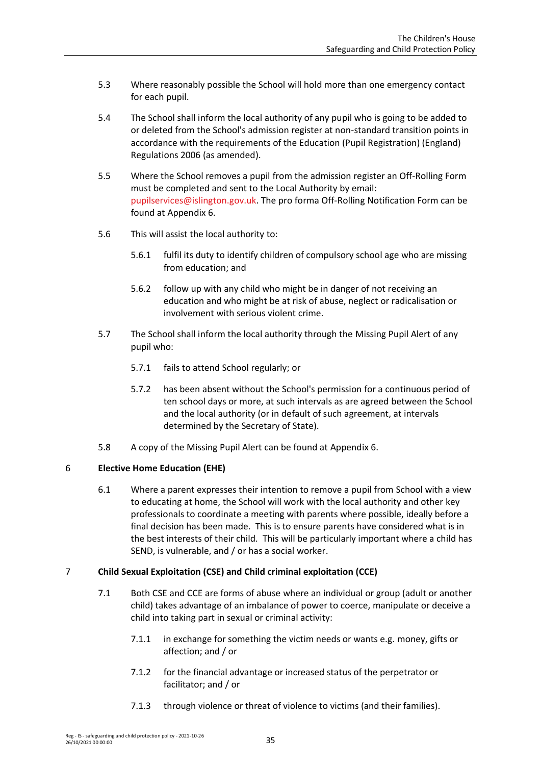5.3 Where reasonably possible the School will hold more than one emergency contact for each pupil.

5.4 The School shall inform the local authority of any pupil who is going to be added to or deleted from the School's admission register at non-standard transition points in accordance with the requirements of the Education (Pupil Registration) (England) Regulations 2006 (as amended).

5.5 Where the School removes a pupil from the admission register an Off-Rolling Form must be completed and sent to the Local Authority by email: pupilservices@islington.gov.uk. The pro forma Off-Rolling Notification Form can be found at Appendix 6.

5.6 This will assist the local authority to:

5.6.1 fulfil its duty to identify children of compulsory school age who are missing from education; and

5.6.2 follow up with any child who might be in danger of not receiving an education and who might be at risk of abuse, neglect or radicalisation or involvement with serious violent crime.

5.7 The School shall inform the local authority through the Missing Pupil Alert of any pupil who:

5.7.1 fails to attend School regularly; or

5.7.2 has been absent without the School's permission for a continuous period of ten school days or more, at such intervals as are agreed between the School and the local authority (or in default of such agreement, at intervals determined by the Secretary of State).

5.8 A copy of the Missing Pupil Alert can be found at Appendix 6.

## 6 Elective Home Education (EHE)

6.1 Where a parent expresses their intention to remove a pupil from School with a view to educating at home, the School will work with the local authority and other key professionals to coordinate a meeting with parents where possible, ideally before a final decision has been made. This is to ensure parents have considered what is in the best interests of their child. This will be particularly important where a child has SEND, is vulnerable, and / or has a social worker.

## 7 Child Sexual Exploitation (CSE) and Child criminal exploitation (CCE)

7.1 Both CSE and CCE are forms of abuse where an individual or group (adult or another child) takes advantage of an imbalance of power to coerce, manipulate or deceive a child into taking part in sexual or criminal activity:

7.1.1 in exchange for something the victim needs or wants e.g. money, gifts or affection; and / or

7.1.2 for the financial advantage or increased status of the perpetrator or facilitator; and / or

7.1.3 through violence or threat of violence to victims (and their families).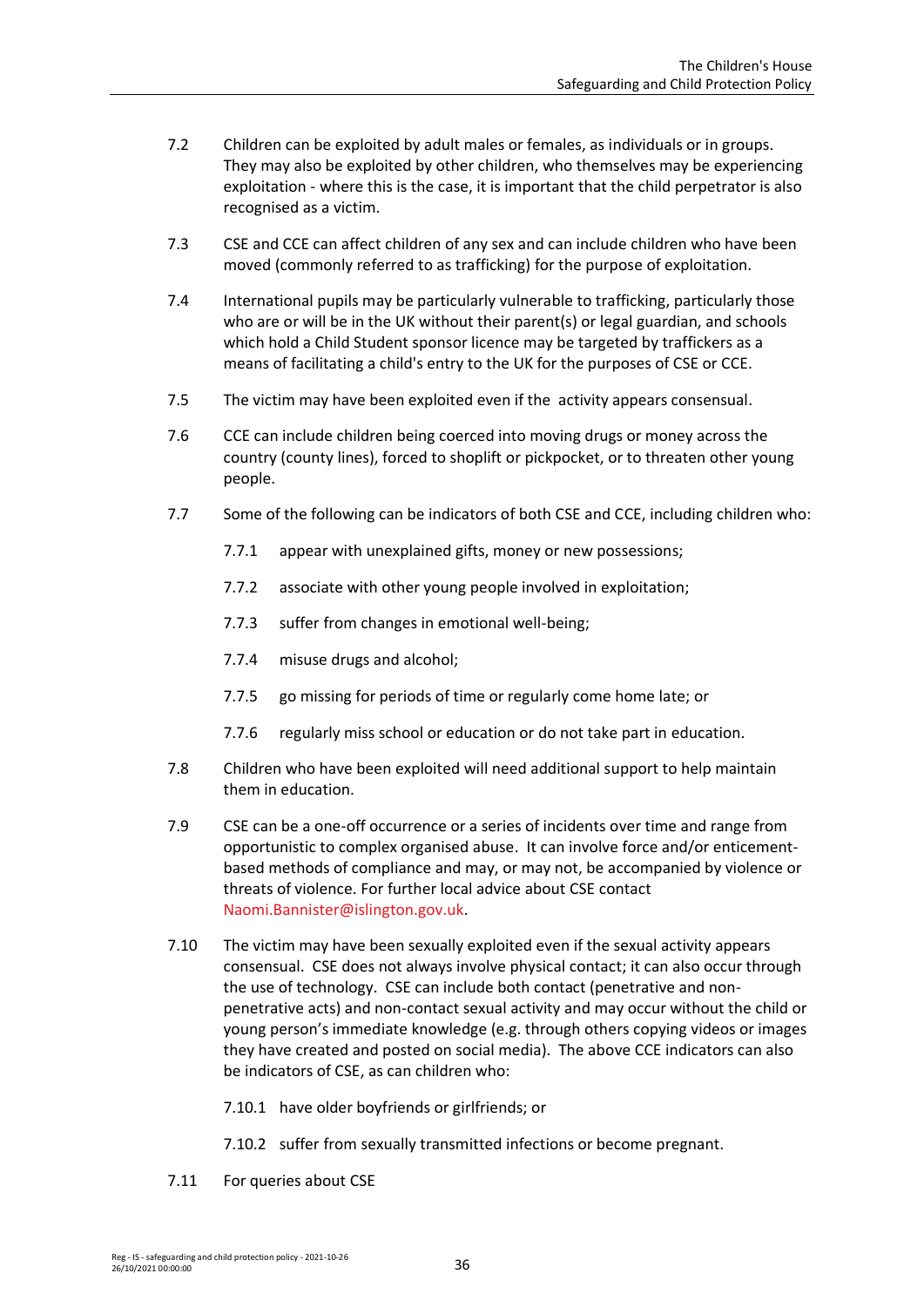7.2 Children can be exploited by adult males or females, as individuals or in groups. They may also be exploited by other children, who themselves may be experiencing exploitation - where this is the case, it is important that the child perpetrator is also recognised as a victim.

7.3 CSE and CCE can affect children of any sex and can include children who have been moved (commonly referred to as trafficking) for the purpose of exploitation.

7.4 International pupils may be particularly vulnerable to trafficking, particularly those who are or will be in the UK without their parent(s) or legal guardian, and schools which hold a Child Student sponsor licence may be targeted by traffickers as a means of facilitating a child's entry to the UK for the purposes of CSE or CCE.

7.5 The victim may have been exploited even if the activity appears consensual.

7.6 CCE can include children being coerced into moving drugs or money across the country (county lines), forced to shoplift or pickpocket, or to threaten other young people.

7.7 Some of the following can be indicators of both CSE and CCE, including children who:

7.7.1 appear with unexplained gifts, money or new possessions;

7.7.2 associate with other young people involved in exploitation;

7.7.3 suffer from changes in emotional well-being;

7.7.4 misuse drugs and alcohol;

7.7.5 go missing for periods of time or regularly come home late; or

7.7.6 regularly miss school or education or do not take part in education.

7.8 Children who have been exploited will need additional support to help maintain them in education.

7.9 CSE can be a one-off occurrence or a series of incidents over time and range from opportunistic to complex organised abuse. It can involve force and/or enticement-based methods of compliance and may, or may not, be accompanied by violence or threats of violence. For further local advice about CSE contact Naomi.Bannister@islington.gov.uk.

7.10 The victim may have been sexually exploited even if the sexual activity appears consensual. CSE does not always involve physical contact; it can also occur through the use of technology. CSE can include both contact (penetrative and non-penetrative acts) and non-contact sexual activity and may occur without the child or young person's immediate knowledge (e.g. through others copying videos or images they have created and posted on social media). The above CCE indicators can also be indicators of CSE, as can children who:

7.10.1 have older boyfriends or girlfriends; or

7.10.2 suffer from sexually transmitted infections or become pregnant.

7.11 For queries about CSE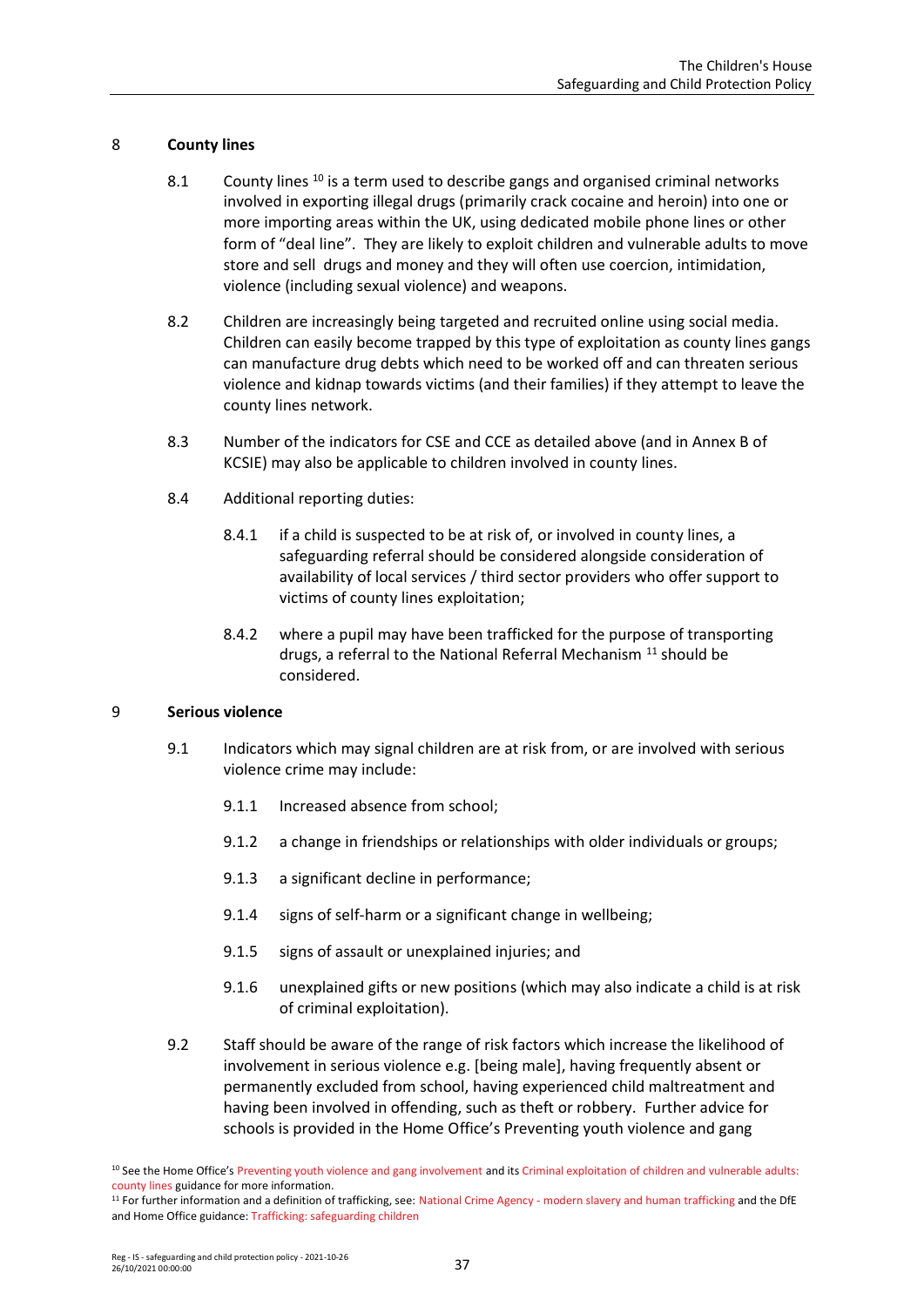## 8 County lines

8.1 County lines [10] is a term used to describe gangs and organised criminal networks involved in exporting illegal drugs (primarily crack cocaine and heroin) into one or more importing areas within the UK, using dedicated mobile phone lines or other form of "deal line". They are likely to exploit children and vulnerable adults to move store and sell drugs and money and they will often use coercion, intimidation, violence (including sexual violence) and weapons.

8.2 Children are increasingly being targeted and recruited online using social media. Children can easily become trapped by this type of exploitation as county lines gangs can manufacture drug debts which need to be worked off and can threaten serious violence and kidnap towards victims (and their families) if they attempt to leave the county lines network.

8.3 Number of the indicators for CSE and CCE as detailed above (and in Annex B of KCSIE) may also be applicable to children involved in county lines.

8.4 Additional reporting duties:

8.4.1 if a child is suspected to be at risk of, or involved in county lines, a safeguarding referral should be considered alongside consideration of availability of local services / third sector providers who offer support to victims of county lines exploitation;

8.4.2 where a pupil may have been trafficked for the purpose of transporting drugs, a referral to the National Referral Mechanism [11] should be considered.

## 9 Serious violence

9.1 Indicators which may signal children are at risk from, or are involved with serious violence crime may include:

9.1.1 Increased absence from school;

9.1.2 a change in friendships or relationships with older individuals or groups;

9.1.3 a significant decline in performance;

9.1.4 signs of self-harm or a significant change in wellbeing;

9.1.5 signs of assault or unexplained injuries; and

9.1.6 unexplained gifts or new positions (which may also indicate a child is at risk of criminal exploitation).

9.2 Staff should be aware of the range of risk factors which increase the likelihood of involvement in serious violence e.g. [being male], having frequently absent or permanently excluded from school, having experienced child maltreatment and having been involved in offending, such as theft or robbery. Further advice for schools is provided in the Home Office's Preventing youth violence and gang

[10] See the Home Office's Preventing youth violence and gang involvement and its Criminal exploitation of children and vulnerable adults: county lines guidance for more information.

[11] For further information and a definition of trafficking, see: National Crime Agency - modern slavery and human trafficking and the DfE and Home Office guidance: Trafficking: safeguarding children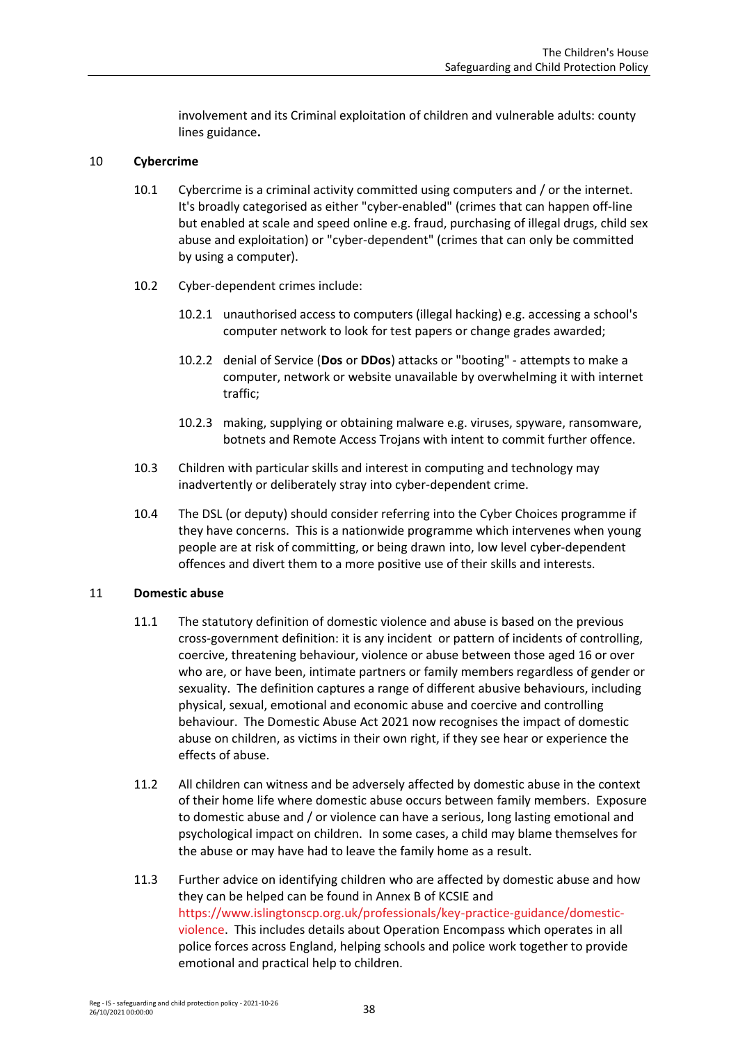involvement and its Criminal exploitation of children and vulnerable adults: county lines guidance**.**

## 10 Cybercrime

10.1 Cybercrime is a criminal activity committed using computers and / or the internet. It's broadly categorised as either "cyber-enabled" (crimes that can happen off-line but enabled at scale and speed online e.g. fraud, purchasing of illegal drugs, child sex abuse and exploitation) or "cyber-dependent" (crimes that can only be committed by using a computer).

10.2 Cyber-dependent crimes include:

10.2.1 unauthorised access to computers (illegal hacking) e.g. accessing a school's computer network to look for test papers or change grades awarded;

10.2.2 denial of Service (**Dos** or **DDos**) attacks or "booting" - attempts to make a computer, network or website unavailable by overwhelming it with internet traffic;

10.2.3 making, supplying or obtaining malware e.g. viruses, spyware, ransomware, botnets and Remote Access Trojans with intent to commit further offence.

10.3 Children with particular skills and interest in computing and technology may inadvertently or deliberately stray into cyber-dependent crime.

10.4 The DSL (or deputy) should consider referring into the Cyber Choices programme if they have concerns. This is a nationwide programme which intervenes when young people are at risk of committing, or being drawn into, low level cyber-dependent offences and divert them to a more positive use of their skills and interests.

## 11 Domestic abuse

11.1 The statutory definition of domestic violence and abuse is based on the previous cross-government definition: it is any incident or pattern of incidents of controlling, coercive, threatening behaviour, violence or abuse between those aged 16 or over who are, or have been, intimate partners or family members regardless of gender or sexuality. The definition captures a range of different abusive behaviours, including physical, sexual, emotional and economic abuse and coercive and controlling behaviour. The Domestic Abuse Act 2021 now recognises the impact of domestic abuse on children, as victims in their own right, if they see hear or experience the effects of abuse.

11.2 All children can witness and be adversely affected by domestic abuse in the context of their home life where domestic abuse occurs between family members. Exposure to domestic abuse and / or violence can have a serious, long lasting emotional and psychological impact on children. In some cases, a child may blame themselves for the abuse or may have had to leave the family home as a result.

11.3 Further advice on identifying children who are affected by domestic abuse and how they can be helped can be found in Annex B of KCSIE and https://www.islingtonscp.org.uk/professionals/key-practice-guidance/domestic-violence. This includes details about Operation Encompass which operates in all police forces across England, helping schools and police work together to provide emotional and practical help to children.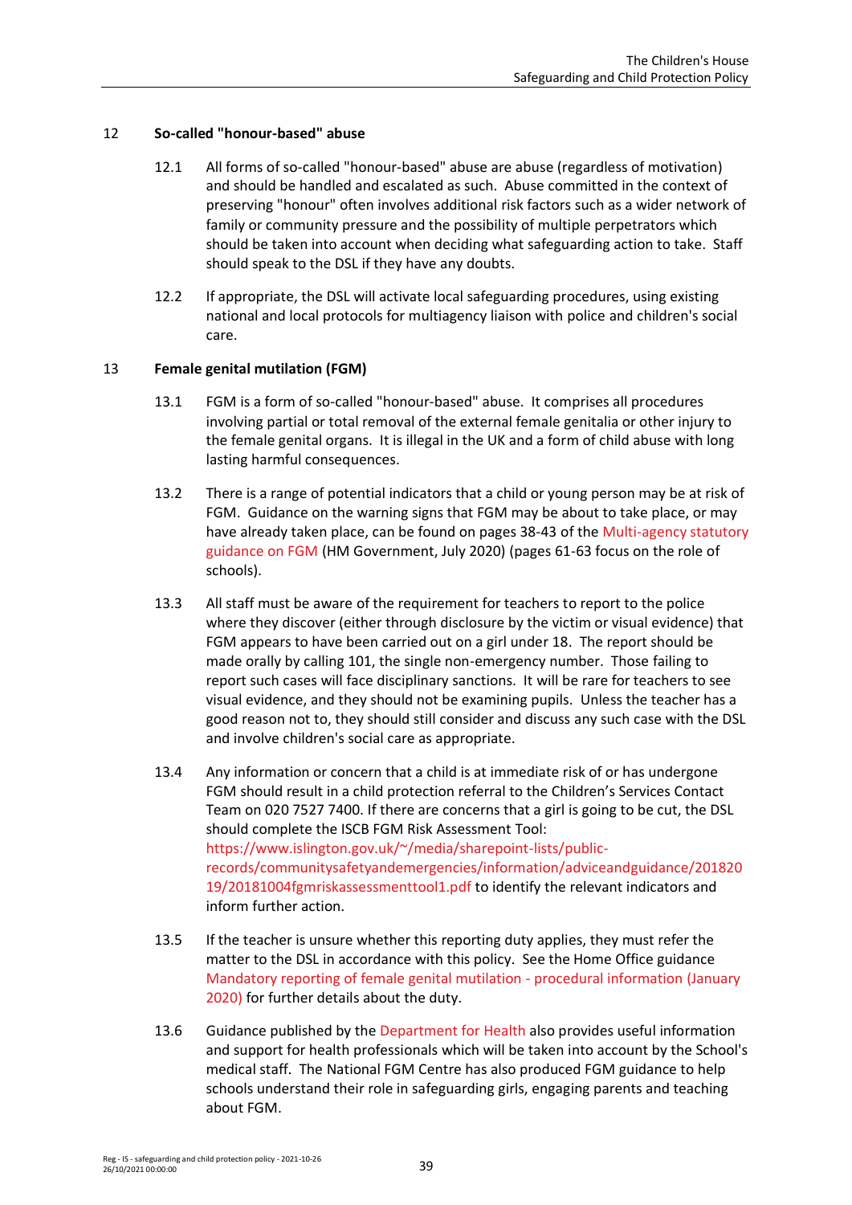## 12 So-called "honour-based" abuse

12.1 All forms of so-called "honour-based" abuse are abuse (regardless of motivation) and should be handled and escalated as such. Abuse committed in the context of preserving "honour" often involves additional risk factors such as a wider network of family or community pressure and the possibility of multiple perpetrators which should be taken into account when deciding what safeguarding action to take. Staff should speak to the DSL if they have any doubts.

12.2 If appropriate, the DSL will activate local safeguarding procedures, using existing national and local protocols for multiagency liaison with police and children's social care.

## 13 Female genital mutilation (FGM)

13.1 FGM is a form of so-called "honour-based" abuse. It comprises all procedures involving partial or total removal of the external female genitalia or other injury to the female genital organs. It is illegal in the UK and a form of child abuse with long lasting harmful consequences.

13.2 There is a range of potential indicators that a child or young person may be at risk of FGM. Guidance on the warning signs that FGM may be about to take place, or may have already taken place, can be found on pages 38-43 of the Multi-agency statutory guidance on FGM (HM Government, July 2020) (pages 61-63 focus on the role of schools).

13.3 All staff must be aware of the requirement for teachers to report to the police where they discover (either through disclosure by the victim or visual evidence) that FGM appears to have been carried out on a girl under 18. The report should be made orally by calling 101, the single non-emergency number. Those failing to report such cases will face disciplinary sanctions. It will be rare for teachers to see visual evidence, and they should not be examining pupils. Unless the teacher has a good reason not to, they should still consider and discuss any such case with the DSL and involve children's social care as appropriate.

13.4 Any information or concern that a child is at immediate risk of or has undergone FGM should result in a child protection referral to the Children's Services Contact Team on 020 7527 7400. If there are concerns that a girl is going to be cut, the DSL should complete the ISCB FGM Risk Assessment Tool: https://www.islington.gov.uk/~/media/sharepoint-lists/public-records/communitysafetyandemergencies/information/adviceandguidance/20182019/20181004fgmriskassessmenttool1.pdf to identify the relevant indicators and inform further action.

13.5 If the teacher is unsure whether this reporting duty applies, they must refer the matter to the DSL in accordance with this policy. See the Home Office guidance Mandatory reporting of female genital mutilation - procedural information (January 2020) for further details about the duty.

13.6 Guidance published by the Department for Health also provides useful information and support for health professionals which will be taken into account by the School's medical staff. The National FGM Centre has also produced FGM guidance to help schools understand their role in safeguarding girls, engaging parents and teaching about FGM.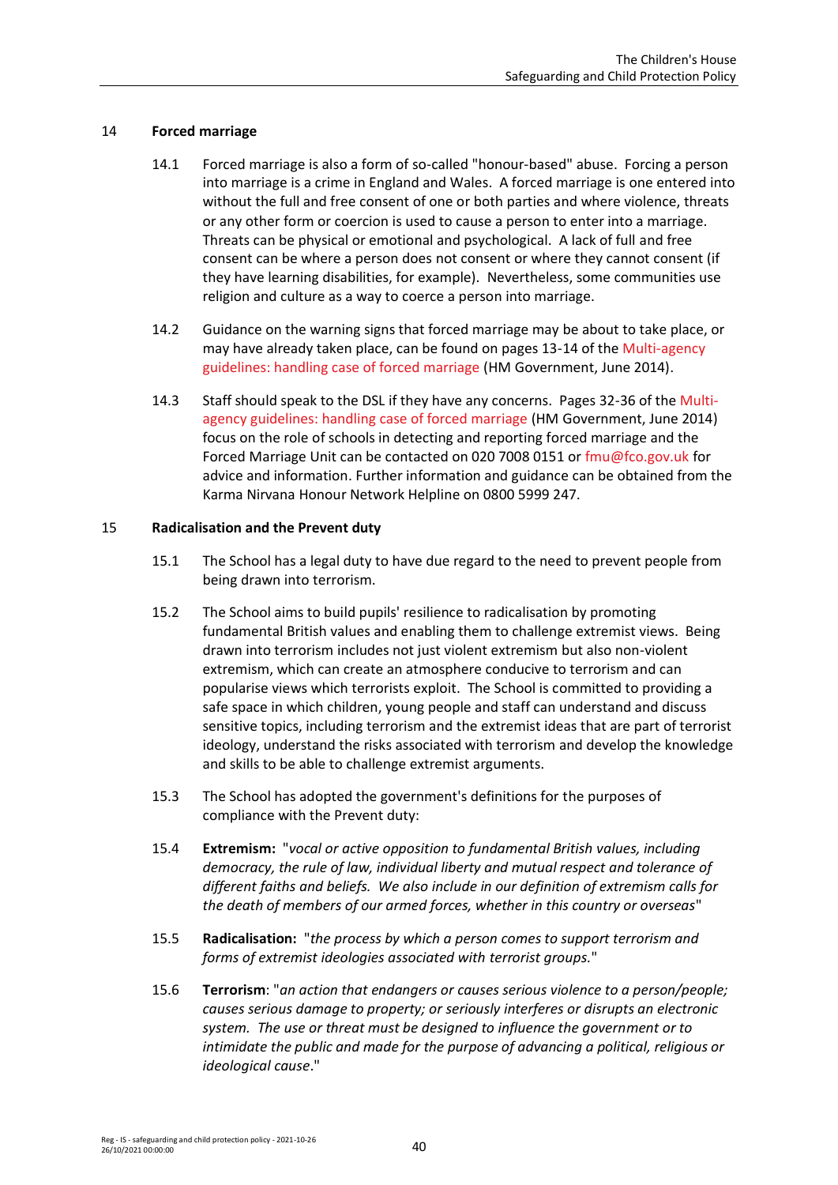## 14 Forced marriage

14.1 Forced marriage is also a form of so-called "honour-based" abuse. Forcing a person into marriage is a crime in England and Wales. A forced marriage is one entered into without the full and free consent of one or both parties and where violence, threats or any other form or coercion is used to cause a person to enter into a marriage. Threats can be physical or emotional and psychological. A lack of full and free consent can be where a person does not consent or where they cannot consent (if they have learning disabilities, for example). Nevertheless, some communities use religion and culture as a way to coerce a person into marriage.

14.2 Guidance on the warning signs that forced marriage may be about to take place, or may have already taken place, can be found on pages 13-14 of the Multi-agency guidelines: handling case of forced marriage (HM Government, June 2014).

14.3 Staff should speak to the DSL if they have any concerns. Pages 32-36 of the Multi-agency guidelines: handling case of forced marriage (HM Government, June 2014) focus on the role of schools in detecting and reporting forced marriage and the Forced Marriage Unit can be contacted on 020 7008 0151 or fmu@fco.gov.uk for advice and information. Further information and guidance can be obtained from the Karma Nirvana Honour Network Helpline on 0800 5999 247.

## 15 Radicalisation and the Prevent duty

15.1 The School has a legal duty to have due regard to the need to prevent people from being drawn into terrorism.

15.2 The School aims to build pupils' resilience to radicalisation by promoting fundamental British values and enabling them to challenge extremist views. Being drawn into terrorism includes not just violent extremism but also non-violent extremism, which can create an atmosphere conducive to terrorism and can popularise views which terrorists exploit. The School is committed to providing a safe space in which children, young people and staff can understand and discuss sensitive topics, including terrorism and the extremist ideas that are part of terrorist ideology, understand the risks associated with terrorism and develop the knowledge and skills to be able to challenge extremist arguments.

15.3 The School has adopted the government's definitions for the purposes of compliance with the Prevent duty:

15.4 **Extremism:** "*vocal or active opposition to fundamental British values, including democracy, the rule of law, individual liberty and mutual respect and tolerance of different faiths and beliefs. We also include in our definition of extremism calls for the death of members of our armed forces, whether in this country or overseas*"

15.5 **Radicalisation:** "*the process by which a person comes to support terrorism and forms of extremist ideologies associated with terrorist groups.*"

15.6 **Terrorism**: "*an action that endangers or causes serious violence to a person/people; causes serious damage to property; or seriously interferes or disrupts an electronic system. The use or threat must be designed to influence the government or to intimidate the public and made for the purpose of advancing a political, religious or ideological cause*."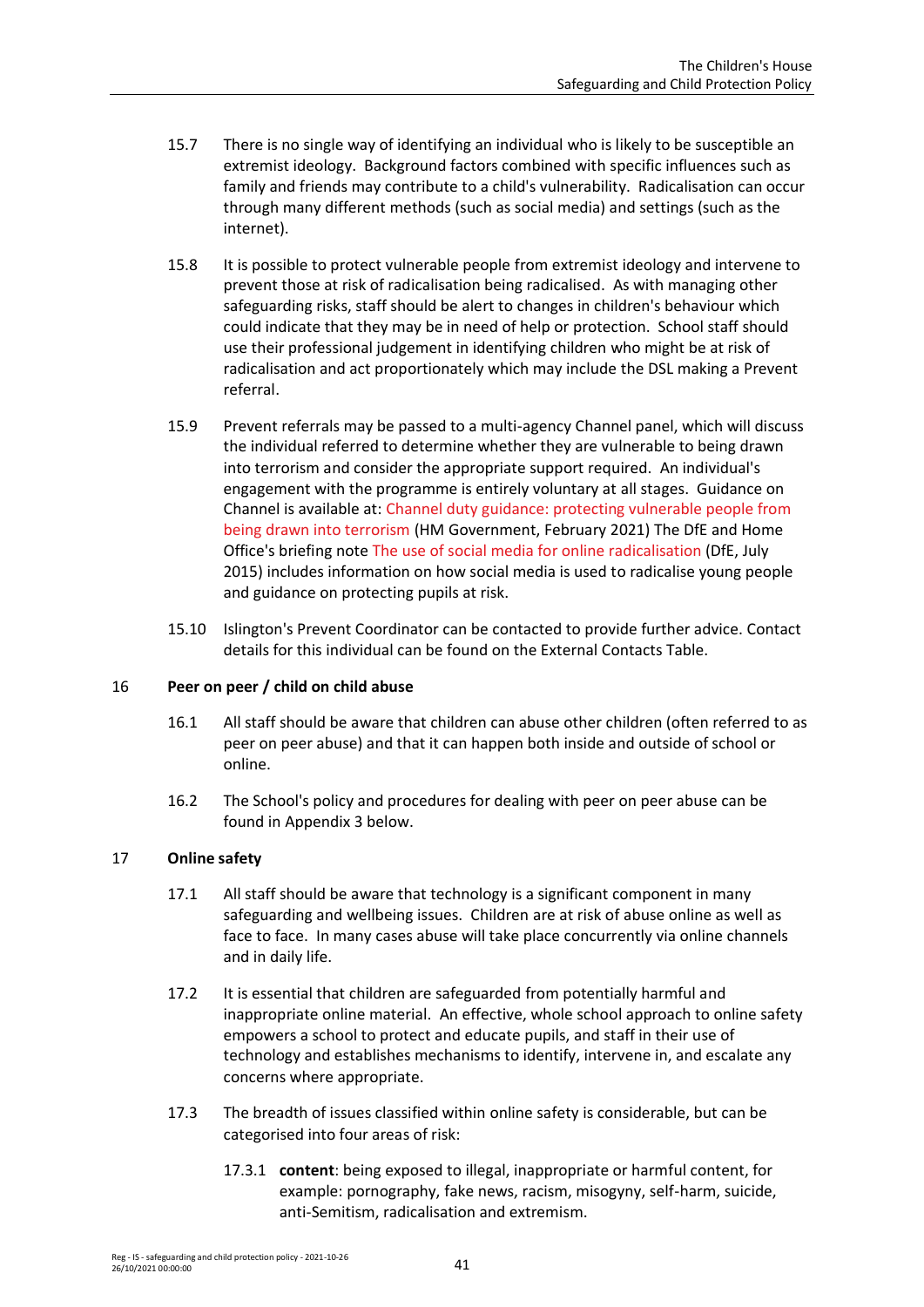15.7 There is no single way of identifying an individual who is likely to be susceptible an extremist ideology. Background factors combined with specific influences such as family and friends may contribute to a child's vulnerability. Radicalisation can occur through many different methods (such as social media) and settings (such as the internet).

15.8 It is possible to protect vulnerable people from extremist ideology and intervene to prevent those at risk of radicalisation being radicalised. As with managing other safeguarding risks, staff should be alert to changes in children's behaviour which could indicate that they may be in need of help or protection. School staff should use their professional judgement in identifying children who might be at risk of radicalisation and act proportionately which may include the DSL making a Prevent referral.

15.9 Prevent referrals may be passed to a multi-agency Channel panel, which will discuss the individual referred to determine whether they are vulnerable to being drawn into terrorism and consider the appropriate support required. An individual's engagement with the programme is entirely voluntary at all stages. Guidance on Channel is available at: Channel duty guidance: protecting vulnerable people from being drawn into terrorism (HM Government, February 2021) The DfE and Home Office's briefing note The use of social media for online radicalisation (DfE, July 2015) includes information on how social media is used to radicalise young people and guidance on protecting pupils at risk.

15.10 Islington's Prevent Coordinator can be contacted to provide further advice. Contact details for this individual can be found on the External Contacts Table.

## 16 Peer on peer / child on child abuse

16.1 All staff should be aware that children can abuse other children (often referred to as peer on peer abuse) and that it can happen both inside and outside of school or online.

16.2 The School's policy and procedures for dealing with peer on peer abuse can be found in Appendix 3 below.

## 17 Online safety

17.1 All staff should be aware that technology is a significant component in many safeguarding and wellbeing issues. Children are at risk of abuse online as well as face to face. In many cases abuse will take place concurrently via online channels and in daily life.

17.2 It is essential that children are safeguarded from potentially harmful and inappropriate online material. An effective, whole school approach to online safety empowers a school to protect and educate pupils, and staff in their use of technology and establishes mechanisms to identify, intervene in, and escalate any concerns where appropriate.

17.3 The breadth of issues classified within online safety is considerable, but can be categorised into four areas of risk:

17.3.1 **content**: being exposed to illegal, inappropriate or harmful content, for example: pornography, fake news, racism, misogyny, self-harm, suicide, anti-Semitism, radicalisation and extremism.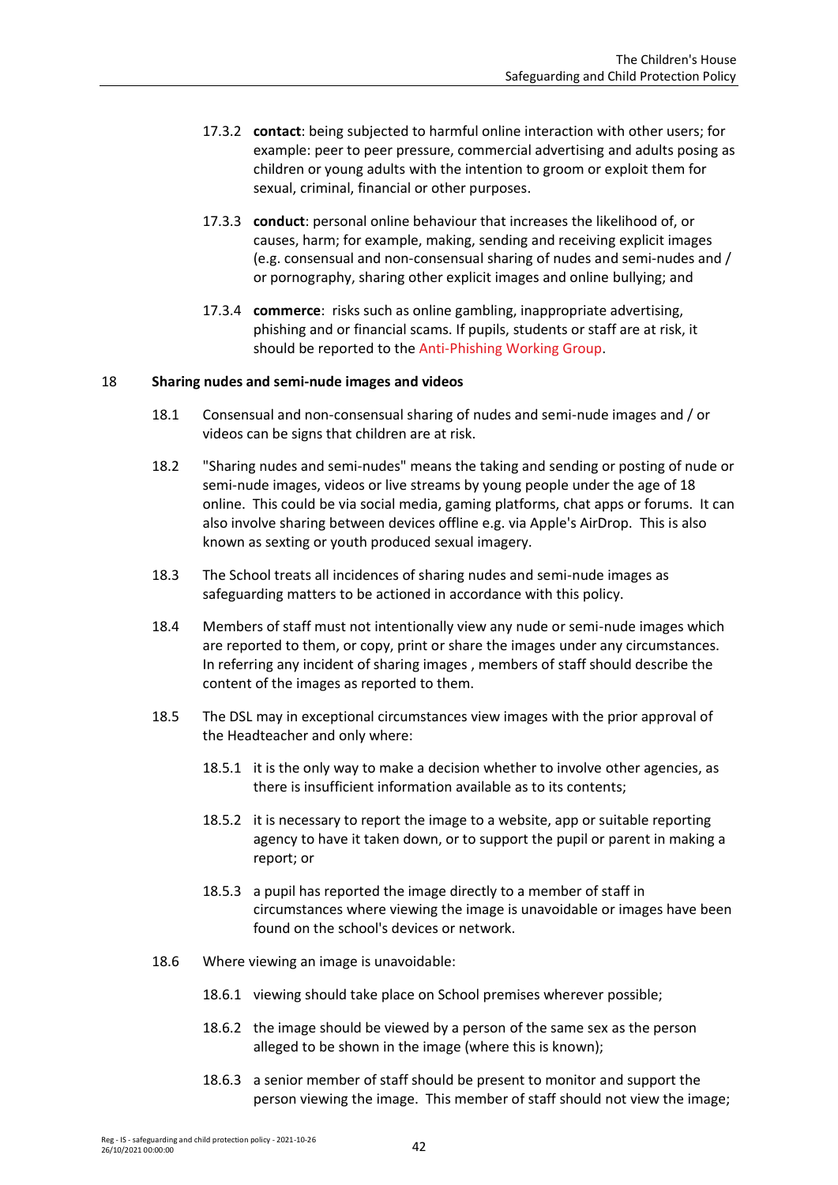17.3.2 **contact**: being subjected to harmful online interaction with other users; for example: peer to peer pressure, commercial advertising and adults posing as children or young adults with the intention to groom or exploit them for sexual, criminal, financial or other purposes.

17.3.3 **conduct**: personal online behaviour that increases the likelihood of, or causes, harm; for example, making, sending and receiving explicit images (e.g. consensual and non-consensual sharing of nudes and semi-nudes and / or pornography, sharing other explicit images and online bullying; and

17.3.4 **commerce**: risks such as online gambling, inappropriate advertising, phishing and or financial scams. If pupils, students or staff are at risk, it should be reported to the Anti-Phishing Working Group.

## 18 Sharing nudes and semi-nude images and videos

18.1 Consensual and non-consensual sharing of nudes and semi-nude images and / or videos can be signs that children are at risk.

18.2 "Sharing nudes and semi-nudes" means the taking and sending or posting of nude or semi-nude images, videos or live streams by young people under the age of 18 online. This could be via social media, gaming platforms, chat apps or forums. It can also involve sharing between devices offline e.g. via Apple's AirDrop. This is also known as sexting or youth produced sexual imagery.

18.3 The School treats all incidences of sharing nudes and semi-nude images as safeguarding matters to be actioned in accordance with this policy.

18.4 Members of staff must not intentionally view any nude or semi-nude images which are reported to them, or copy, print or share the images under any circumstances. In referring any incident of sharing images , members of staff should describe the content of the images as reported to them.

18.5 The DSL may in exceptional circumstances view images with the prior approval of the Headteacher and only where:

18.5.1 it is the only way to make a decision whether to involve other agencies, as there is insufficient information available as to its contents;

18.5.2 it is necessary to report the image to a website, app or suitable reporting agency to have it taken down, or to support the pupil or parent in making a report; or

18.5.3 a pupil has reported the image directly to a member of staff in circumstances where viewing the image is unavoidable or images have been found on the school's devices or network.

18.6 Where viewing an image is unavoidable:

18.6.1 viewing should take place on School premises wherever possible;

18.6.2 the image should be viewed by a person of the same sex as the person alleged to be shown in the image (where this is known);

18.6.3 a senior member of staff should be present to monitor and support the person viewing the image. This member of staff should not view the image;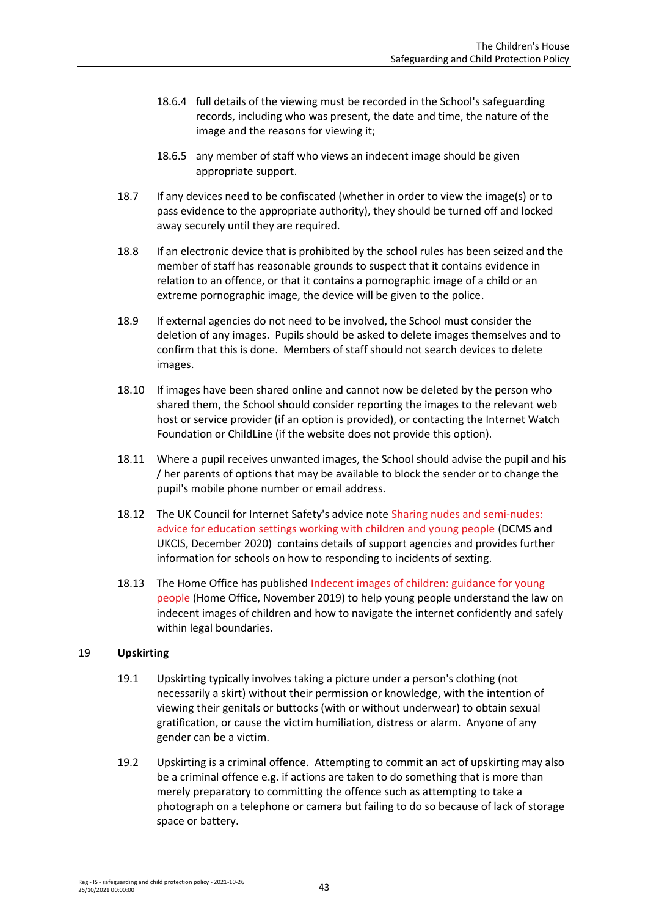18.6.4 full details of the viewing must be recorded in the School's safeguarding records, including who was present, the date and time, the nature of the image and the reasons for viewing it;

18.6.5 any member of staff who views an indecent image should be given appropriate support.

18.7 If any devices need to be confiscated (whether in order to view the image(s) or to pass evidence to the appropriate authority), they should be turned off and locked away securely until they are required.

18.8 If an electronic device that is prohibited by the school rules has been seized and the member of staff has reasonable grounds to suspect that it contains evidence in relation to an offence, or that it contains a pornographic image of a child or an extreme pornographic image, the device will be given to the police.

18.9 If external agencies do not need to be involved, the School must consider the deletion of any images. Pupils should be asked to delete images themselves and to confirm that this is done. Members of staff should not search devices to delete images.

18.10 If images have been shared online and cannot now be deleted by the person who shared them, the School should consider reporting the images to the relevant web host or service provider (if an option is provided), or contacting the Internet Watch Foundation or ChildLine (if the website does not provide this option).

18.11 Where a pupil receives unwanted images, the School should advise the pupil and his / her parents of options that may be available to block the sender or to change the pupil's mobile phone number or email address.

18.12 The UK Council for Internet Safety's advice note Sharing nudes and semi-nudes: advice for education settings working with children and young people (DCMS and UKCIS, December 2020) contains details of support agencies and provides further information for schools on how to responding to incidents of sexting.

18.13 The Home Office has published Indecent images of children: guidance for young people (Home Office, November 2019) to help young people understand the law on indecent images of children and how to navigate the internet confidently and safely within legal boundaries.

## 19 Upskirting

19.1 Upskirting typically involves taking a picture under a person's clothing (not necessarily a skirt) without their permission or knowledge, with the intention of viewing their genitals or buttocks (with or without underwear) to obtain sexual gratification, or cause the victim humiliation, distress or alarm. Anyone of any gender can be a victim.

19.2 Upskirting is a criminal offence. Attempting to commit an act of upskirting may also be a criminal offence e.g. if actions are taken to do something that is more than merely preparatory to committing the offence such as attempting to take a photograph on a telephone or camera but failing to do so because of lack of storage space or battery.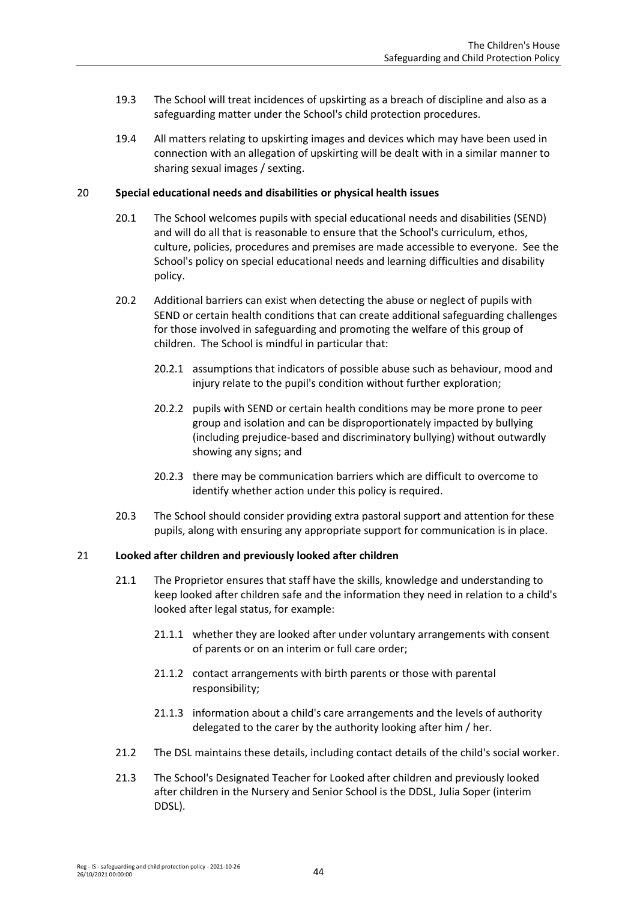19.3 The School will treat incidences of upskirting as a breach of discipline and also as a safeguarding matter under the School's child protection procedures.

19.4 All matters relating to upskirting images and devices which may have been used in connection with an allegation of upskirting will be dealt with in a similar manner to sharing sexual images / sexting.

## 20 Special educational needs and disabilities or physical health issues

20.1 The School welcomes pupils with special educational needs and disabilities (SEND) and will do all that is reasonable to ensure that the School's curriculum, ethos, culture, policies, procedures and premises are made accessible to everyone. See the School's policy on special educational needs and learning difficulties and disability policy.

20.2 Additional barriers can exist when detecting the abuse or neglect of pupils with SEND or certain health conditions that can create additional safeguarding challenges for those involved in safeguarding and promoting the welfare of this group of children. The School is mindful in particular that:

20.2.1 assumptions that indicators of possible abuse such as behaviour, mood and injury relate to the pupil's condition without further exploration;

20.2.2 pupils with SEND or certain health conditions may be more prone to peer group and isolation and can be disproportionately impacted by bullying (including prejudice-based and discriminatory bullying) without outwardly showing any signs; and

20.2.3 there may be communication barriers which are difficult to overcome to identify whether action under this policy is required.

20.3 The School should consider providing extra pastoral support and attention for these pupils, along with ensuring any appropriate support for communication is in place.

## 21 Looked after children and previously looked after children

21.1 The Proprietor ensures that staff have the skills, knowledge and understanding to keep looked after children safe and the information they need in relation to a child's looked after legal status, for example:

21.1.1 whether they are looked after under voluntary arrangements with consent of parents or on an interim or full care order;

21.1.2 contact arrangements with birth parents or those with parental responsibility;

21.1.3 information about a child's care arrangements and the levels of authority delegated to the carer by the authority looking after him / her.

21.2 The DSL maintains these details, including contact details of the child's social worker.

21.3 The School's Designated Teacher for Looked after children and previously looked after children in the Nursery and Senior School is the DDSL, Julia Soper (interim DDSL).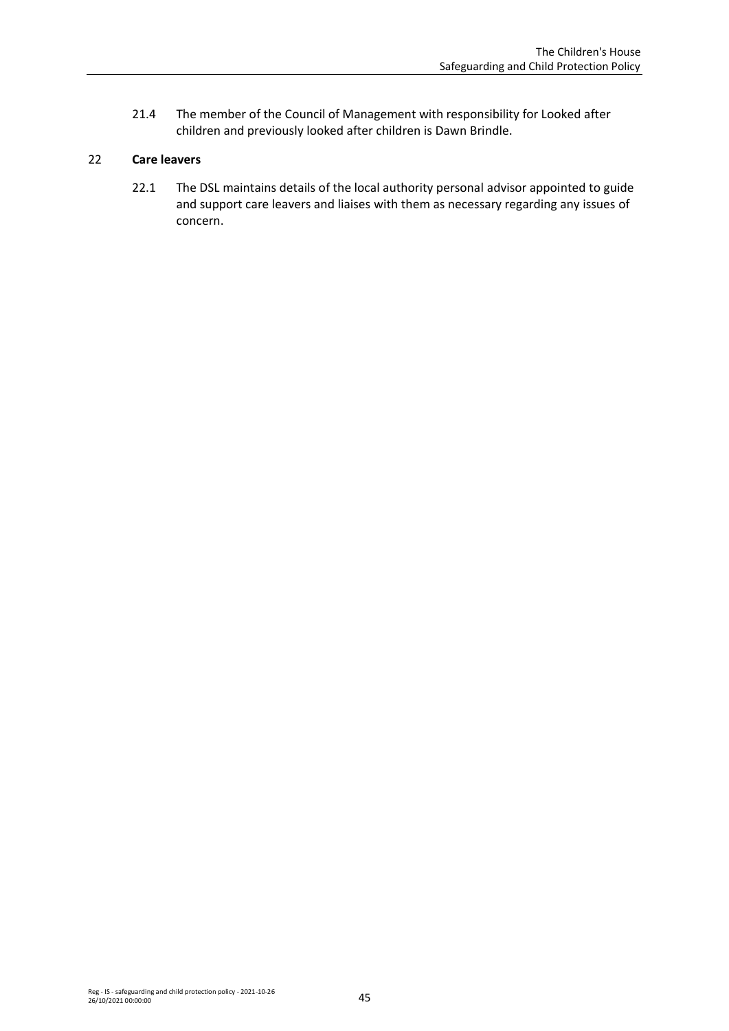21.4 The member of the Council of Management with responsibility for Looked after children and previously looked after children is Dawn Brindle.

## 22 Care leavers

22.1 The DSL maintains details of the local authority personal advisor appointed to guide and support care leavers and liaises with them as necessary regarding any issues of concern.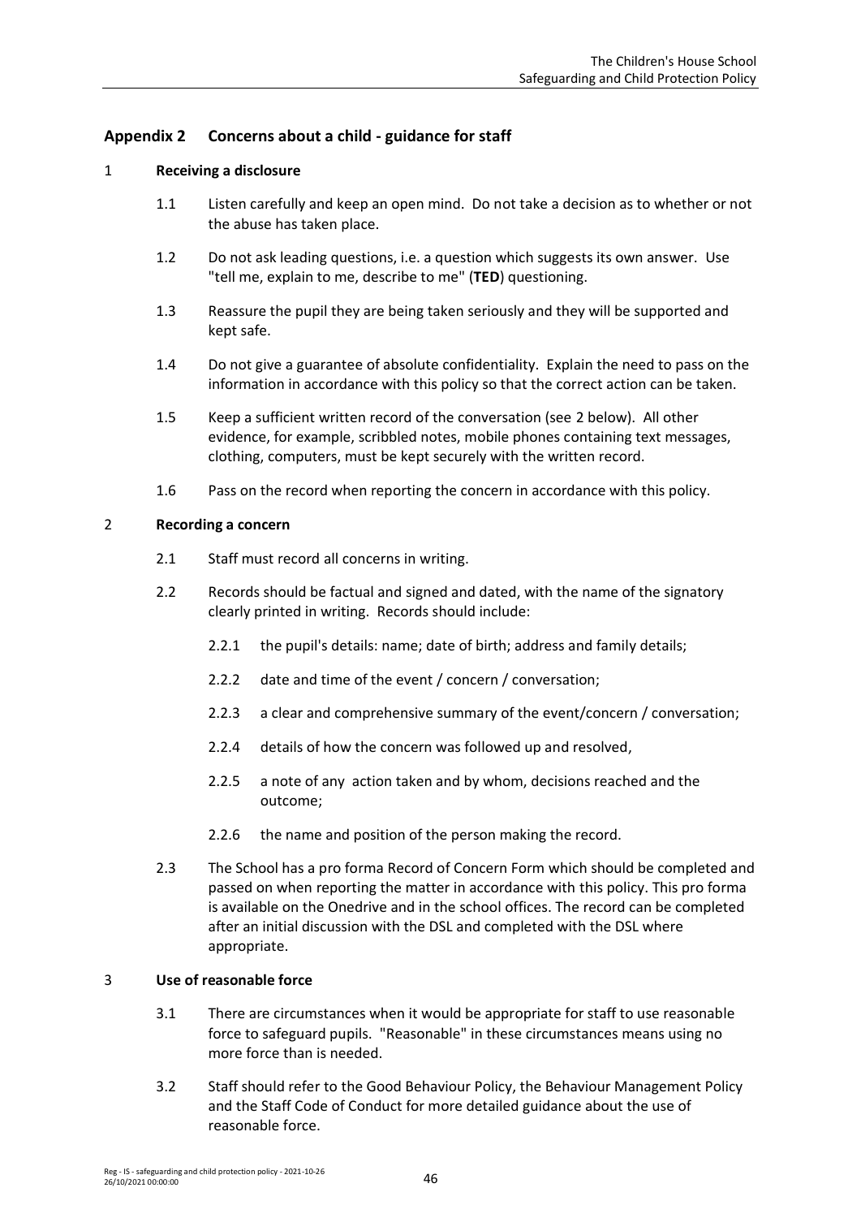## Appendix 2 Concerns about a child - guidance for staff

### 1 Receiving a disclosure

1.1 Listen carefully and keep an open mind. Do not take a decision as to whether or not the abuse has taken place.

1.2 Do not ask leading questions, i.e. a question which suggests its own answer. Use "tell me, explain to me, describe to me" (**TED**) questioning.

1.3 Reassure the pupil they are being taken seriously and they will be supported and kept safe.

1.4 Do not give a guarantee of absolute confidentiality. Explain the need to pass on the information in accordance with this policy so that the correct action can be taken.

1.5 Keep a sufficient written record of the conversation (see 2 below). All other evidence, for example, scribbled notes, mobile phones containing text messages, clothing, computers, must be kept securely with the written record.

1.6 Pass on the record when reporting the concern in accordance with this policy.

### 2 Recording a concern

2.1 Staff must record all concerns in writing.

2.2 Records should be factual and signed and dated, with the name of the signatory clearly printed in writing. Records should include:

2.2.1 the pupil's details: name; date of birth; address and family details;

2.2.2 date and time of the event / concern / conversation;

2.2.3 a clear and comprehensive summary of the event/concern / conversation;

2.2.4 details of how the concern was followed up and resolved,

2.2.5 a note of any action taken and by whom, decisions reached and the outcome;

2.2.6 the name and position of the person making the record.

2.3 The School has a pro forma Record of Concern Form which should be completed and passed on when reporting the matter in accordance with this policy. This pro forma is available on the Onedrive and in the school offices. The record can be completed after an initial discussion with the DSL and completed with the DSL where appropriate.

### 3 Use of reasonable force

3.1 There are circumstances when it would be appropriate for staff to use reasonable force to safeguard pupils. "Reasonable" in these circumstances means using no more force than is needed.

3.2 Staff should refer to the Good Behaviour Policy, the Behaviour Management Policy and the Staff Code of Conduct for more detailed guidance about the use of reasonable force.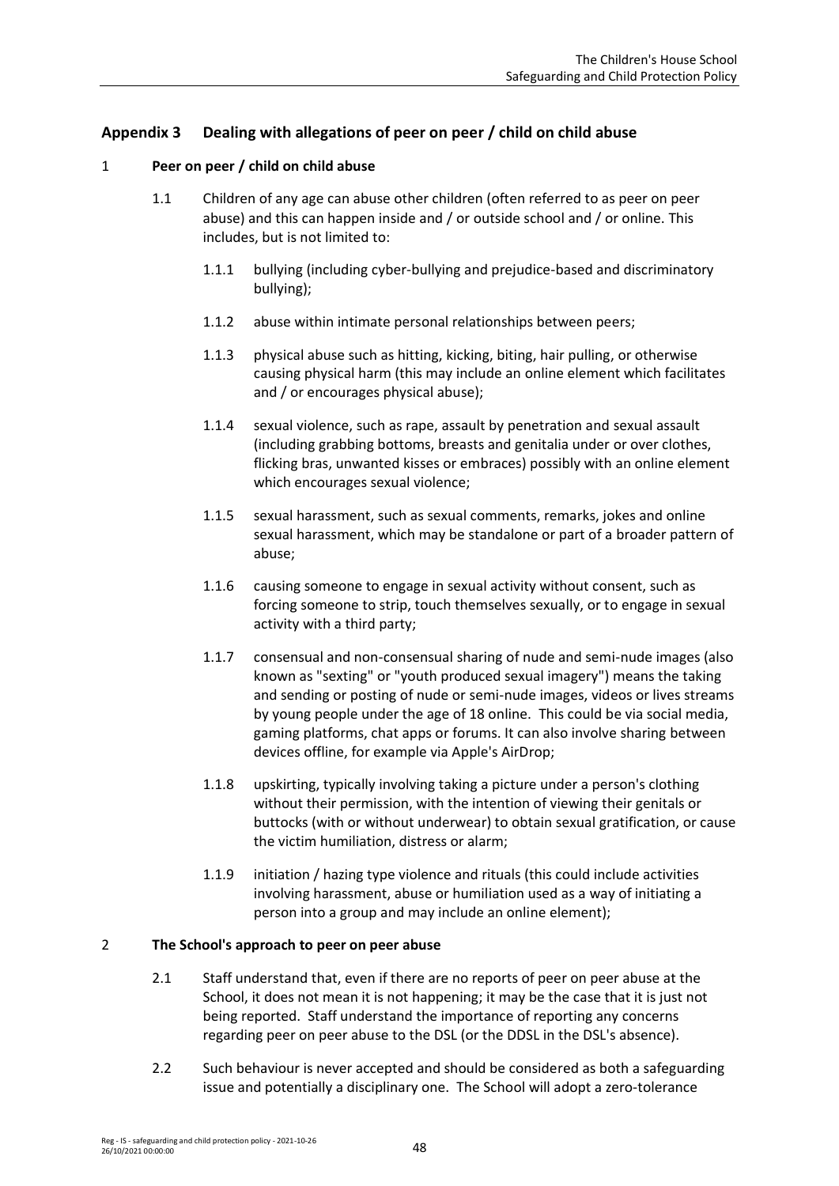## Appendix 3 Dealing with allegations of peer on peer / child on child abuse

### 1 Peer on peer / child on child abuse

1.1 Children of any age can abuse other children (often referred to as peer on peer abuse) and this can happen inside and / or outside school and / or online. This includes, but is not limited to:

1.1.1 bullying (including cyber-bullying and prejudice-based and discriminatory bullying);

1.1.2 abuse within intimate personal relationships between peers;

1.1.3 physical abuse such as hitting, kicking, biting, hair pulling, or otherwise causing physical harm (this may include an online element which facilitates and / or encourages physical abuse);

1.1.4 sexual violence, such as rape, assault by penetration and sexual assault (including grabbing bottoms, breasts and genitalia under or over clothes, flicking bras, unwanted kisses or embraces) possibly with an online element which encourages sexual violence;

1.1.5 sexual harassment, such as sexual comments, remarks, jokes and online sexual harassment, which may be standalone or part of a broader pattern of abuse;

1.1.6 causing someone to engage in sexual activity without consent, such as forcing someone to strip, touch themselves sexually, or to engage in sexual activity with a third party;

1.1.7 consensual and non-consensual sharing of nude and semi-nude images (also known as "sexting" or "youth produced sexual imagery") means the taking and sending or posting of nude or semi-nude images, videos or lives streams by young people under the age of 18 online. This could be via social media, gaming platforms, chat apps or forums. It can also involve sharing between devices offline, for example via Apple's AirDrop;

1.1.8 upskirting, typically involving taking a picture under a person's clothing without their permission, with the intention of viewing their genitals or buttocks (with or without underwear) to obtain sexual gratification, or cause the victim humiliation, distress or alarm;

1.1.9 initiation / hazing type violence and rituals (this could include activities involving harassment, abuse or humiliation used as a way of initiating a person into a group and may include an online element);

### 2 The School's approach to peer on peer abuse

2.1 Staff understand that, even if there are no reports of peer on peer abuse at the School, it does not mean it is not happening; it may be the case that it is just not being reported. Staff understand the importance of reporting any concerns regarding peer on peer abuse to the DSL (or the DDSL in the DSL's absence).

2.2 Such behaviour is never accepted and should be considered as both a safeguarding issue and potentially a disciplinary one. The School will adopt a zero-tolerance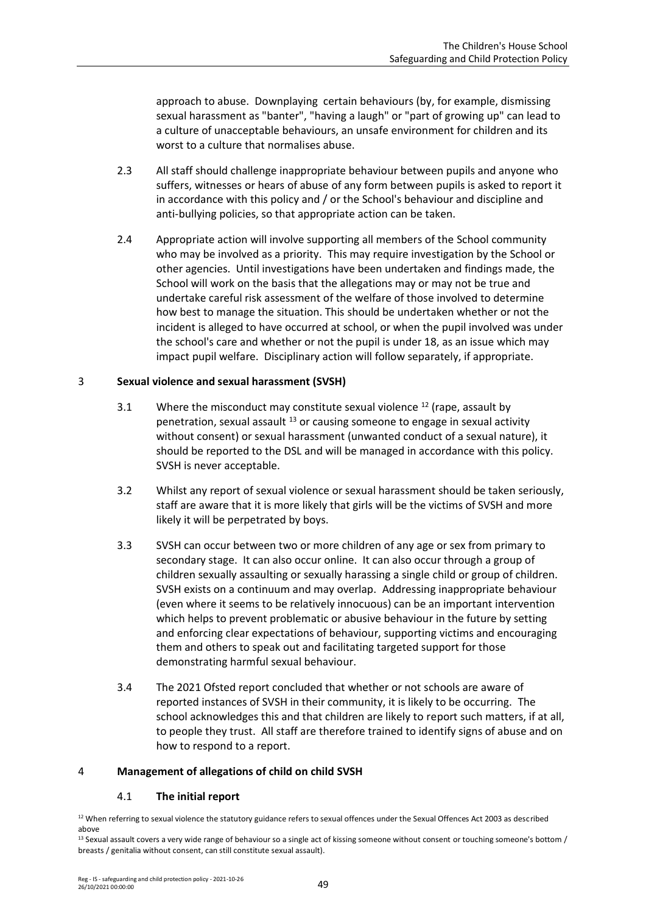approach to abuse. Downplaying certain behaviours (by, for example, dismissing sexual harassment as "banter", "having a laugh" or "part of growing up" can lead to a culture of unacceptable behaviours, an unsafe environment for children and its worst to a culture that normalises abuse.

2.3 All staff should challenge inappropriate behaviour between pupils and anyone who suffers, witnesses or hears of abuse of any form between pupils is asked to report it in accordance with this policy and / or the School's behaviour and discipline and anti-bullying policies, so that appropriate action can be taken.

2.4 Appropriate action will involve supporting all members of the School community who may be involved as a priority. This may require investigation by the School or other agencies. Until investigations have been undertaken and findings made, the School will work on the basis that the allegations may or may not be true and undertake careful risk assessment of the welfare of those involved to determine how best to manage the situation. This should be undertaken whether or not the incident is alleged to have occurred at school, or when the pupil involved was under the school's care and whether or not the pupil is under 18, as an issue which may impact pupil welfare. Disciplinary action will follow separately, if appropriate.

## 3 Sexual violence and sexual harassment (SVSH)

3.1 Where the misconduct may constitute sexual violence [12] (rape, assault by penetration, sexual assault [13] or causing someone to engage in sexual activity without consent) or sexual harassment (unwanted conduct of a sexual nature), it should be reported to the DSL and will be managed in accordance with this policy. SVSH is never acceptable.

3.2 Whilst any report of sexual violence or sexual harassment should be taken seriously, staff are aware that it is more likely that girls will be the victims of SVSH and more likely it will be perpetrated by boys.

3.3 SVSH can occur between two or more children of any age or sex from primary to secondary stage. It can also occur online. It can also occur through a group of children sexually assaulting or sexually harassing a single child or group of children. SVSH exists on a continuum and may overlap. Addressing inappropriate behaviour (even where it seems to be relatively innocuous) can be an important intervention which helps to prevent problematic or abusive behaviour in the future by setting and enforcing clear expectations of behaviour, supporting victims and encouraging them and others to speak out and facilitating targeted support for those demonstrating harmful sexual behaviour.

3.4 The 2021 Ofsted report concluded that whether or not schools are aware of reported instances of SVSH in their community, it is likely to be occurring. The school acknowledges this and that children are likely to report such matters, if at all, to people they trust. All staff are therefore trained to identify signs of abuse and on how to respond to a report.

## 4 Management of allegations of child on child SVSH

### 4.1 The initial report

[12] When referring to sexual violence the statutory guidance refers to sexual offences under the Sexual Offences Act 2003 as described above

[13] Sexual assault covers a very wide range of behaviour so a single act of kissing someone without consent or touching someone's bottom / breasts / genitalia without consent, can still constitute sexual assault).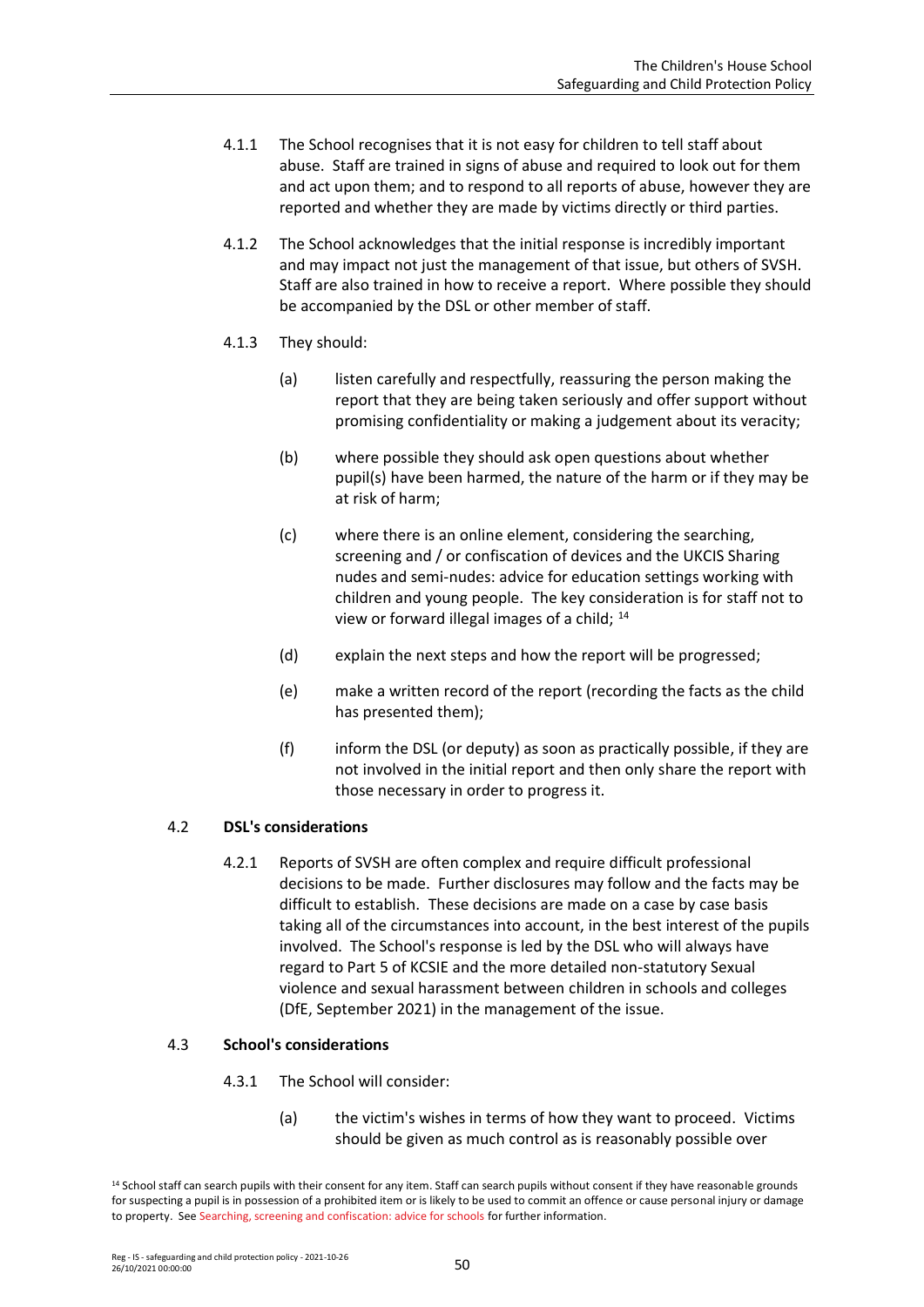4.1.1 The School recognises that it is not easy for children to tell staff about abuse. Staff are trained in signs of abuse and required to look out for them and act upon them; and to respond to all reports of abuse, however they are reported and whether they are made by victims directly or third parties.

4.1.2 The School acknowledges that the initial response is incredibly important and may impact not just the management of that issue, but others of SVSH. Staff are also trained in how to receive a report. Where possible they should be accompanied by the DSL or other member of staff.

4.1.3 They should:

(a) listen carefully and respectfully, reassuring the person making the report that they are being taken seriously and offer support without promising confidentiality or making a judgement about its veracity;

(b) where possible they should ask open questions about whether pupil(s) have been harmed, the nature of the harm or if they may be at risk of harm;

(c) where there is an online element, considering the searching, screening and / or confiscation of devices and the UKCIS Sharing nudes and semi-nudes: advice for education settings working with children and young people. The key consideration is for staff not to view or forward illegal images of a child; [14]

(d) explain the next steps and how the report will be progressed;

(e) make a written record of the report (recording the facts as the child has presented them);

(f) inform the DSL (or deputy) as soon as practically possible, if they are not involved in the initial report and then only share the report with those necessary in order to progress it.

## 4.2 DSL's considerations

4.2.1 Reports of SVSH are often complex and require difficult professional decisions to be made. Further disclosures may follow and the facts may be difficult to establish. These decisions are made on a case by case basis taking all of the circumstances into account, in the best interest of the pupils involved. The School's response is led by the DSL who will always have regard to Part 5 of KCSIE and the more detailed non-statutory Sexual violence and sexual harassment between children in schools and colleges (DfE, September 2021) in the management of the issue.

## 4.3 School's considerations

4.3.1 The School will consider:

(a) the victim's wishes in terms of how they want to proceed. Victims should be given as much control as is reasonably possible over

[14] School staff can search pupils with their consent for any item. Staff can search pupils without consent if they have reasonable grounds for suspecting a pupil is in possession of a prohibited item or is likely to be used to commit an offence or cause personal injury or damage to property. See Searching, screening and confiscation: advice for schools for further information.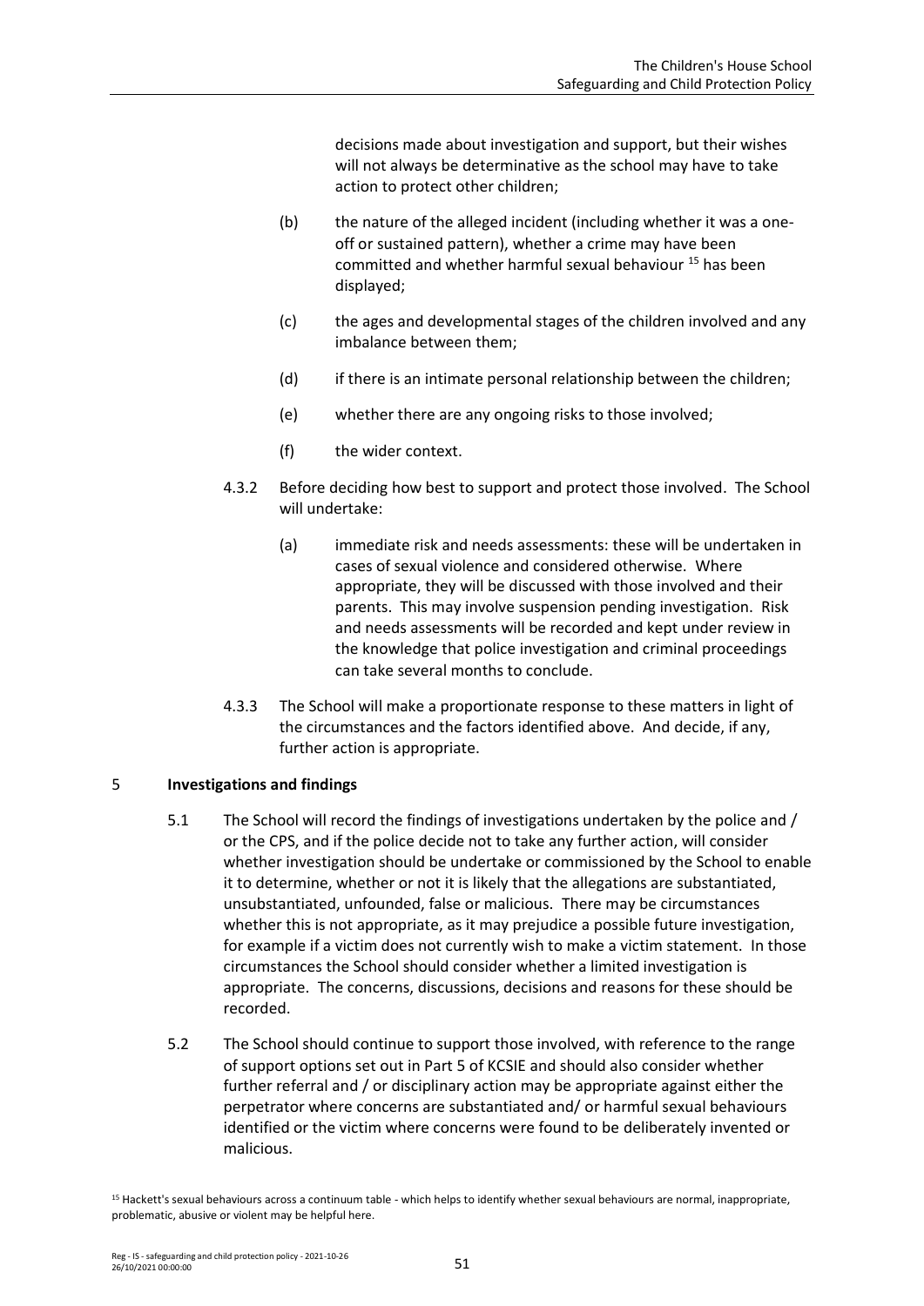decisions made about investigation and support, but their wishes will not always be determinative as the school may have to take action to protect other children;

(b) the nature of the alleged incident (including whether it was a one-off or sustained pattern), whether a crime may have been committed and whether harmful sexual behaviour [15] has been displayed;

(c) the ages and developmental stages of the children involved and any imbalance between them;

(d) if there is an intimate personal relationship between the children;

(e) whether there are any ongoing risks to those involved;

(f) the wider context.

4.3.2 Before deciding how best to support and protect those involved. The School will undertake:

(a) immediate risk and needs assessments: these will be undertaken in cases of sexual violence and considered otherwise. Where appropriate, they will be discussed with those involved and their parents. This may involve suspension pending investigation. Risk and needs assessments will be recorded and kept under review in the knowledge that police investigation and criminal proceedings can take several months to conclude.

4.3.3 The School will make a proportionate response to these matters in light of the circumstances and the factors identified above. And decide, if any, further action is appropriate.

## 5 Investigations and findings

5.1 The School will record the findings of investigations undertaken by the police and / or the CPS, and if the police decide not to take any further action, will consider whether investigation should be undertake or commissioned by the School to enable it to determine, whether or not it is likely that the allegations are substantiated, unsubstantiated, unfounded, false or malicious. There may be circumstances whether this is not appropriate, as it may prejudice a possible future investigation, for example if a victim does not currently wish to make a victim statement. In those circumstances the School should consider whether a limited investigation is appropriate. The concerns, discussions, decisions and reasons for these should be recorded.

5.2 The School should continue to support those involved, with reference to the range of support options set out in Part 5 of KCSIE and should also consider whether further referral and / or disciplinary action may be appropriate against either the perpetrator where concerns are substantiated and/ or harmful sexual behaviours identified or the victim where concerns were found to be deliberately invented or malicious.

[15] Hackett's sexual behaviours across a continuum table - which helps to identify whether sexual behaviours are normal, inappropriate, problematic, abusive or violent may be helpful here.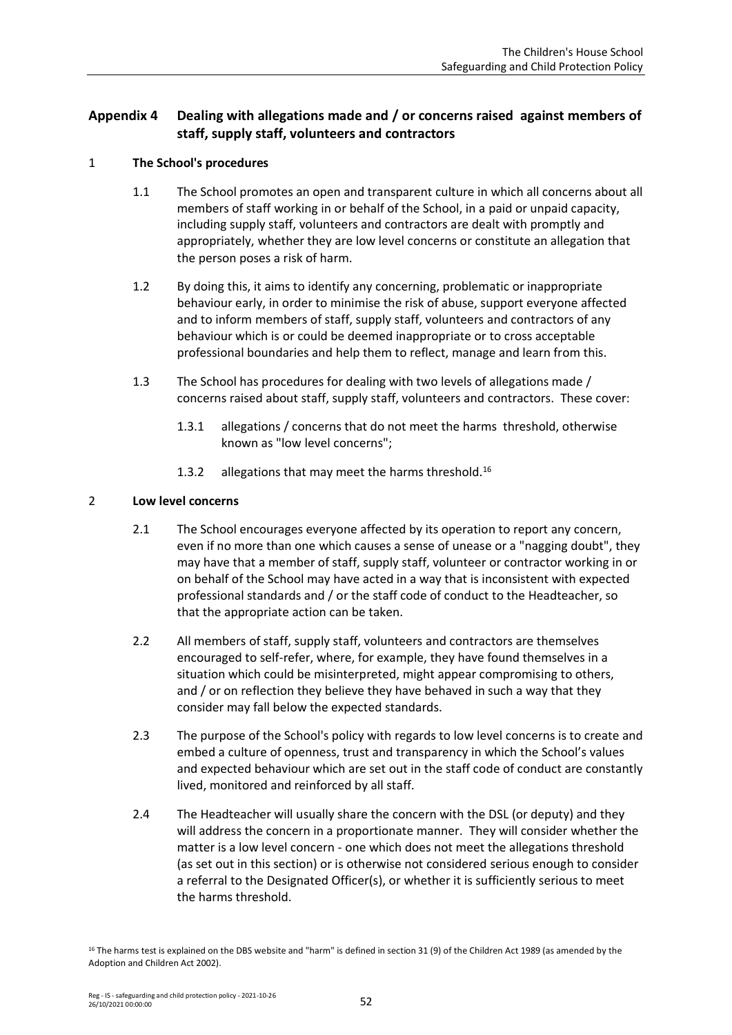## Appendix 4 Dealing with allegations made and / or concerns raised against members of staff, supply staff, volunteers and contractors

### 1 The School's procedures

1.1 The School promotes an open and transparent culture in which all concerns about all members of staff working in or behalf of the School, in a paid or unpaid capacity, including supply staff, volunteers and contractors are dealt with promptly and appropriately, whether they are low level concerns or constitute an allegation that the person poses a risk of harm.

1.2 By doing this, it aims to identify any concerning, problematic or inappropriate behaviour early, in order to minimise the risk of abuse, support everyone affected and to inform members of staff, supply staff, volunteers and contractors of any behaviour which is or could be deemed inappropriate or to cross acceptable professional boundaries and help them to reflect, manage and learn from this.

1.3 The School has procedures for dealing with two levels of allegations made / concerns raised about staff, supply staff, volunteers and contractors. These cover:

1.3.1 allegations / concerns that do not meet the harms threshold, otherwise known as "low level concerns";

1.3.2 allegations that may meet the harms threshold.[16]

### 2 Low level concerns

2.1 The School encourages everyone affected by its operation to report any concern, even if no more than one which causes a sense of unease or a "nagging doubt", they may have that a member of staff, supply staff, volunteer or contractor working in or on behalf of the School may have acted in a way that is inconsistent with expected professional standards and / or the staff code of conduct to the Headteacher, so that the appropriate action can be taken.

2.2 All members of staff, supply staff, volunteers and contractors are themselves encouraged to self-refer, where, for example, they have found themselves in a situation which could be misinterpreted, might appear compromising to others, and / or on reflection they believe they have behaved in such a way that they consider may fall below the expected standards.

2.3 The purpose of the School's policy with regards to low level concerns is to create and embed a culture of openness, trust and transparency in which the School's values and expected behaviour which are set out in the staff code of conduct are constantly lived, monitored and reinforced by all staff.

2.4 The Headteacher will usually share the concern with the DSL (or deputy) and they will address the concern in a proportionate manner. They will consider whether the matter is a low level concern - one which does not meet the allegations threshold (as set out in this section) or is otherwise not considered serious enough to consider a referral to the Designated Officer(s), or whether it is sufficiently serious to meet the harms threshold.

[16] The harms test is explained on the DBS website and "harm" is defined in section 31 (9) of the Children Act 1989 (as amended by the Adoption and Children Act 2002).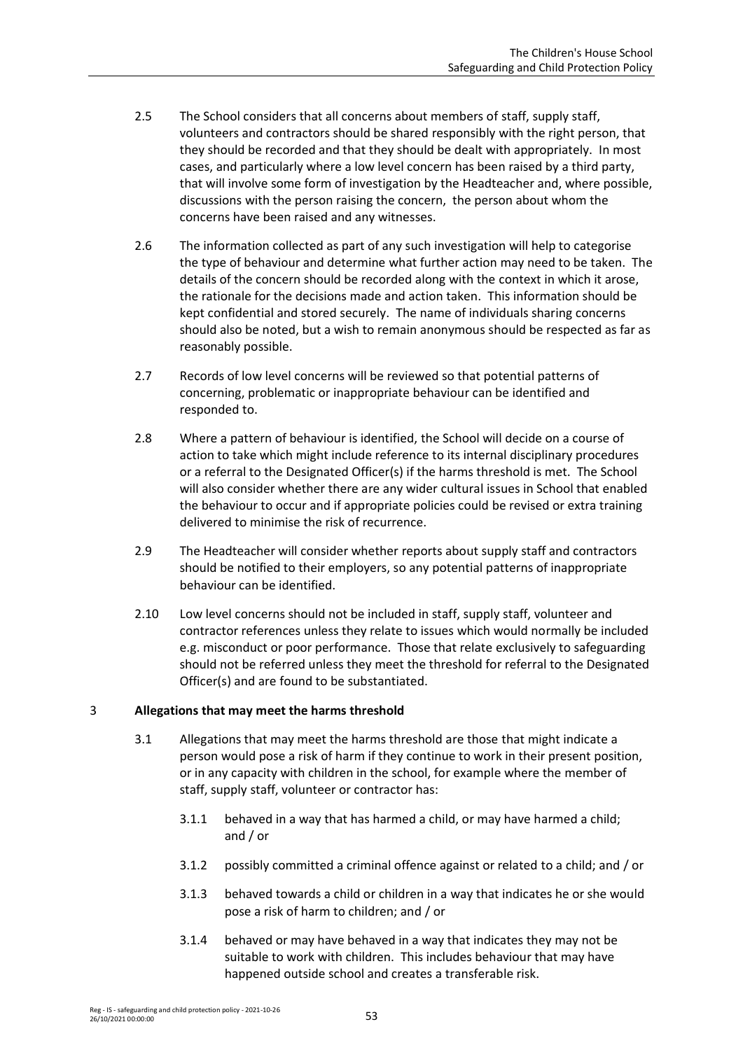2.5 The School considers that all concerns about members of staff, supply staff, volunteers and contractors should be shared responsibly with the right person, that they should be recorded and that they should be dealt with appropriately. In most cases, and particularly where a low level concern has been raised by a third party, that will involve some form of investigation by the Headteacher and, where possible, discussions with the person raising the concern, the person about whom the concerns have been raised and any witnesses.

2.6 The information collected as part of any such investigation will help to categorise the type of behaviour and determine what further action may need to be taken. The details of the concern should be recorded along with the context in which it arose, the rationale for the decisions made and action taken. This information should be kept confidential and stored securely. The name of individuals sharing concerns should also be noted, but a wish to remain anonymous should be respected as far as reasonably possible.

2.7 Records of low level concerns will be reviewed so that potential patterns of concerning, problematic or inappropriate behaviour can be identified and responded to.

2.8 Where a pattern of behaviour is identified, the School will decide on a course of action to take which might include reference to its internal disciplinary procedures or a referral to the Designated Officer(s) if the harms threshold is met. The School will also consider whether there are any wider cultural issues in School that enabled the behaviour to occur and if appropriate policies could be revised or extra training delivered to minimise the risk of recurrence.

2.9 The Headteacher will consider whether reports about supply staff and contractors should be notified to their employers, so any potential patterns of inappropriate behaviour can be identified.

2.10 Low level concerns should not be included in staff, supply staff, volunteer and contractor references unless they relate to issues which would normally be included e.g. misconduct or poor performance. Those that relate exclusively to safeguarding should not be referred unless they meet the threshold for referral to the Designated Officer(s) and are found to be substantiated.

## 3 Allegations that may meet the harms threshold

3.1 Allegations that may meet the harms threshold are those that might indicate a person would pose a risk of harm if they continue to work in their present position, or in any capacity with children in the school, for example where the member of staff, supply staff, volunteer or contractor has:

3.1.1 behaved in a way that has harmed a child, or may have harmed a child; and / or

3.1.2 possibly committed a criminal offence against or related to a child; and / or

3.1.3 behaved towards a child or children in a way that indicates he or she would pose a risk of harm to children; and / or

3.1.4 behaved or may have behaved in a way that indicates they may not be suitable to work with children. This includes behaviour that may have happened outside school and creates a transferable risk.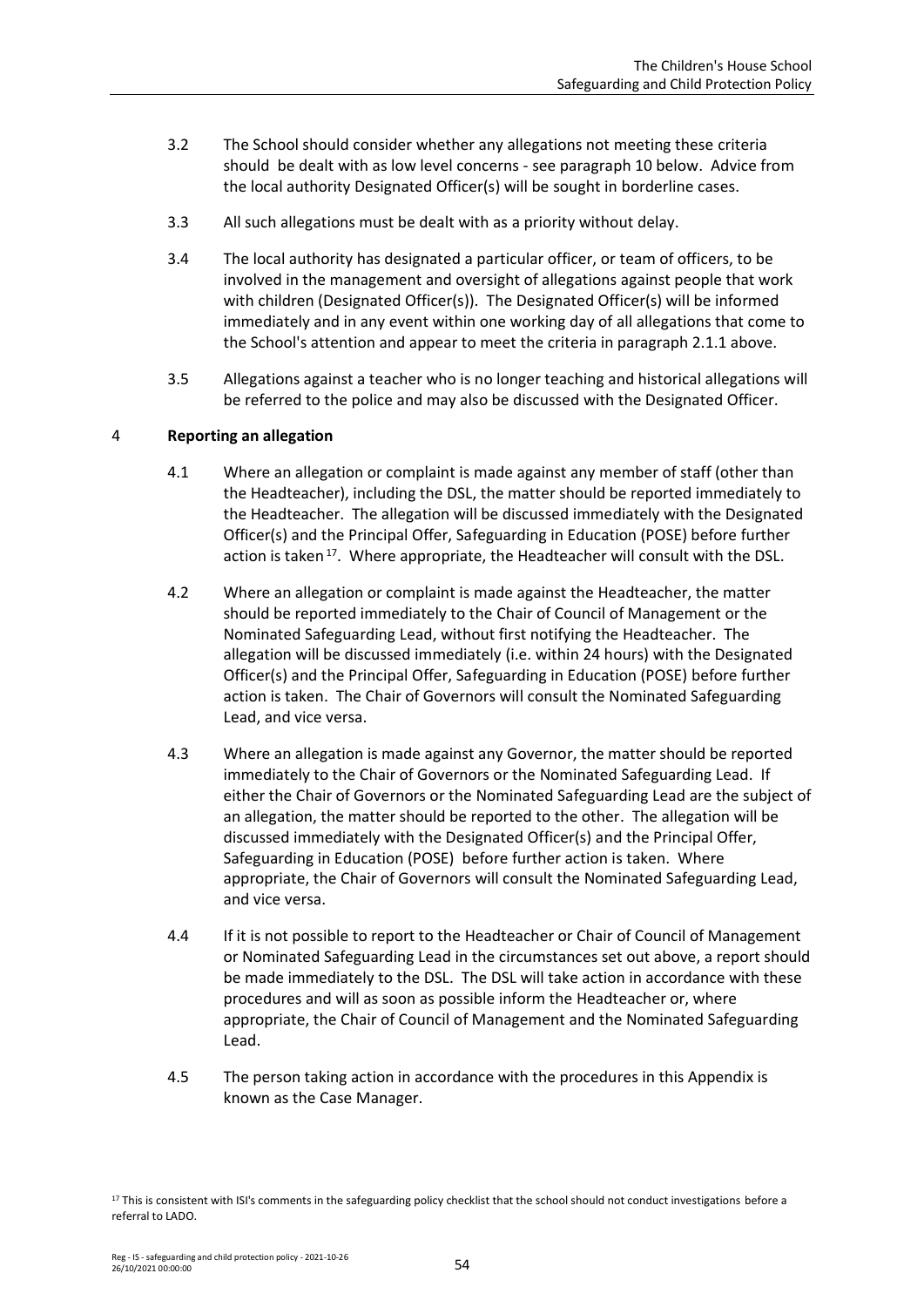3.2 The School should consider whether any allegations not meeting these criteria should be dealt with as low level concerns - see paragraph 10 below. Advice from the local authority Designated Officer(s) will be sought in borderline cases.

3.3 All such allegations must be dealt with as a priority without delay.

3.4 The local authority has designated a particular officer, or team of officers, to be involved in the management and oversight of allegations against people that work with children (Designated Officer(s)). The Designated Officer(s) will be informed immediately and in any event within one working day of all allegations that come to the School's attention and appear to meet the criteria in paragraph 2.1.1 above.

3.5 Allegations against a teacher who is no longer teaching and historical allegations will be referred to the police and may also be discussed with the Designated Officer.

## 4 Reporting an allegation

4.1 Where an allegation or complaint is made against any member of staff (other than the Headteacher), including the DSL, the matter should be reported immediately to the Headteacher. The allegation will be discussed immediately with the Designated Officer(s) and the Principal Offer, Safeguarding in Education (POSE) before further action is taken[17]. Where appropriate, the Headteacher will consult with the DSL.

4.2 Where an allegation or complaint is made against the Headteacher, the matter should be reported immediately to the Chair of Council of Management or the Nominated Safeguarding Lead, without first notifying the Headteacher. The allegation will be discussed immediately (i.e. within 24 hours) with the Designated Officer(s) and the Principal Offer, Safeguarding in Education (POSE) before further action is taken. The Chair of Governors will consult the Nominated Safeguarding Lead, and vice versa.

4.3 Where an allegation is made against any Governor, the matter should be reported immediately to the Chair of Governors or the Nominated Safeguarding Lead. If either the Chair of Governors or the Nominated Safeguarding Lead are the subject of an allegation, the matter should be reported to the other. The allegation will be discussed immediately with the Designated Officer(s) and the Principal Offer, Safeguarding in Education (POSE) before further action is taken. Where appropriate, the Chair of Governors will consult the Nominated Safeguarding Lead, and vice versa.

4.4 If it is not possible to report to the Headteacher or Chair of Council of Management or Nominated Safeguarding Lead in the circumstances set out above, a report should be made immediately to the DSL. The DSL will take action in accordance with these procedures and will as soon as possible inform the Headteacher or, where appropriate, the Chair of Council of Management and the Nominated Safeguarding Lead.

4.5 The person taking action in accordance with the procedures in this Appendix is known as the Case Manager.

[17] This is consistent with ISI's comments in the safeguarding policy checklist that the school should not conduct investigations before a referral to LADO.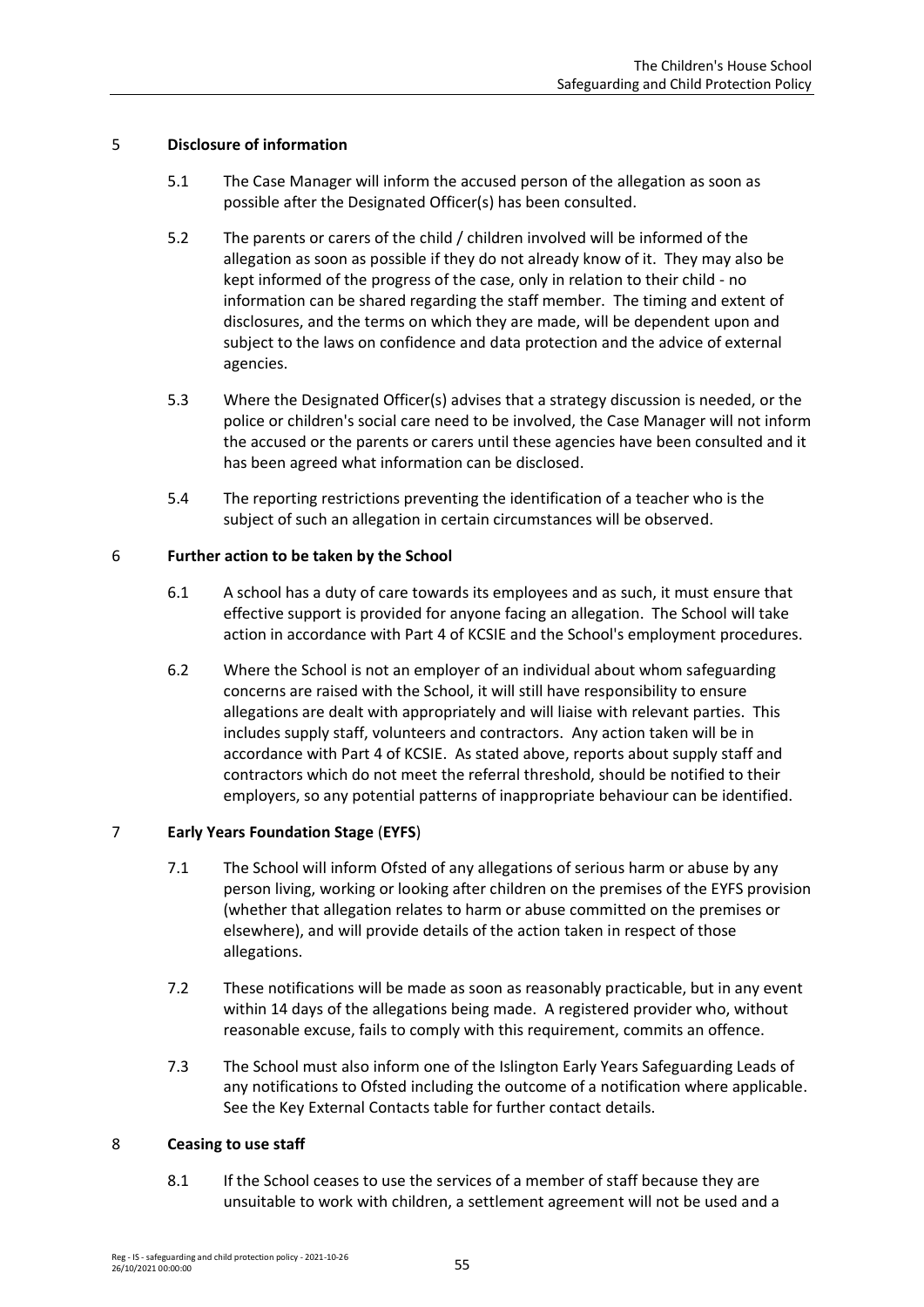## 5 Disclosure of information

5.1 The Case Manager will inform the accused person of the allegation as soon as possible after the Designated Officer(s) has been consulted.

5.2 The parents or carers of the child / children involved will be informed of the allegation as soon as possible if they do not already know of it. They may also be kept informed of the progress of the case, only in relation to their child - no information can be shared regarding the staff member. The timing and extent of disclosures, and the terms on which they are made, will be dependent upon and subject to the laws on confidence and data protection and the advice of external agencies.

5.3 Where the Designated Officer(s) advises that a strategy discussion is needed, or the police or children's social care need to be involved, the Case Manager will not inform the accused or the parents or carers until these agencies have been consulted and it has been agreed what information can be disclosed.

5.4 The reporting restrictions preventing the identification of a teacher who is the subject of such an allegation in certain circumstances will be observed.

## 6 Further action to be taken by the School

6.1 A school has a duty of care towards its employees and as such, it must ensure that effective support is provided for anyone facing an allegation. The School will take action in accordance with Part 4 of KCSIE and the School's employment procedures.

6.2 Where the School is not an employer of an individual about whom safeguarding concerns are raised with the School, it will still have responsibility to ensure allegations are dealt with appropriately and will liaise with relevant parties. This includes supply staff, volunteers and contractors. Any action taken will be in accordance with Part 4 of KCSIE. As stated above, reports about supply staff and contractors which do not meet the referral threshold, should be notified to their employers, so any potential patterns of inappropriate behaviour can be identified.

## 7 Early Years Foundation Stage (EYFS)

7.1 The School will inform Ofsted of any allegations of serious harm or abuse by any person living, working or looking after children on the premises of the EYFS provision (whether that allegation relates to harm or abuse committed on the premises or elsewhere), and will provide details of the action taken in respect of those allegations.

7.2 These notifications will be made as soon as reasonably practicable, but in any event within 14 days of the allegations being made. A registered provider who, without reasonable excuse, fails to comply with this requirement, commits an offence.

7.3 The School must also inform one of the Islington Early Years Safeguarding Leads of any notifications to Ofsted including the outcome of a notification where applicable. See the Key External Contacts table for further contact details.

## 8 Ceasing to use staff

8.1 If the School ceases to use the services of a member of staff because they are unsuitable to work with children, a settlement agreement will not be used and a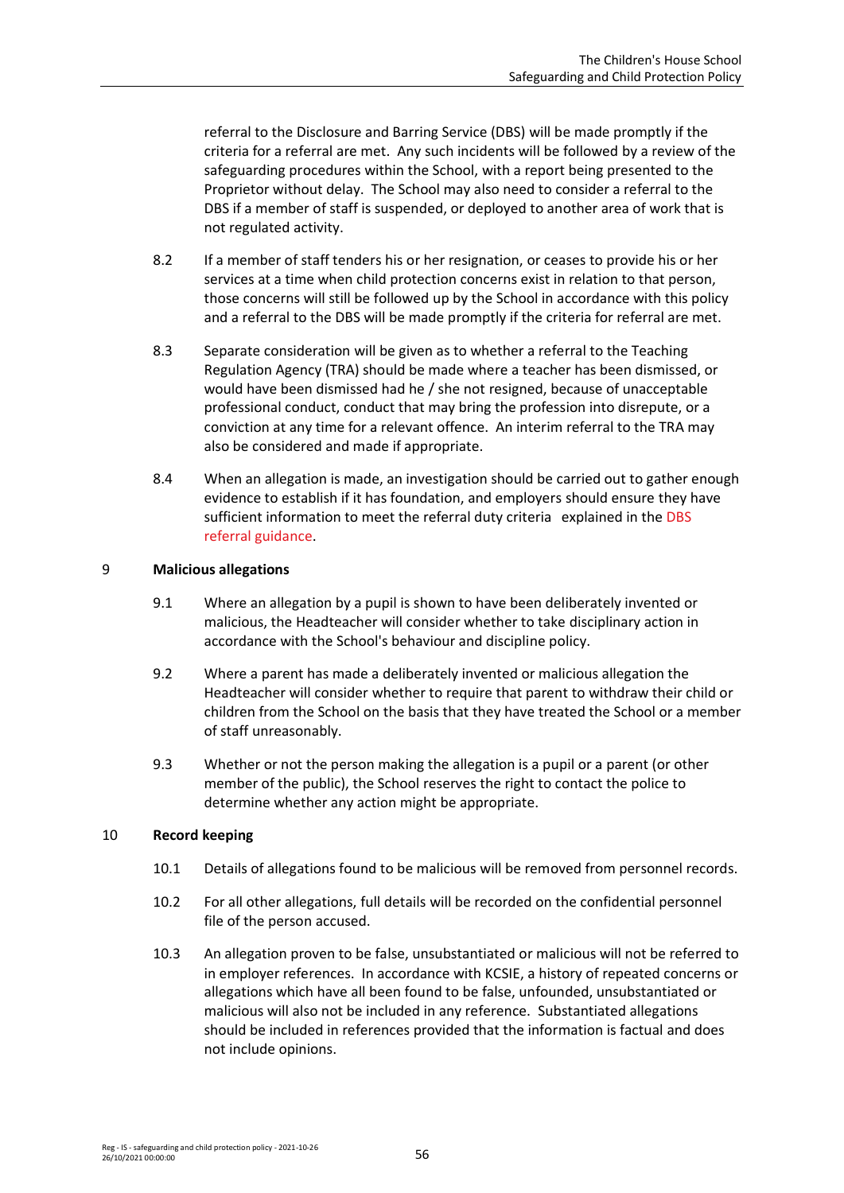referral to the Disclosure and Barring Service (DBS) will be made promptly if the criteria for a referral are met. Any such incidents will be followed by a review of the safeguarding procedures within the School, with a report being presented to the Proprietor without delay. The School may also need to consider a referral to the DBS if a member of staff is suspended, or deployed to another area of work that is not regulated activity.

8.2 If a member of staff tenders his or her resignation, or ceases to provide his or her services at a time when child protection concerns exist in relation to that person, those concerns will still be followed up by the School in accordance with this policy and a referral to the DBS will be made promptly if the criteria for referral are met.

8.3 Separate consideration will be given as to whether a referral to the Teaching Regulation Agency (TRA) should be made where a teacher has been dismissed, or would have been dismissed had he / she not resigned, because of unacceptable professional conduct, conduct that may bring the profession into disrepute, or a conviction at any time for a relevant offence. An interim referral to the TRA may also be considered and made if appropriate.

8.4 When an allegation is made, an investigation should be carried out to gather enough evidence to establish if it has foundation, and employers should ensure they have sufficient information to meet the referral duty criteria explained in the DBS referral guidance.

## 9 Malicious allegations

9.1 Where an allegation by a pupil is shown to have been deliberately invented or malicious, the Headteacher will consider whether to take disciplinary action in accordance with the School's behaviour and discipline policy.

9.2 Where a parent has made a deliberately invented or malicious allegation the Headteacher will consider whether to require that parent to withdraw their child or children from the School on the basis that they have treated the School or a member of staff unreasonably.

9.3 Whether or not the person making the allegation is a pupil or a parent (or other member of the public), the School reserves the right to contact the police to determine whether any action might be appropriate.

## 10 Record keeping

10.1 Details of allegations found to be malicious will be removed from personnel records.

10.2 For all other allegations, full details will be recorded on the confidential personnel file of the person accused.

10.3 An allegation proven to be false, unsubstantiated or malicious will not be referred to in employer references. In accordance with KCSIE, a history of repeated concerns or allegations which have all been found to be false, unfounded, unsubstantiated or malicious will also not be included in any reference. Substantiated allegations should be included in references provided that the information is factual and does not include opinions.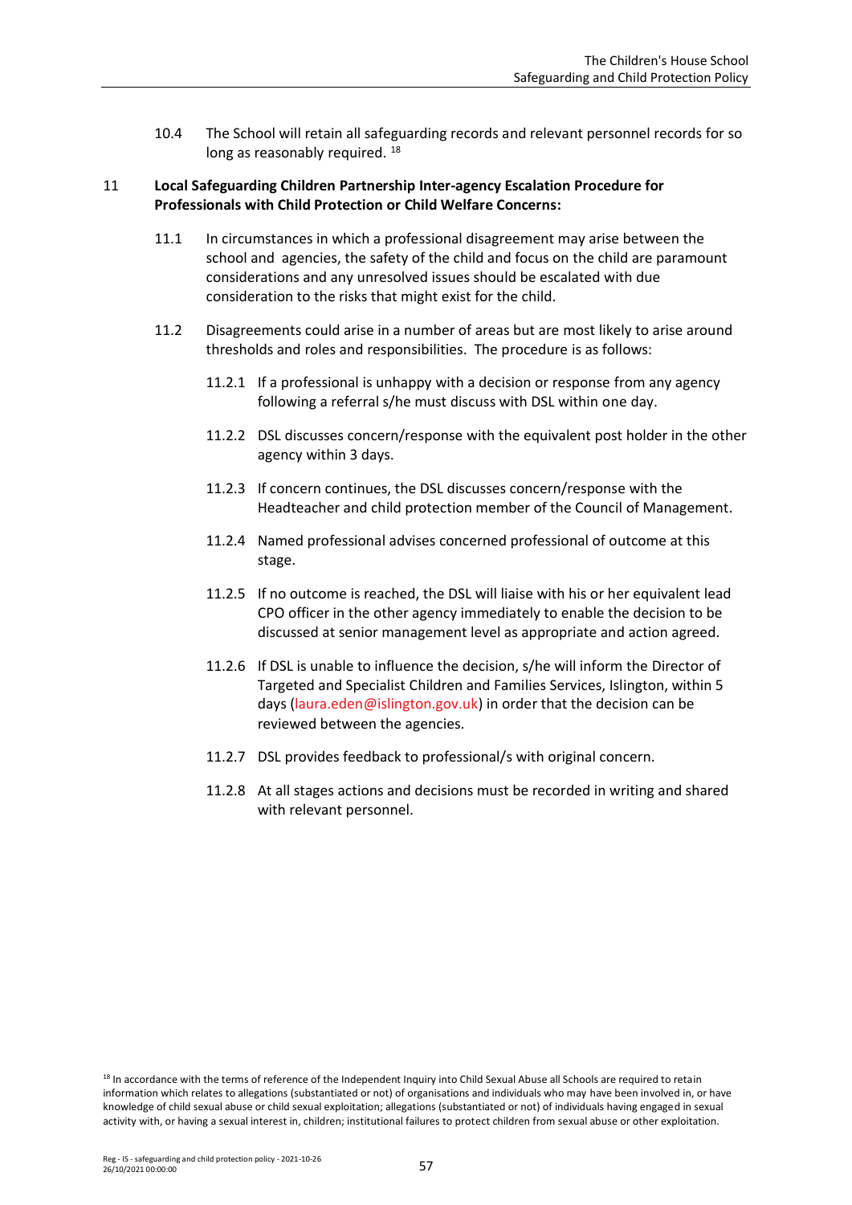10.4 The School will retain all safeguarding records and relevant personnel records for so long as reasonably required. [18]

## 11 Local Safeguarding Children Partnership Inter-agency Escalation Procedure for Professionals with Child Protection or Child Welfare Concerns:

11.1 In circumstances in which a professional disagreement may arise between the school and agencies, the safety of the child and focus on the child are paramount considerations and any unresolved issues should be escalated with due consideration to the risks that might exist for the child.

11.2 Disagreements could arise in a number of areas but are most likely to arise around thresholds and roles and responsibilities. The procedure is as follows:

11.2.1 If a professional is unhappy with a decision or response from any agency following a referral s/he must discuss with DSL within one day.

11.2.2 DSL discusses concern/response with the equivalent post holder in the other agency within 3 days.

11.2.3 If concern continues, the DSL discusses concern/response with the Headteacher and child protection member of the Council of Management.

11.2.4 Named professional advises concerned professional of outcome at this stage.

11.2.5 If no outcome is reached, the DSL will liaise with his or her equivalent lead CPO officer in the other agency immediately to enable the decision to be discussed at senior management level as appropriate and action agreed.

11.2.6 If DSL is unable to influence the decision, s/he will inform the Director of Targeted and Specialist Children and Families Services, Islington, within 5 days (laura.eden@islington.gov.uk) in order that the decision can be reviewed between the agencies.

11.2.7 DSL provides feedback to professional/s with original concern.

11.2.8 At all stages actions and decisions must be recorded in writing and shared with relevant personnel.

[18] In accordance with the terms of reference of the Independent Inquiry into Child Sexual Abuse all Schools are required to retain information which relates to allegations (substantiated or not) of organisations and individuals who may have been involved in, or have knowledge of child sexual abuse or child sexual exploitation; allegations (substantiated or not) of individuals having engaged in sexual activity with, or having a sexual interest in, children; institutional failures to protect children from sexual abuse or other exploitation.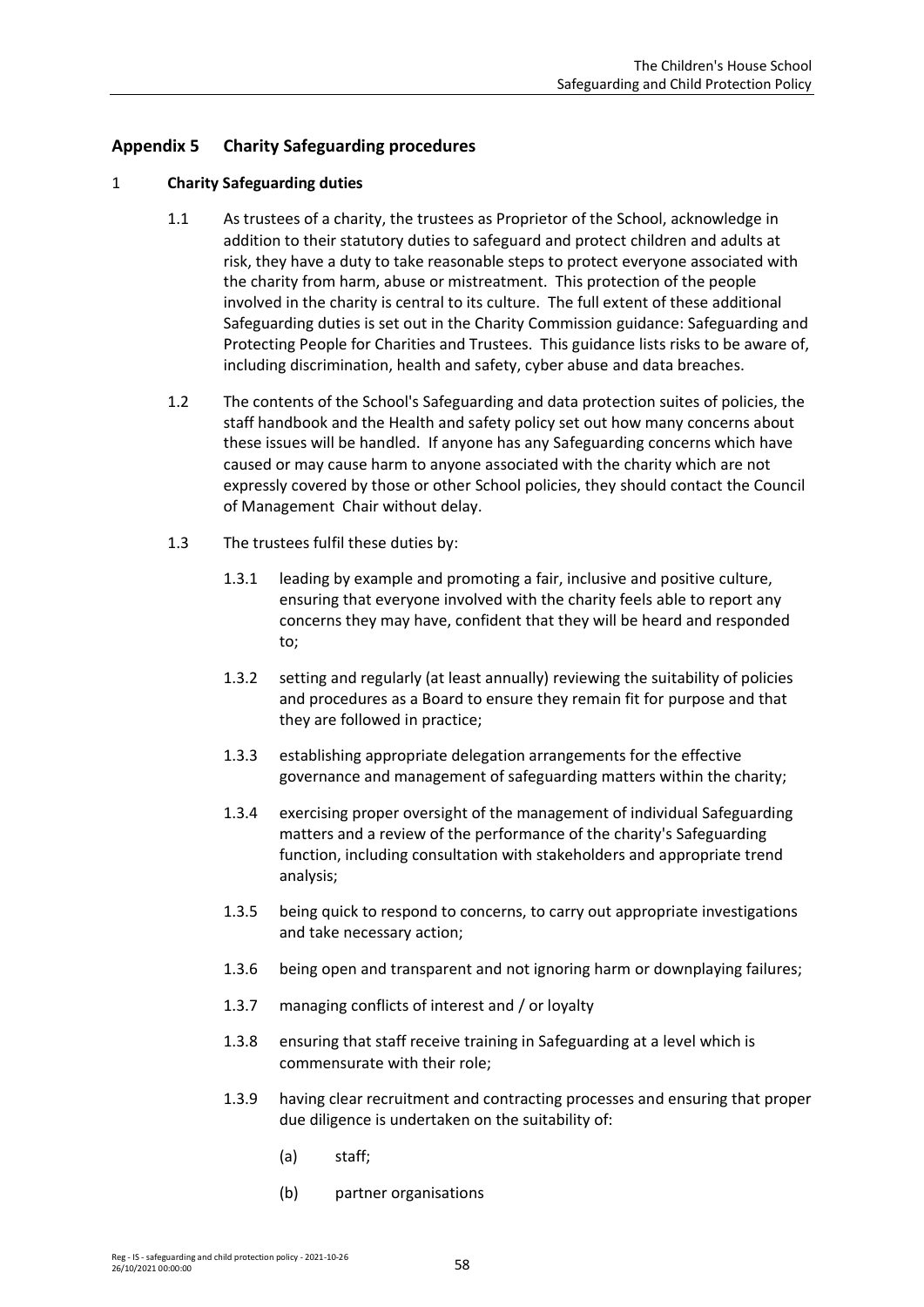## Appendix 5 Charity Safeguarding procedures

### 1 Charity Safeguarding duties

1.1 As trustees of a charity, the trustees as Proprietor of the School, acknowledge in addition to their statutory duties to safeguard and protect children and adults at risk, they have a duty to take reasonable steps to protect everyone associated with the charity from harm, abuse or mistreatment. This protection of the people involved in the charity is central to its culture. The full extent of these additional Safeguarding duties is set out in the Charity Commission guidance: Safeguarding and Protecting People for Charities and Trustees. This guidance lists risks to be aware of, including discrimination, health and safety, cyber abuse and data breaches.

1.2 The contents of the School's Safeguarding and data protection suites of policies, the staff handbook and the Health and safety policy set out how many concerns about these issues will be handled. If anyone has any Safeguarding concerns which have caused or may cause harm to anyone associated with the charity which are not expressly covered by those or other School policies, they should contact the Council of Management Chair without delay.

1.3 The trustees fulfil these duties by:

1.3.1 leading by example and promoting a fair, inclusive and positive culture, ensuring that everyone involved with the charity feels able to report any concerns they may have, confident that they will be heard and responded to;

1.3.2 setting and regularly (at least annually) reviewing the suitability of policies and procedures as a Board to ensure they remain fit for purpose and that they are followed in practice;

1.3.3 establishing appropriate delegation arrangements for the effective governance and management of safeguarding matters within the charity;

1.3.4 exercising proper oversight of the management of individual Safeguarding matters and a review of the performance of the charity's Safeguarding function, including consultation with stakeholders and appropriate trend analysis;

1.3.5 being quick to respond to concerns, to carry out appropriate investigations and take necessary action;

1.3.6 being open and transparent and not ignoring harm or downplaying failures;

1.3.7 managing conflicts of interest and / or loyalty

1.3.8 ensuring that staff receive training in Safeguarding at a level which is commensurate with their role;

1.3.9 having clear recruitment and contracting processes and ensuring that proper due diligence is undertaken on the suitability of:

(a) staff;

(b) partner organisations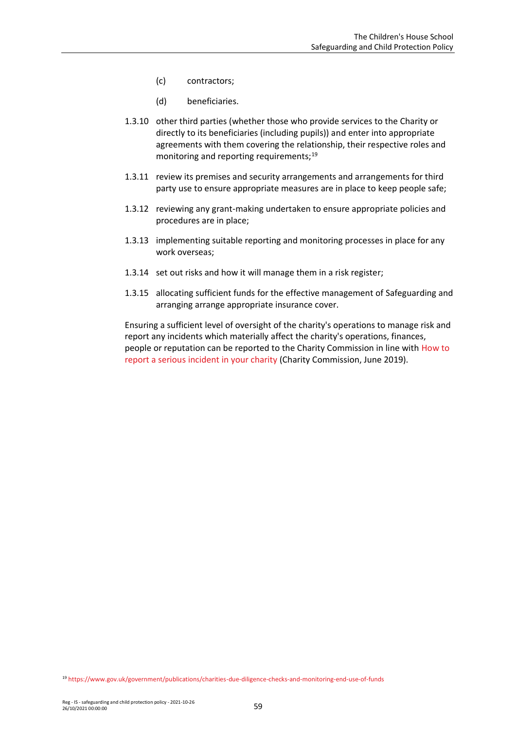(c) contractors;

(d) beneficiaries.

1.3.10 other third parties (whether those who provide services to the Charity or directly to its beneficiaries (including pupils)) and enter into appropriate agreements with them covering the relationship, their respective roles and monitoring and reporting requirements;[19]

1.3.11 review its premises and security arrangements and arrangements for third party use to ensure appropriate measures are in place to keep people safe;

1.3.12 reviewing any grant-making undertaken to ensure appropriate policies and procedures are in place;

1.3.13 implementing suitable reporting and monitoring processes in place for any work overseas;

1.3.14 set out risks and how it will manage them in a risk register;

1.3.15 allocating sufficient funds for the effective management of Safeguarding and arranging arrange appropriate insurance cover.

Ensuring a sufficient level of oversight of the charity's operations to manage risk and report any incidents which materially affect the charity's operations, finances, people or reputation can be reported to the Charity Commission in line with How to report a serious incident in your charity (Charity Commission, June 2019).

[19] https://www.gov.uk/government/publications/charities-due-diligence-checks-and-monitoring-end-use-of-funds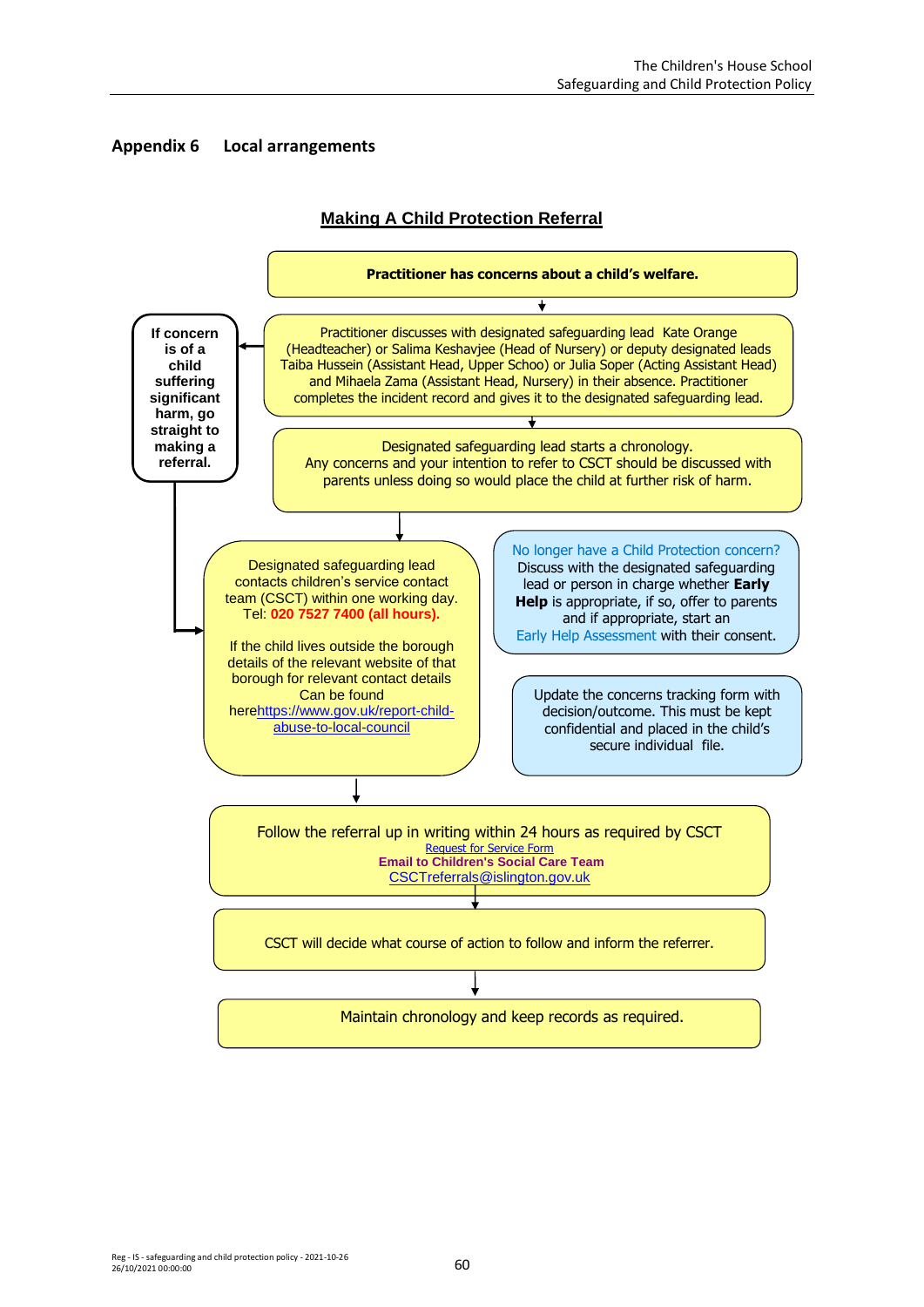## Appendix 6 Local arrangements

### Making A Child Protection Referral

**Practitioner has concerns about a child's welfare.**

Practitioner discusses with designated safeguarding lead Kate Orange (Headteacher) or Salima Keshavjee (Head of Nursery) or deputy designated leads Taiba Hussein (Assistant Head, Upper Schoo) or Julia Soper (Acting Assistant Head) and Mihaela Zama (Assistant Head, Nursery) in their absence. Practitioner completes the incident record and gives it to the designated safeguarding lead.

**If concern is of a child suffering significant harm, go straight to making a referral.**

Designated safeguarding lead starts a chronology.
Any concerns and your intention to refer to CSCT should be discussed with parents unless doing so would place the child at further risk of harm.

Designated safeguarding lead contacts children's service contact team (CSCT) within one working day. Tel: **020 7527 7400 (all hours).**

If the child lives outside the borough details of the relevant website of that borough for relevant contact details Can be found here https://www.gov.uk/report-child-abuse-to-local-council

No longer have a Child Protection concern?
Discuss with the designated safeguarding lead or person in charge whether **Early Help** is appropriate, if so, offer to parents and if appropriate, start an Early Help Assessment with their consent.

Update the concerns tracking form with decision/outcome. This must be kept confidential and placed in the child's secure individual file.

Follow the referral up in writing within 24 hours as required by CSCT
Request for Service Form
**Email to Children's Social Care Team**
CSCTreferrals@islington.gov.uk

CSCT will decide what course of action to follow and inform the referrer.

Maintain chronology and keep records as required.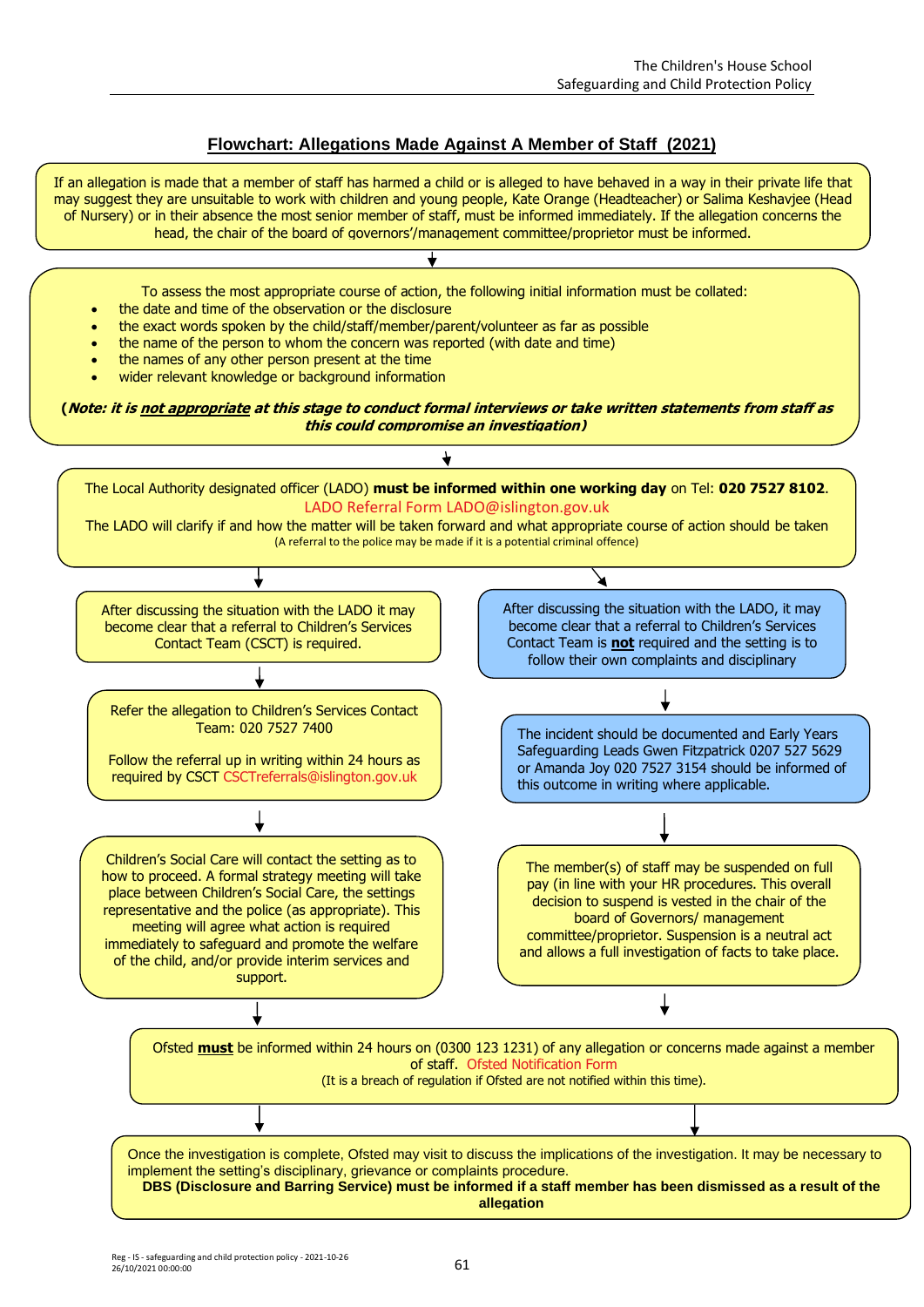## Flowchart: Allegations Made Against A Member of Staff (2021)

If an allegation is made that a member of staff has harmed a child or is alleged to have behaved in a way in their private life that may suggest they are unsuitable to work with children and young people, Kate Orange (Headteacher) or Salima Keshavjee (Head of Nursery) or in their absence the most senior member of staff, must be informed immediately. If the allegation concerns the head, the chair of the board of governors'/management committee/proprietor must be informed.

↓

To assess the most appropriate course of action, the following initial information must be collated:

- the date and time of the observation or the disclosure
- the exact words spoken by the child/staff/member/parent/volunteer as far as possible
- the name of the person to whom the concern was reported (with date and time)
- the names of any other person present at the time
- wider relevant knowledge or background information

***(Note: it is not appropriate at this stage to conduct formal interviews or take written statements from staff as this could compromise an investigation)***

↓

The Local Authority designated officer (LADO) **must be informed within one working day** on Tel: **020 7527 8102**.
LADO Referral Form LADO@islington.gov.uk
The LADO will clarify if and how the matter will be taken forward and what appropriate course of action should be taken
(A referral to the police may be made if it is a potential criminal offence)

**Route 1:**

After discussing the situation with the LADO it may become clear that a referral to Children's Services Contact Team (CSCT) is required.

↓

Refer the allegation to Children's Services Contact Team: 020 7527 7400

Follow the referral up in writing within 24 hours as required by CSCT CSCTreferrals@islington.gov.uk

↓

Children's Social Care will contact the setting as to how to proceed. A formal strategy meeting will take place between Children's Social Care, the settings representative and the police (as appropriate). This meeting will agree what action is required immediately to safeguard and promote the welfare of the child, and/or provide interim services and support.

**Route 2:**

After discussing the situation with the LADO, it may become clear that a referral to Children's Services Contact Team is **not** required and the setting is to follow their own complaints and disciplinary

↓

The incident should be documented and Early Years Safeguarding Leads Gwen Fitzpatrick 0207 527 5629 or Amanda Joy 020 7527 3154 should be informed of this outcome in writing where applicable.

↓

The member(s) of staff may be suspended on full pay (in line with your HR procedures. This overall decision to suspend is vested in the chair of the board of Governors/ management committee/proprietor. Suspension is a neutral act and allows a full investigation of facts to take place.

↓

Ofsted **must** be informed within 24 hours on (0300 123 1231) of any allegation or concerns made against a member of staff. Ofsted Notification Form
(It is a breach of regulation if Ofsted are not notified within this time).

↓

Once the investigation is complete, Ofsted may visit to discuss the implications of the investigation. It may be necessary to implement the setting's disciplinary, grievance or complaints procedure.
**DBS (Disclosure and Barring Service) must be informed if a staff member has been dismissed as a result of the allegation**

Reg - IS - safeguarding and child protection policy - 2021-10-26
26/10/2021 00:00:00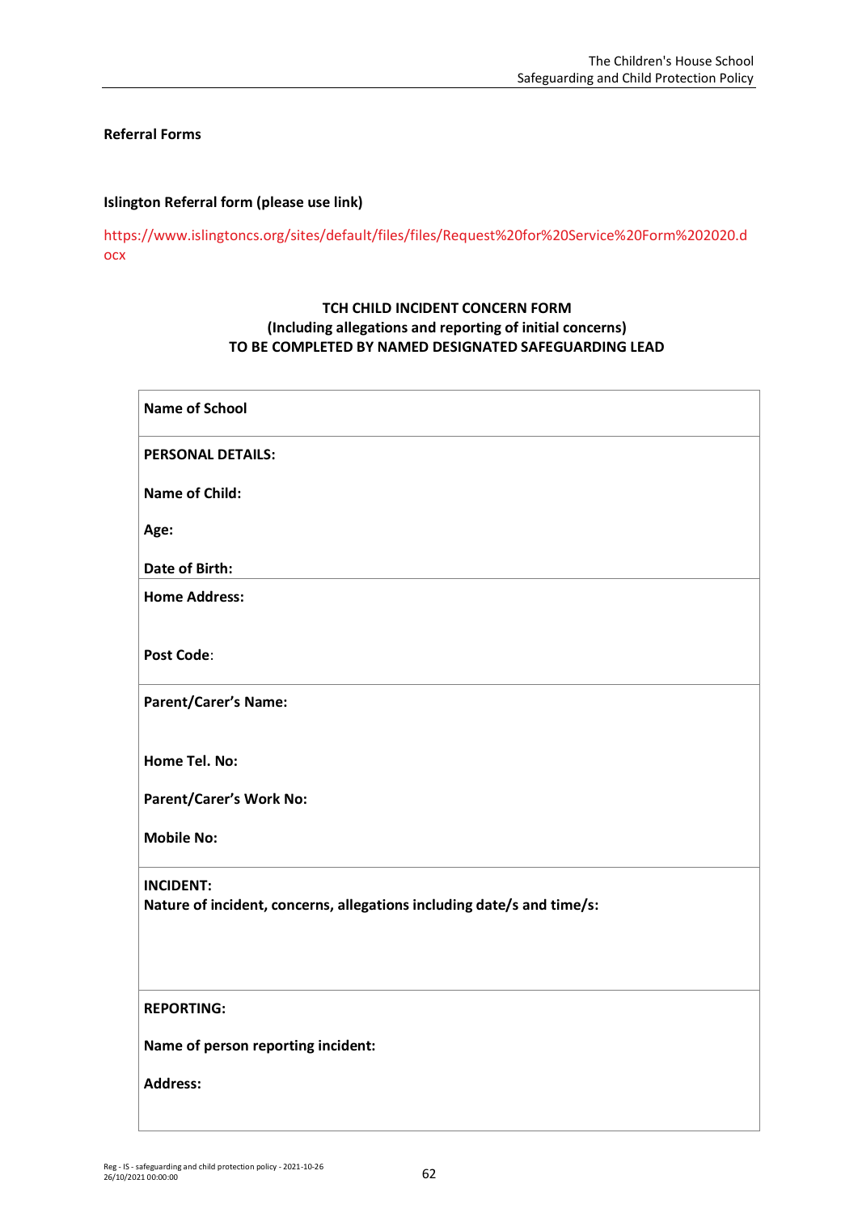**Referral Forms**

**Islington Referral form (please use link)**

https://www.islingtoncs.org/sites/default/files/files/Request%20for%20Service%20Form%202020.docx

**TCH CHILD INCIDENT CONCERN FORM**
**(Including allegations and reporting of initial concerns)**
**TO BE COMPLETED BY NAMED DESIGNATED SAFEGUARDING LEAD**

| **Name of School** |
|---|
| **PERSONAL DETAILS:**<br><br>**Name of Child:**<br><br>**Age:**<br><br>**Date of Birth:** |
| **Home Address:**<br><br><br>**Post Code**: |
| **Parent/Carer's Name:**<br><br><br>**Home Tel. No:**<br><br>**Parent/Carer's Work No:**<br><br>**Mobile No:** |
| **INCIDENT:**<br>**Nature of incident, concerns, allegations including date/s and time/s:** |
| **REPORTING:**<br><br>**Name of person reporting incident:**<br><br>**Address:** |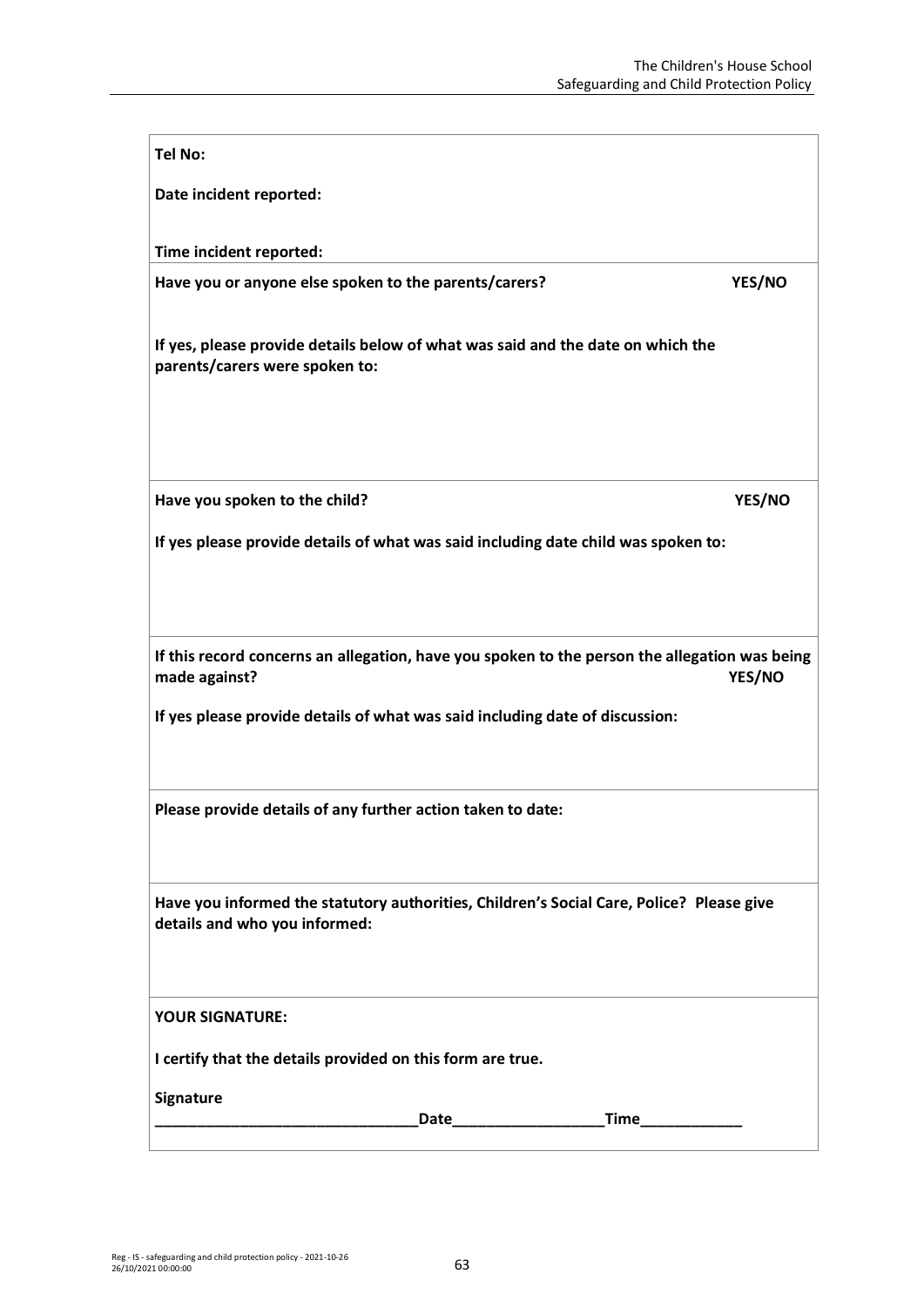**Tel No:**

**Date incident reported:**

**Time incident reported:**

**Have you or anyone else spoken to the parents/carers?** **YES/NO**

**If yes, please provide details below of what was said and the date on which the parents/carers were spoken to:**

**Have you spoken to the child?** **YES/NO**

**If yes please provide details of what was said including date child was spoken to:**

**If this record concerns an allegation, have you spoken to the person the allegation was being made against?** **YES/NO**

**If yes please provide details of what was said including date of discussion:**

**Please provide details of any further action taken to date:**

**Have you informed the statutory authorities, Children's Social Care, Police? Please give details and who you informed:**

**YOUR SIGNATURE:**

**I certify that the details provided on this form are true.**

**Signature**

**_______________________________Date__________________Time____________**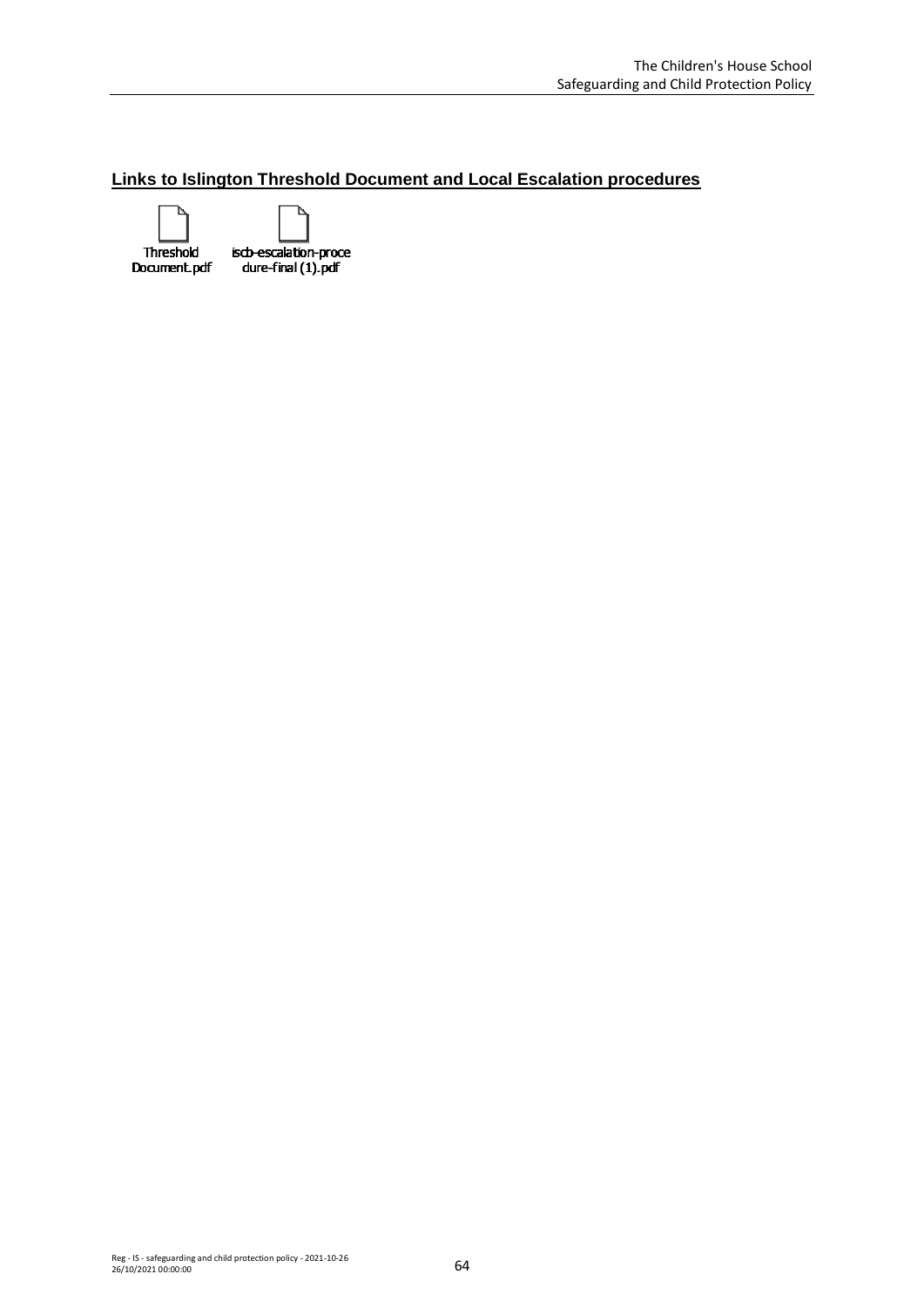## Links to Islington Threshold Document and Local Escalation procedures

Threshold Document.pdf

iscb-escalation-procedure-final (1).pdf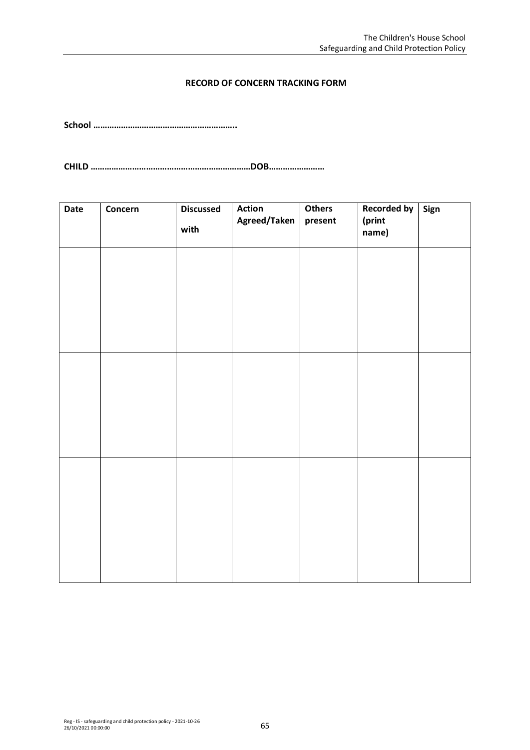**RECORD OF CONCERN TRACKING FORM**

**School ……………………………………………………..**

**CHILD …………………………………………………………DOB……………………**

| Date | Concern | Discussed with | Action Agreed/Taken | Others present | Recorded by (print name) | Sign |
|---|---|---|---|---|---|---|
| | | | | | | |
| | | | | | | |
| | | | | | | |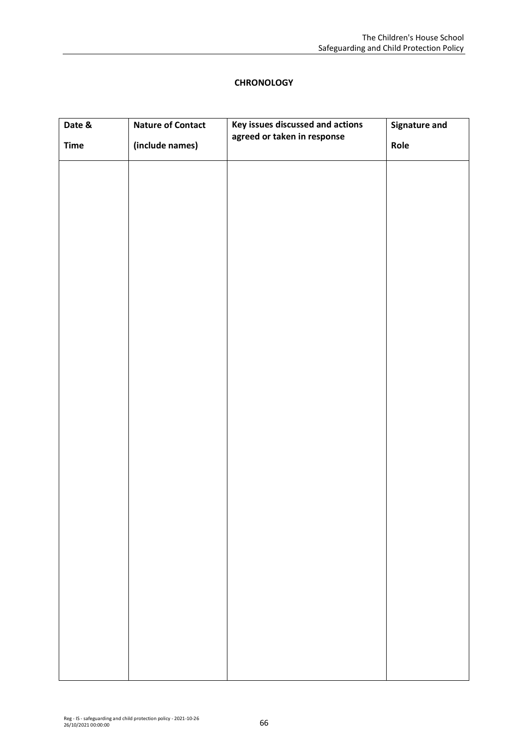**CHRONOLOGY**

| Date & Time | Nature of Contact (include names) | Key issues discussed and actions agreed or taken in response | Signature and Role |
| --- | --- | --- | --- |
| | | | |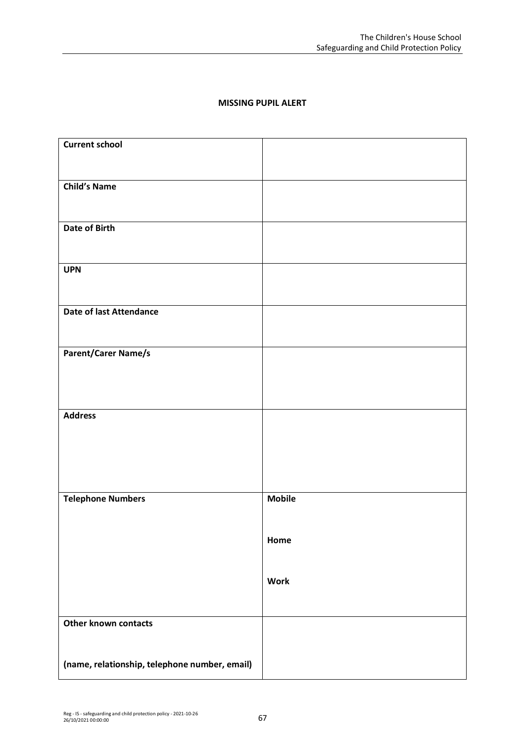**MISSING PUPIL ALERT**

| | |
|---|---|
| **Current school** | |
| **Child's Name** | |
| **Date of Birth** | |
| **UPN** | |
| **Date of last Attendance** | |
| **Parent/Carer Name/s** | |
| **Address** | |
| **Telephone Numbers** | **Mobile**<br><br>**Home**<br><br>**Work** |
| **Other known contacts**<br><br>**(name, relationship, telephone number, email)** | |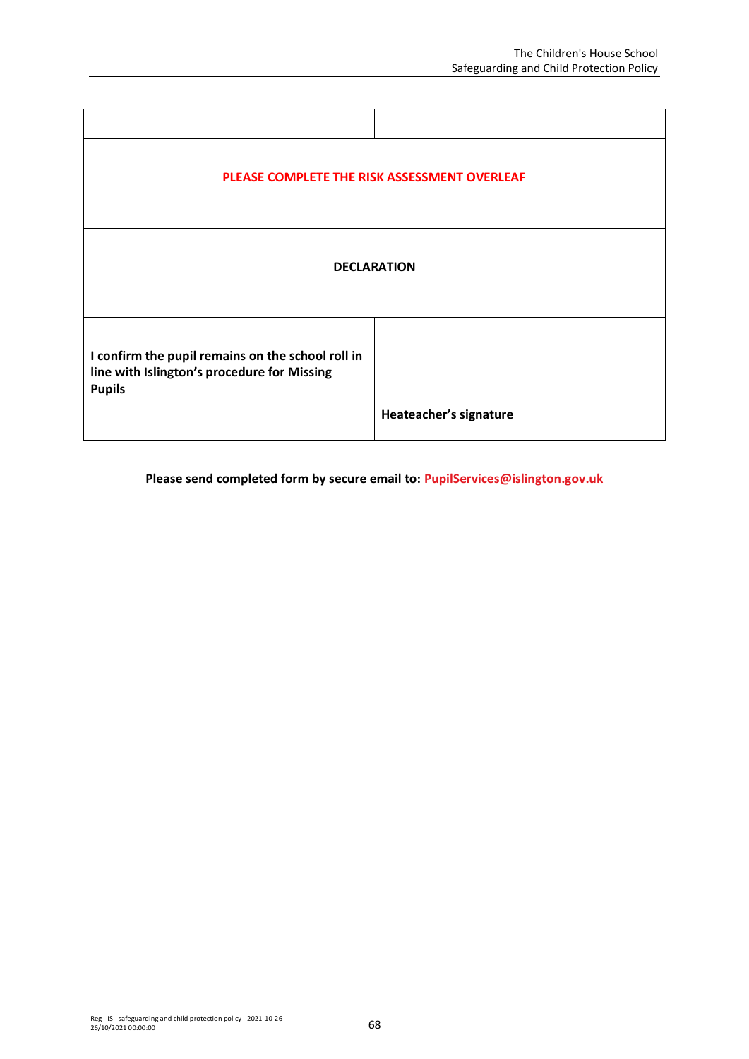| | |
|---|---|
| **PLEASE COMPLETE THE RISK ASSESSMENT OVERLEAF** | |
| **DECLARATION** | |
| **I confirm the pupil remains on the school roll in line with Islington's procedure for Missing Pupils** | **Heateacher's signature** |

**Please send completed form by secure email to: PupilServices@islington.gov.uk**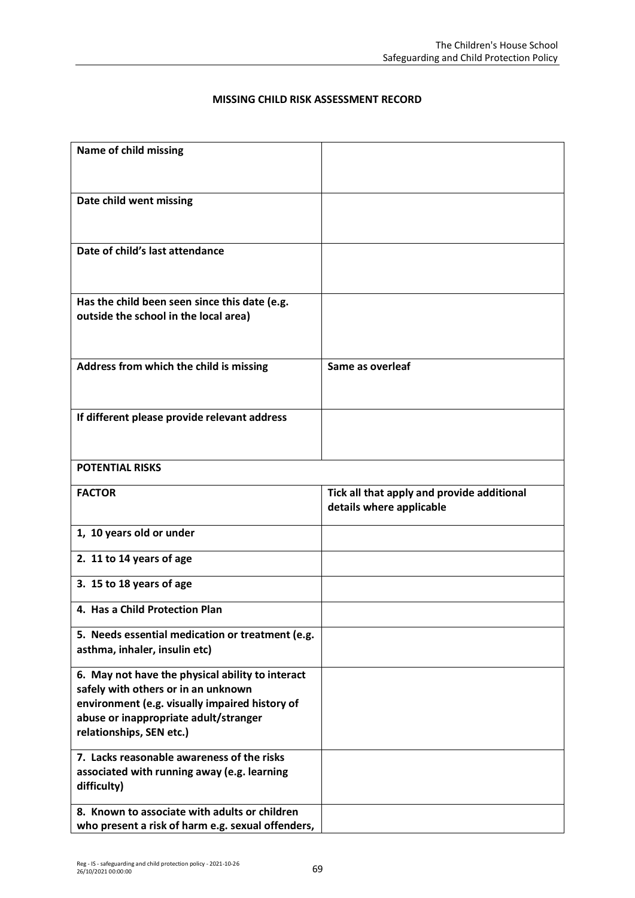**MISSING CHILD RISK ASSESSMENT RECORD**

| **Name of child missing** | |
|---|---|
| **Date child went missing** | |
| **Date of child's last attendance** | |
| **Has the child been seen since this date (e.g. outside the school in the local area)** | |
| **Address from which the child is missing** | **Same as overleaf** |
| **If different please provide relevant address** | |
| **POTENTIAL RISKS** | |
| **FACTOR** | **Tick all that apply and provide additional details where applicable** |
| **1, 10 years old or under** | |
| **2. 11 to 14 years of age** | |
| **3. 15 to 18 years of age** | |
| **4. Has a Child Protection Plan** | |
| **5. Needs essential medication or treatment (e.g. asthma, inhaler, insulin etc)** | |
| **6. May not have the physical ability to interact safely with others or in an unknown environment (e.g. visually impaired history of abuse or inappropriate adult/stranger relationships, SEN etc.)** | |
| **7. Lacks reasonable awareness of the risks associated with running away (e.g. learning difficulty)** | |
| **8. Known to associate with adults or children who present a risk of harm e.g. sexual offenders,** | |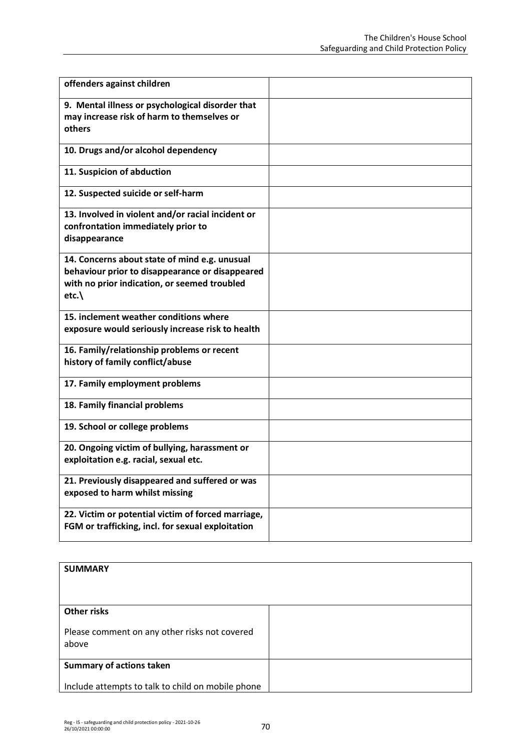| | |
|---|---|
| **offenders against children** | |
| **9. Mental illness or psychological disorder that may increase risk of harm to themselves or others** | |
| **10. Drugs and/or alcohol dependency** | |
| **11. Suspicion of abduction** | |
| **12. Suspected suicide or self-harm** | |
| **13. Involved in violent and/or racial incident or confrontation immediately prior to disappearance** | |
| **14. Concerns about state of mind e.g. unusual behaviour prior to disappearance or disappeared with no prior indication, or seemed troubled etc.\\** | |
| **15. inclement weather conditions where exposure would seriously increase risk to health** | |
| **16. Family/relationship problems or recent history of family conflict/abuse** | |
| **17. Family employment problems** | |
| **18. Family financial problems** | |
| **19. School or college problems** | |
| **20. Ongoing victim of bullying, harassment or exploitation e.g. racial, sexual etc.** | |
| **21. Previously disappeared and suffered or was exposed to harm whilst missing** | |
| **22. Victim or potential victim of forced marriage, FGM or trafficking, incl. for sexual exploitation** | |

| **SUMMARY** | |
|---|---|
| **Other risks**<br><br>Please comment on any other risks not covered above | |
| **Summary of actions taken**<br><br>Include attempts to talk to child on mobile phone | |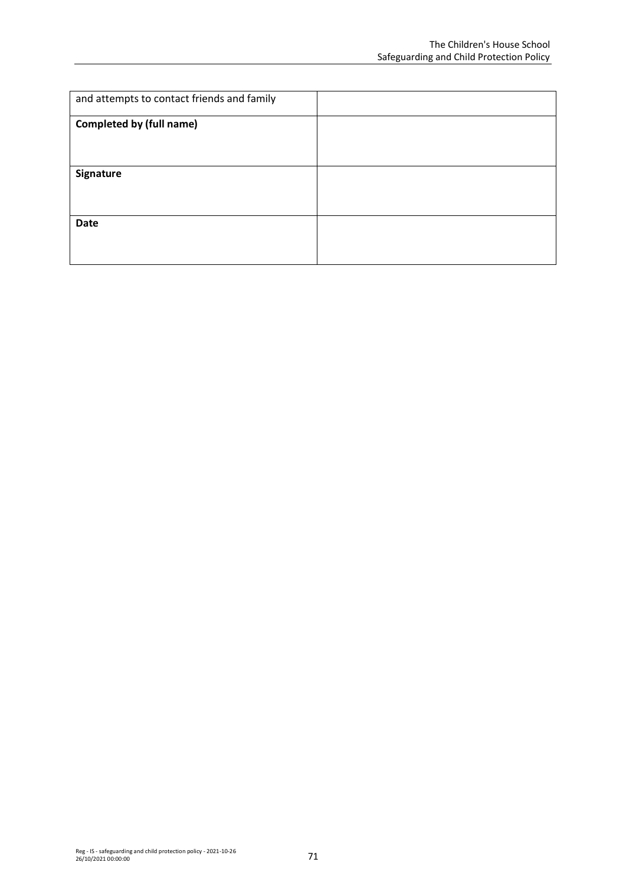| and attempts to contact friends and family | |
| --- | --- |
| **Completed by (full name)** | |
| **Signature** | |
| **Date** | |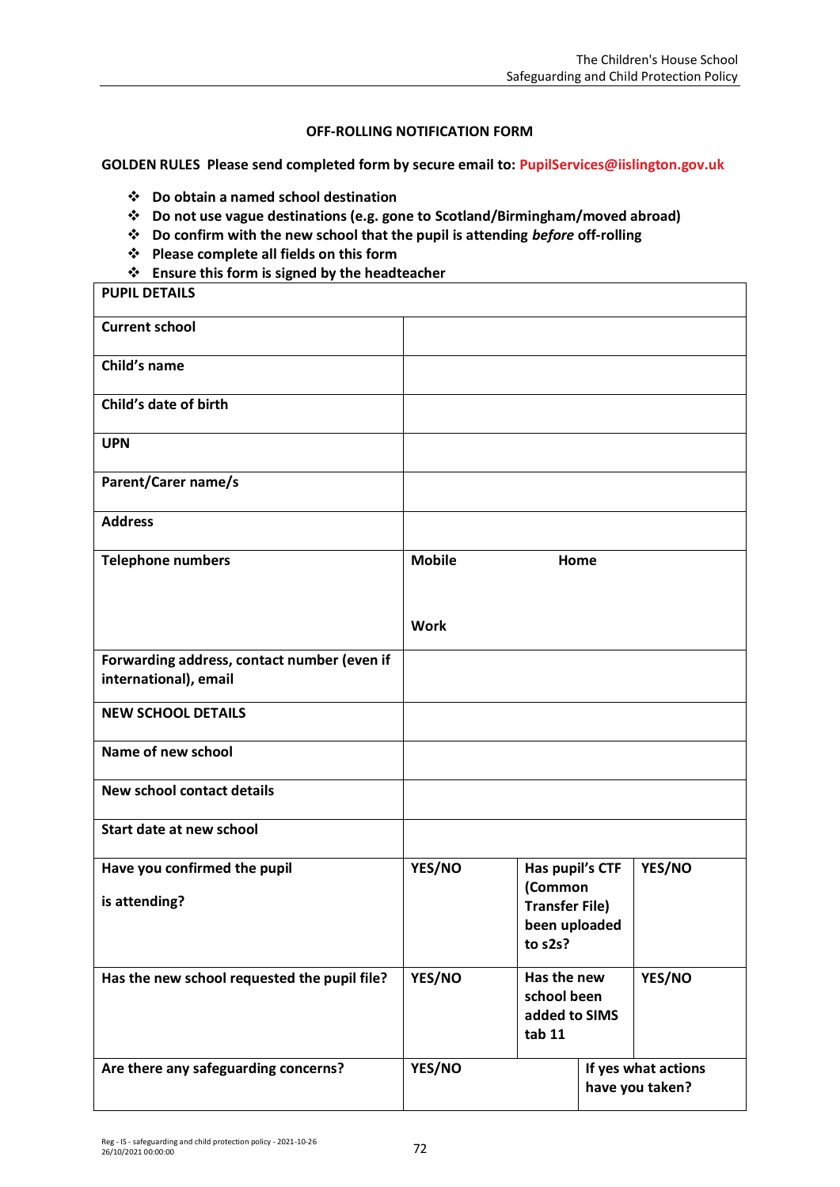**OFF-ROLLING NOTIFICATION FORM**

**GOLDEN RULES Please send completed form by secure email to: PupilServices@iislington.gov.uk**

- **Do obtain a named school destination**
- **Do not use vague destinations (e.g. gone to Scotland/Birmingham/moved abroad)**
- **Do confirm with the new school that the pupil is attending *before* off-rolling**
- **Please complete all fields on this form**
- **Ensure this form is signed by the headteacher**

| **PUPIL DETAILS** | | | |
|---|---|---|---|
| **Current school** | | | |
| **Child's name** | | | |
| **Child's date of birth** | | | |
| **UPN** | | | |
| **Parent/Carer name/s** | | | |
| **Address** | | | |
| **Telephone numbers** | **Mobile** <br><br> **Work** | **Home** | |
| **Forwarding address, contact number (even if international), email** | | | |
| **NEW SCHOOL DETAILS** | | | |
| **Name of new school** | | | |
| **New school contact details** | | | |
| **Start date at new school** | | | |
| **Have you confirmed the pupil is attending?** | **YES/NO** | **Has pupil's CTF (Common Transfer File) been uploaded to s2s?** | **YES/NO** |
| **Has the new school requested the pupil file?** | **YES/NO** | **Has the new school been added to SIMS tab 11** | **YES/NO** |
| **Are there any safeguarding concerns?** | **YES/NO** | | **If yes what actions have you taken?** |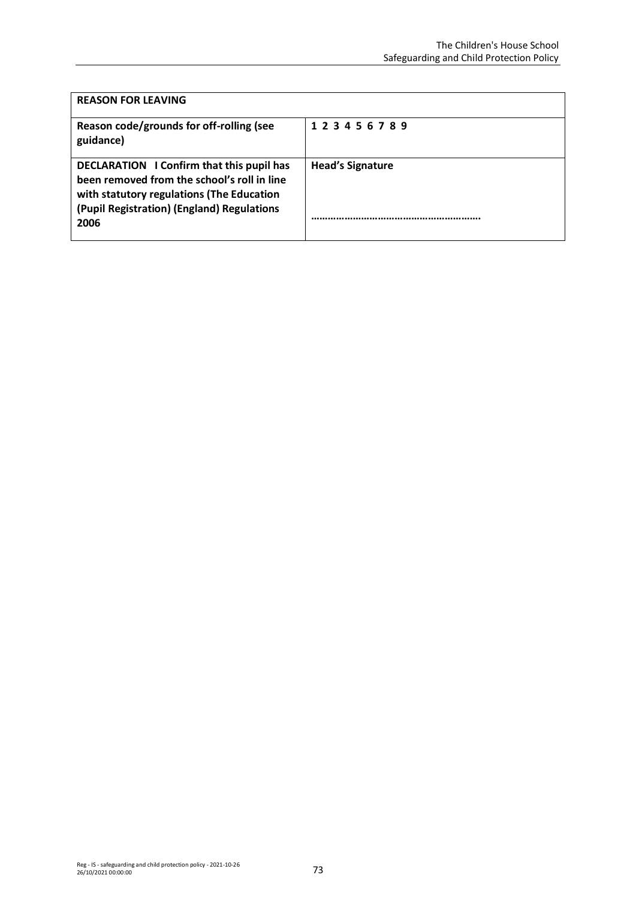| **REASON FOR LEAVING** | |
|---|---|
| **Reason code/grounds for off-rolling (see guidance)** | **1 2 3 4 5 6 7 8 9** |
| **DECLARATION I Confirm that this pupil has been removed from the school's roll in line with statutory regulations (The Education (Pupil Registration) (England) Regulations 2006** | **Head's Signature**<br><br>**…………………………………………………..** |